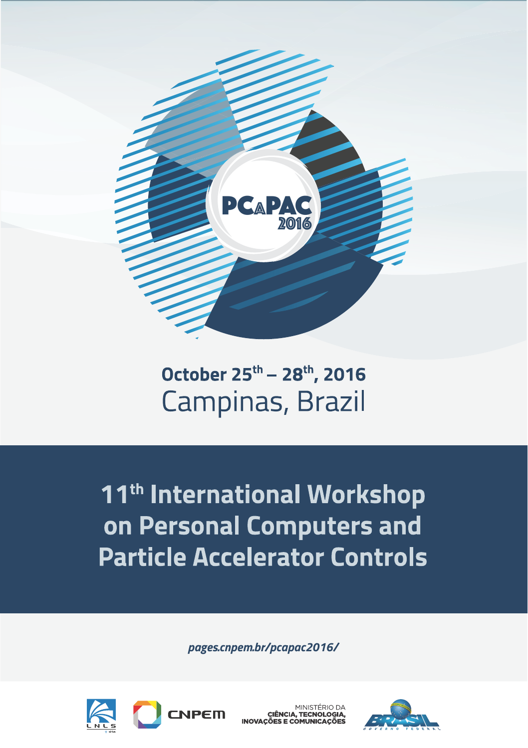# PCaPAC 2016

**October 25th – 28th, 2016**

Campinas, Brazil

# 11th International Workshop on Personal Computers and Particle Accelerator Controls

*pages.cnpem.br/pcapac2016/*

LNLS

CNPEM

MINISTÉRIO DA CIÊNCIA, TECNOLOGIA, INOVAÇÕES E COMUNICAÇÕES

BRASIL GOVERNO FEDERAL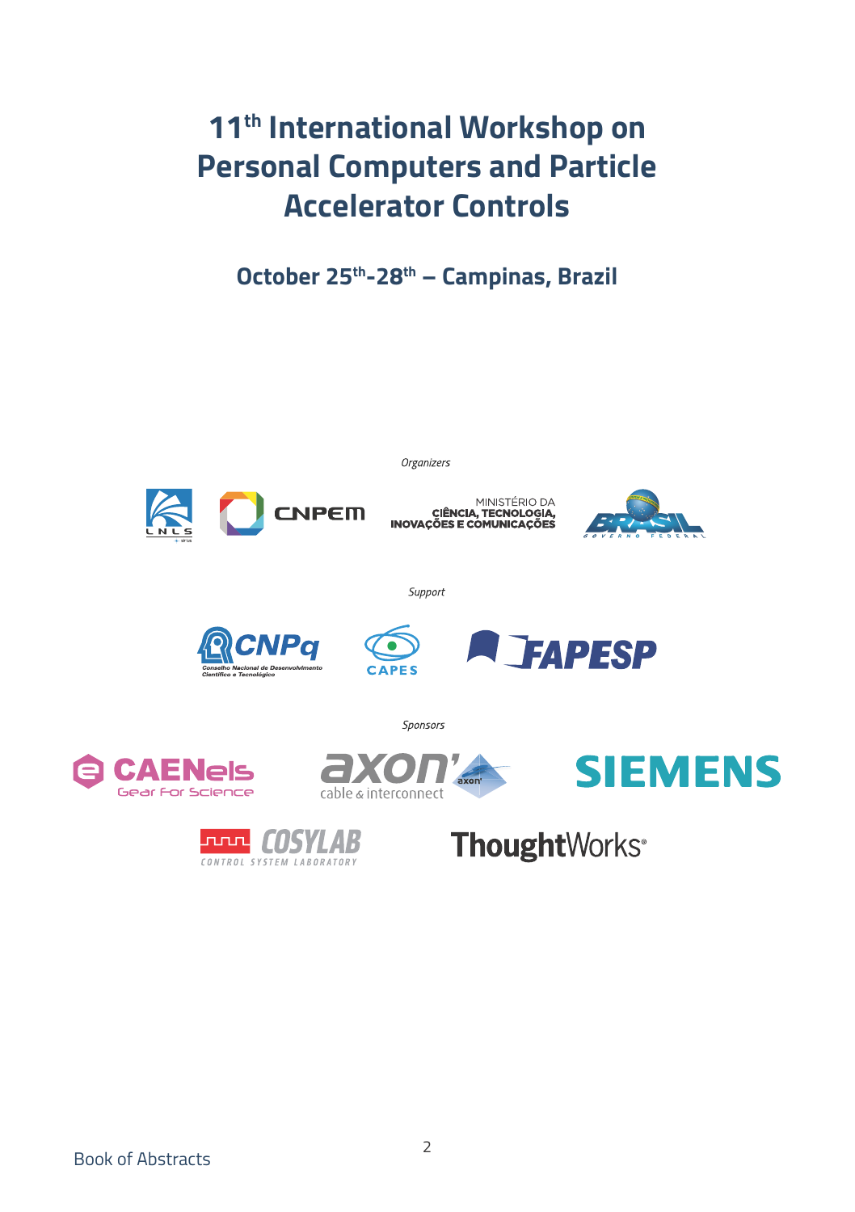# 11th International Workshop on Personal Computers and Particle Accelerator Controls

## October 25th-28th – Campinas, Brazil

*Organizers*

LNLS CNPEM MINISTÉRIO DA CIÊNCIA, TECNOLOGIA, INOVAÇÕES E COMUNICAÇÕES BRASIL GOVERNO FEDERAL

*Support*

CNPq Conselho Nacional de Desenvolvimento Científico e Tecnológico CAPES FAPESP

*Sponsors*

CAENels Gear For Science axon' cable & interconnect SIEMENS

COSYLAB CONTROL SYSTEM LABORATORY ThoughtWorks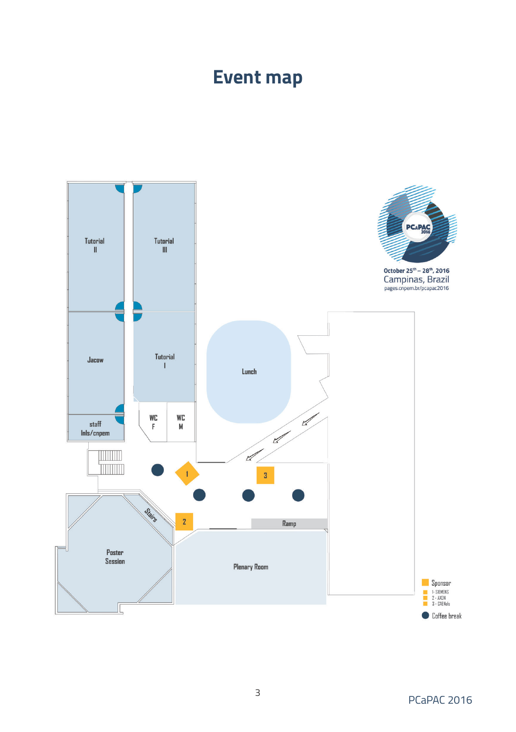# Event map

Tutorial II

Tutorial III

Jacow

Tutorial I

staff lnls/cnpem

WC F

WC M

Lunch

Stairs

Poster Session

Plenary Room

Ramp

October 25[th] – 28[th], 2016
Campinas, Brazil
pages.cnpem.br/pcapac2016

Sponsor
- 1 - SIEMENS
- 2 - AXON
- 3 - CAENels

Coffee break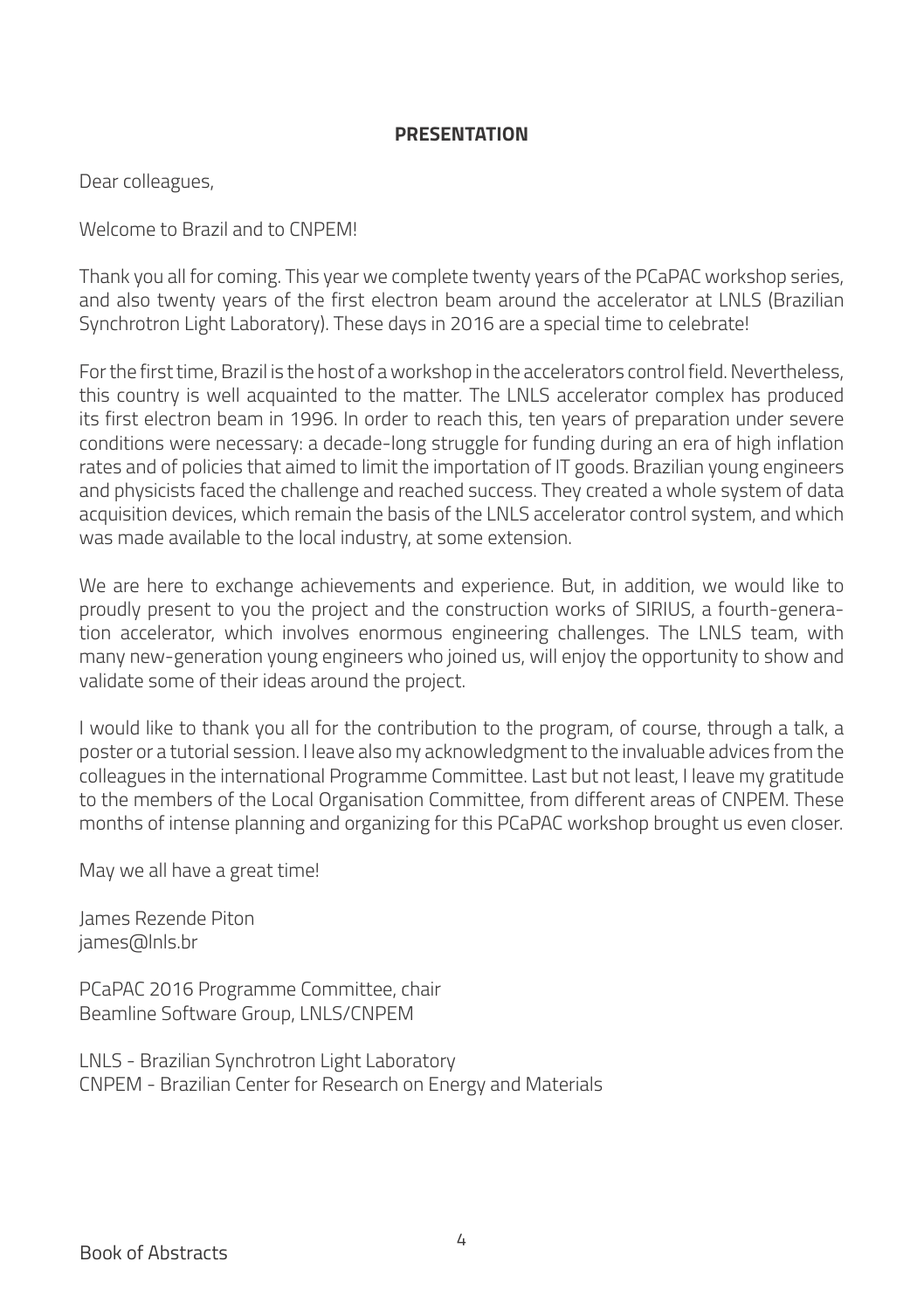# PRESENTATION

Dear colleagues,

Welcome to Brazil and to CNPEM!

Thank you all for coming. This year we complete twenty years of the PCaPAC workshop series, and also twenty years of the first electron beam around the accelerator at LNLS (Brazilian Synchrotron Light Laboratory). These days in 2016 are a special time to celebrate!

For the first time, Brazil is the host of a workshop in the accelerators control field. Nevertheless, this country is well acquainted to the matter. The LNLS accelerator complex has produced its first electron beam in 1996. In order to reach this, ten years of preparation under severe conditions were necessary: a decade-long struggle for funding during an era of high inflation rates and of policies that aimed to limit the importation of IT goods. Brazilian young engineers and physicists faced the challenge and reached success. They created a whole system of data acquisition devices, which remain the basis of the LNLS accelerator control system, and which was made available to the local industry, at some extension.

We are here to exchange achievements and experience. But, in addition, we would like to proudly present to you the project and the construction works of SIRIUS, a fourth-generation accelerator, which involves enormous engineering challenges. The LNLS team, with many new-generation young engineers who joined us, will enjoy the opportunity to show and validate some of their ideas around the project.

I would like to thank you all for the contribution to the program, of course, through a talk, a poster or a tutorial session. I leave also my acknowledgment to the invaluable advices from the colleagues in the international Programme Committee. Last but not least, I leave my gratitude to the members of the Local Organisation Committee, from different areas of CNPEM. These months of intense planning and organizing for this PCaPAC workshop brought us even closer.

May we all have a great time!

James Rezende Piton
james@lnls.br

PCaPAC 2016 Programme Committee, chair
Beamline Software Group, LNLS/CNPEM

LNLS - Brazilian Synchrotron Light Laboratory
CNPEM - Brazilian Center for Research on Energy and Materials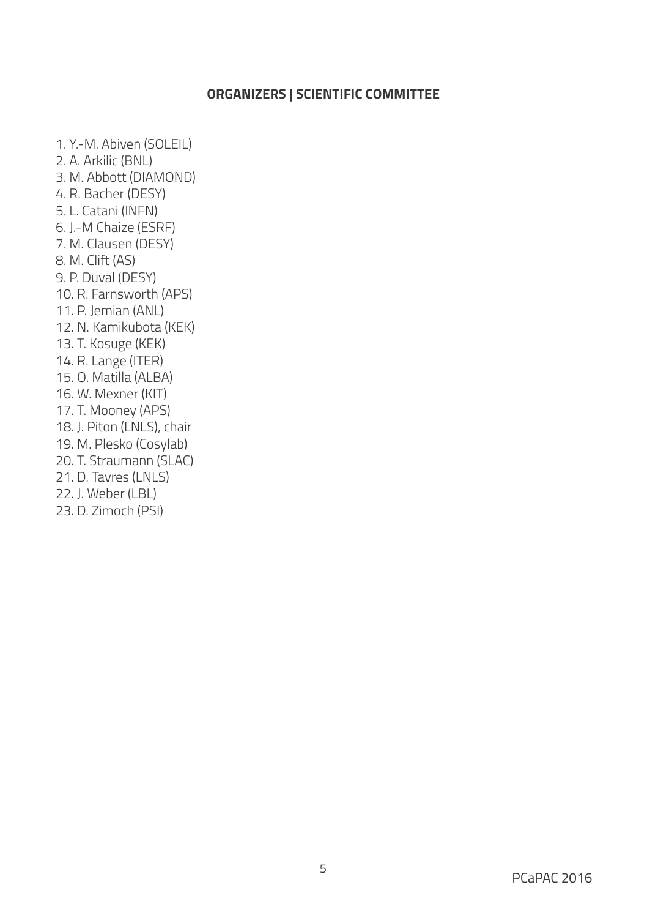## ORGANIZERS | SCIENTIFIC COMMITTEE

1. Y.-M. Abiven (SOLEIL)
2. A. Arkilic (BNL)
3. M. Abbott (DIAMOND)
4. R. Bacher (DESY)
5. L. Catani (INFN)
6. J.-M Chaize (ESRF)
7. M. Clausen (DESY)
8. M. Clift (AS)
9. P. Duval (DESY)
10. R. Farnsworth (APS)
11. P. Jemian (ANL)
12. N. Kamikubota (KEK)
13. T. Kosuge (KEK)
14. R. Lange (ITER)
15. O. Matilla (ALBA)
16. W. Mexner (KIT)
17. T. Mooney (APS)
18. J. Piton (LNLS), chair
19. M. Plesko (Cosylab)
20. T. Straumann (SLAC)
21. D. Tavres (LNLS)
22. J. Weber (LBL)
23. D. Zimoch (PSI)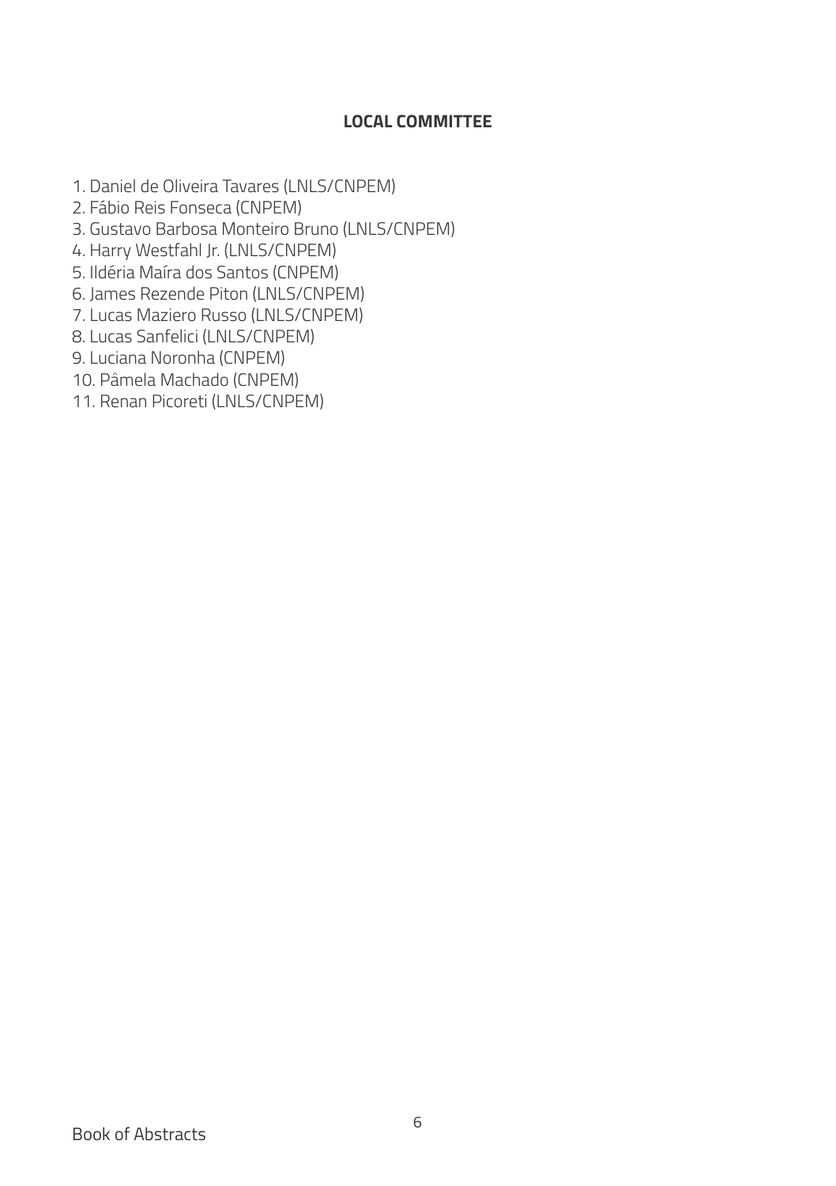## LOCAL COMMITTEE

1. Daniel de Oliveira Tavares (LNLS/CNPEM)
2. Fábio Reis Fonseca (CNPEM)
3. Gustavo Barbosa Monteiro Bruno (LNLS/CNPEM)
4. Harry Westfahl Jr. (LNLS/CNPEM)
5. Ildéria Maíra dos Santos (CNPEM)
6. James Rezende Piton (LNLS/CNPEM)
7. Lucas Maziero Russo (LNLS/CNPEM)
8. Lucas Sanfelici (LNLS/CNPEM)
9. Luciana Noronha (CNPEM)
10. Pâmela Machado (CNPEM)
11. Renan Picoreti (LNLS/CNPEM)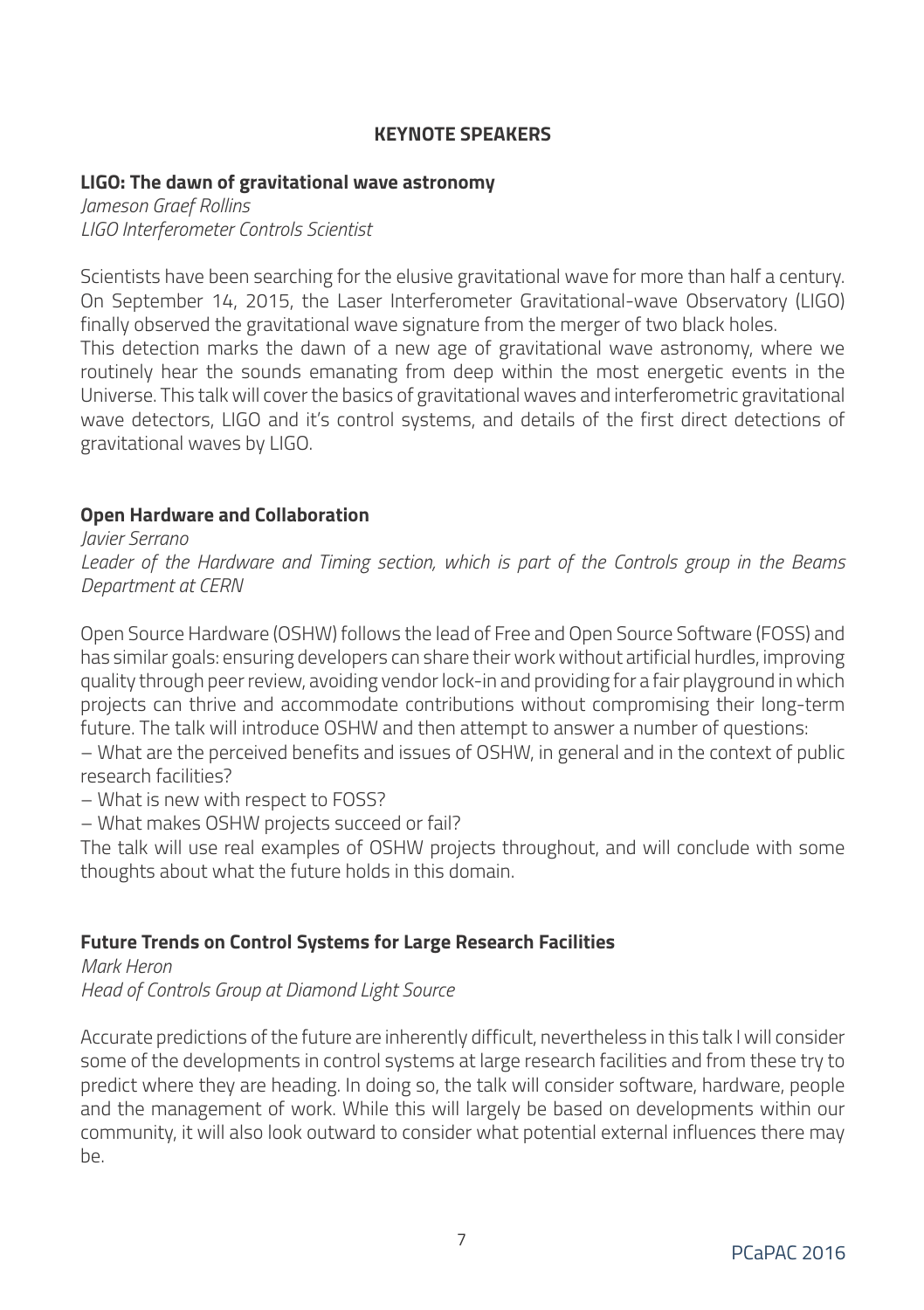## KEYNOTE SPEAKERS

### LIGO: The dawn of gravitational wave astronomy

*Jameson Graef Rollins*
*LIGO Interferometer Controls Scientist*

Scientists have been searching for the elusive gravitational wave for more than half a century. On September 14, 2015, the Laser Interferometer Gravitational-wave Observatory (LIGO) finally observed the gravitational wave signature from the merger of two black holes.
This detection marks the dawn of a new age of gravitational wave astronomy, where we routinely hear the sounds emanating from deep within the most energetic events in the Universe. This talk will cover the basics of gravitational waves and interferometric gravitational wave detectors, LIGO and it's control systems, and details of the first direct detections of gravitational waves by LIGO.

### Open Hardware and Collaboration

*Javier Serrano*
*Leader of the Hardware and Timing section, which is part of the Controls group in the Beams Department at CERN*

Open Source Hardware (OSHW) follows the lead of Free and Open Source Software (FOSS) and has similar goals: ensuring developers can share their work without artificial hurdles, improving quality through peer review, avoiding vendor lock-in and providing for a fair playground in which projects can thrive and accommodate contributions without compromising their long-term future. The talk will introduce OSHW and then attempt to answer a number of questions:

– What are the perceived benefits and issues of OSHW, in general and in the context of public research facilities?
– What is new with respect to FOSS?
– What makes OSHW projects succeed or fail?

The talk will use real examples of OSHW projects throughout, and will conclude with some thoughts about what the future holds in this domain.

### Future Trends on Control Systems for Large Research Facilities

*Mark Heron*
*Head of Controls Group at Diamond Light Source*

Accurate predictions of the future are inherently difficult, nevertheless in this talk I will consider some of the developments in control systems at large research facilities and from these try to predict where they are heading. In doing so, the talk will consider software, hardware, people and the management of work. While this will largely be based on developments within our community, it will also look outward to consider what potential external influences there may be.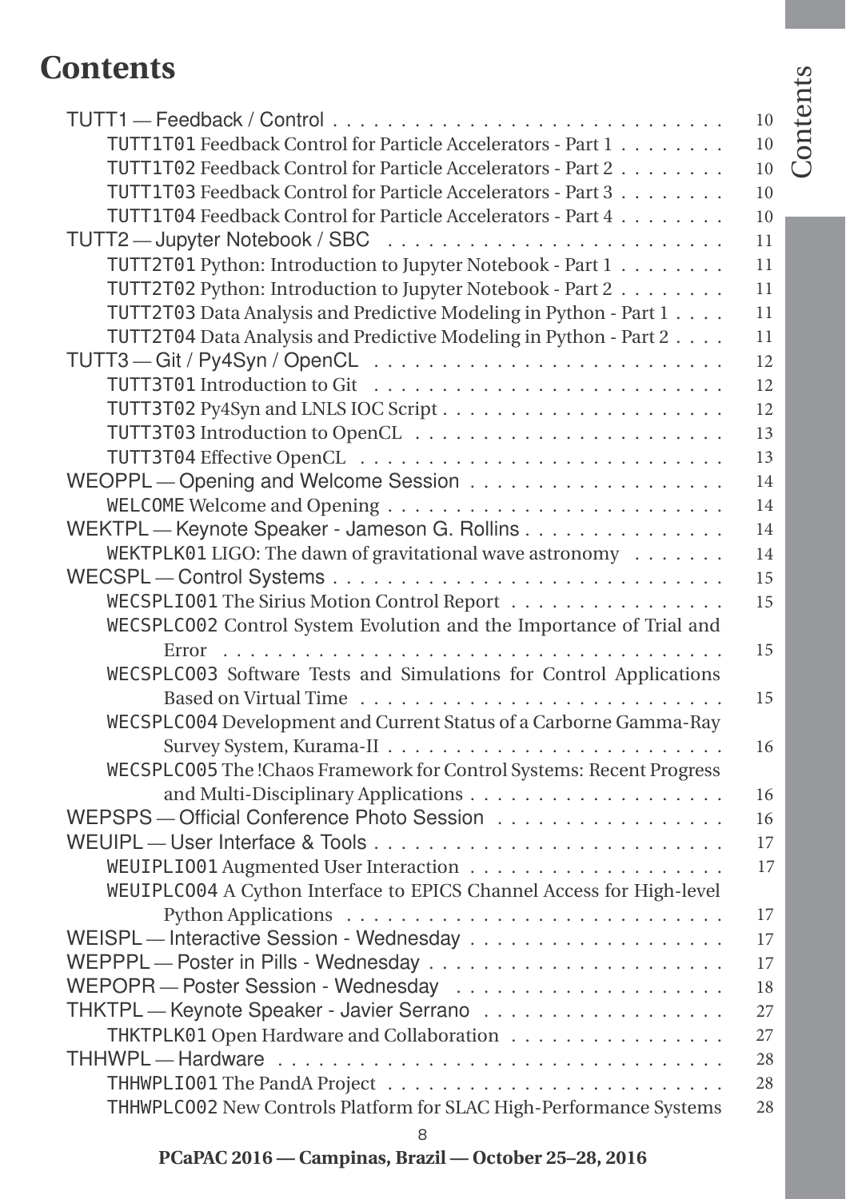# Contents

- TUTT1 — Feedback / Control . . . . . . 10
  - TUTT1T01 Feedback Control for Particle Accelerators - Part 1 . . . . . . 10
  - TUTT1T02 Feedback Control for Particle Accelerators - Part 2 . . . . . . 10
  - TUTT1T03 Feedback Control for Particle Accelerators - Part 3 . . . . . . 10
  - TUTT1T04 Feedback Control for Particle Accelerators - Part 4 . . . . . . 10
- TUTT2 — Jupyter Notebook / SBC . . . . . . 11
  - TUTT2T01 Python: Introduction to Jupyter Notebook - Part 1 . . . . . . 11
  - TUTT2T02 Python: Introduction to Jupyter Notebook - Part 2 . . . . . . 11
  - TUTT2T03 Data Analysis and Predictive Modeling in Python - Part 1 . . . . 11
  - TUTT2T04 Data Analysis and Predictive Modeling in Python - Part 2 . . . . 11
- TUTT3 — Git / Py4Syn / OpenCL . . . . . . 12
  - TUTT3T01 Introduction to Git . . . . . . 12
  - TUTT3T02 Py4Syn and LNLS IOC Script . . . . . . 12
  - TUTT3T03 Introduction to OpenCL . . . . . . 13
  - TUTT3T04 Effective OpenCL . . . . . . 13
- WEOPPL — Opening and Welcome Session . . . . . . 14
  - WELCOME Welcome and Opening . . . . . . 14
- WEKTPL — Keynote Speaker - Jameson G. Rollins . . . . . . 14
  - WEKTPLK01 LIGO: The dawn of gravitational wave astronomy . . . . . . 14
- WECSPL — Control Systems . . . . . . 15
  - WECSPLIO01 The Sirius Motion Control Report . . . . . . 15
  - WECSPLCO02 Control System Evolution and the Importance of Trial and Error . . . . . . 15
  - WECSPLCO03 Software Tests and Simulations for Control Applications Based on Virtual Time . . . . . . 15
  - WECSPLCO04 Development and Current Status of a Carborne Gamma-Ray Survey System, Kurama-II . . . . . . 16
  - WECSPLCO05 The !Chaos Framework for Control Systems: Recent Progress and Multi-Disciplinary Applications . . . . . . 16
- WEPSPS — Official Conference Photo Session . . . . . . 16
- WEUIPL — User Interface & Tools . . . . . . 17
  - WEUIPLIO01 Augmented User Interaction . . . . . . 17
  - WEUIPLCO04 A Cython Interface to EPICS Channel Access for High-level Python Applications . . . . . . 17
- WEISPL — Interactive Session - Wednesday . . . . . . 17
- WEPPPL — Poster in Pills - Wednesday . . . . . . 17
- WEPOPR — Poster Session - Wednesday . . . . . . 18
- THKTPL — Keynote Speaker - Javier Serrano . . . . . . 27
  - THKTPLK01 Open Hardware and Collaboration . . . . . . 27
- THHWPL — Hardware . . . . . . 28
  - THHWPLIO01 The PandA Project . . . . . . 28
  - THHWPLCO02 New Controls Platform for SLAC High-Performance Systems 28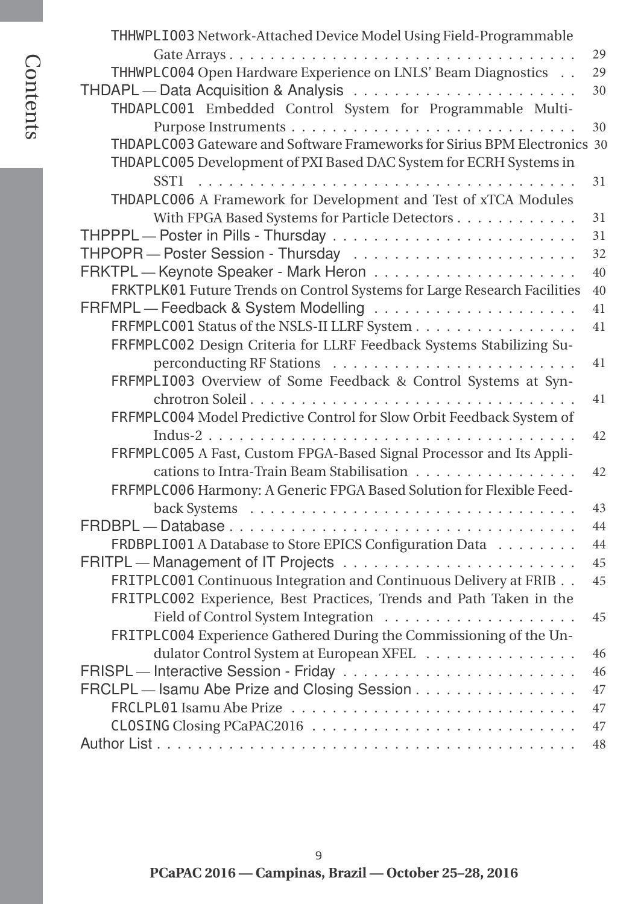THHWPLIO03 Network-Attached Device Model Using Field-Programmable Gate Arrays . . . . . . . . . . . . . . . . . . . . . . . . . . . . . . . . . . 29
THHWPLCO04 Open Hardware Experience on LNLS' Beam Diagnostics . . 29
THDAPL — Data Acquisition & Analysis . . . . . . . . . . . . . . . . . . . . . 30
THDAPLCO01 Embedded Control System for Programmable Multi-Purpose Instruments . . . . . . . . . . . . . . . . . . . . . . . . . . . . 30
THDAPLCO03 Gateware and Software Frameworks for Sirius BPM Electronics 30
THDAPLCO05 Development of PXI Based DAC System for ECRH Systems in SST1 . . . . . . . . . . . . . . . . . . . . . . . . . . . . . . . . . . . . . 31
THDAPLCO06 A Framework for Development and Test of xTCA Modules With FPGA Based Systems for Particle Detectors . . . . . . . . . . . . 31
THPPPL — Poster in Pills - Thursday . . . . . . . . . . . . . . . . . . . . . . . 31
THPOPR — Poster Session - Thursday . . . . . . . . . . . . . . . . . . . . . 32
FRKTPL — Keynote Speaker - Mark Heron . . . . . . . . . . . . . . . . . . . 40
FRKTPLK01 Future Trends on Control Systems for Large Research Facilities 40
FRFMPL — Feedback & System Modelling . . . . . . . . . . . . . . . . . . . 41
FRFMPLCO01 Status of the NSLS-II LLRF System . . . . . . . . . . . . . . . . 41
FRFMPLCO02 Design Criteria for LLRF Feedback Systems Stabilizing Superconducting RF Stations . . . . . . . . . . . . . . . . . . . . . . . . 41
FRFMPLIO03 Overview of Some Feedback & Control Systems at Synchrotron Soleil . . . . . . . . . . . . . . . . . . . . . . . . . . . . . . . 41
FRFMPLCO04 Model Predictive Control for Slow Orbit Feedback System of Indus-2 . . . . . . . . . . . . . . . . . . . . . . . . . . . . . . . . . . . 42
FRFMPLCO05 A Fast, Custom FPGA-Based Signal Processor and Its Applications to Intra-Train Beam Stabilisation . . . . . . . . . . . . . . . . 42
FRFMPLCO06 Harmony: A Generic FPGA Based Solution for Flexible Feedback Systems . . . . . . . . . . . . . . . . . . . . . . . . . . . . . . . 43
FRDBPL — Database . . . . . . . . . . . . . . . . . . . . . . . . . . . . . . . . 44
FRDBPLIO01 A Database to Store EPICS Configuration Data . . . . . . . . 44
FRITPL — Management of IT Projects . . . . . . . . . . . . . . . . . . . . . . 45
FRITPLCO01 Continuous Integration and Continuous Delivery at FRIB . . 45
FRITPLCO02 Experience, Best Practices, Trends and Path Taken in the Field of Control System Integration . . . . . . . . . . . . . . . . . . 45
FRITPLCO04 Experience Gathered During the Commissioning of the Undulator Control System at European XFEL . . . . . . . . . . . . . . . 46
FRISPL — Interactive Session - Friday . . . . . . . . . . . . . . . . . . . . . . 46
FRCLPL — Isamu Abe Prize and Closing Session . . . . . . . . . . . . . . . . 47
FRCLPL01 Isamu Abe Prize . . . . . . . . . . . . . . . . . . . . . . . . . . . 47
CLOSING Closing PCaPAC2016 . . . . . . . . . . . . . . . . . . . . . . . . . 47
Author List . . . . . . . . . . . . . . . . . . . . . . . . . . . . . . . . . . . . . 48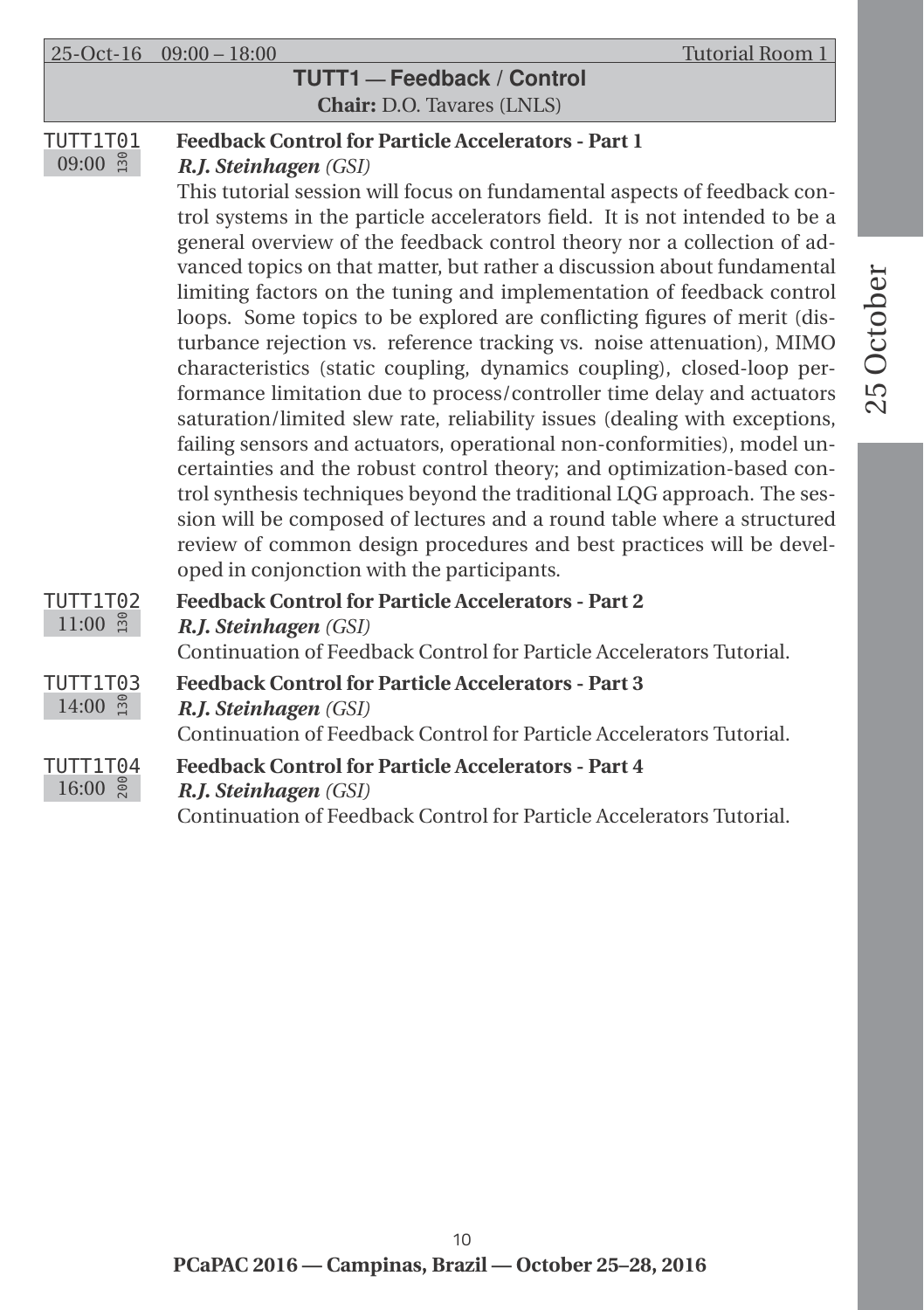25-Oct-16 09:00 – 18:00 Tutorial Room 1

## TUTT1 — Feedback / Control

**Chair:** D.O. Tavares (LNLS)

**TUTT1T01** 09:00 130

### Feedback Control for Particle Accelerators - Part 1

***R.J. Steinhagen*** *(GSI)*

This tutorial session will focus on fundamental aspects of feedback control systems in the particle accelerators field. It is not intended to be a general overview of the feedback control theory nor a collection of advanced topics on that matter, but rather a discussion about fundamental limiting factors on the tuning and implementation of feedback control loops. Some topics to be explored are conflicting figures of merit (disturbance rejection vs. reference tracking vs. noise attenuation), MIMO characteristics (static coupling, dynamics coupling), closed-loop performance limitation due to process/controller time delay and actuators saturation/limited slew rate, reliability issues (dealing with exceptions, failing sensors and actuators, operational non-conformities), model uncertainties and the robust control theory; and optimization-based control synthesis techniques beyond the traditional LQG approach. The session will be composed of lectures and a round table where a structured review of common design procedures and best practices will be developed in conjonction with the participants.

**TUTT1T02** 11:00 130

### Feedback Control for Particle Accelerators - Part 2

***R.J. Steinhagen*** *(GSI)*

Continuation of Feedback Control for Particle Accelerators Tutorial.

**TUTT1T03** 14:00 130

### Feedback Control for Particle Accelerators - Part 3

***R.J. Steinhagen*** *(GSI)*

Continuation of Feedback Control for Particle Accelerators Tutorial.

**TUTT1T04** 16:00 200

### Feedback Control for Particle Accelerators - Part 4

***R.J. Steinhagen*** *(GSI)*

Continuation of Feedback Control for Particle Accelerators Tutorial.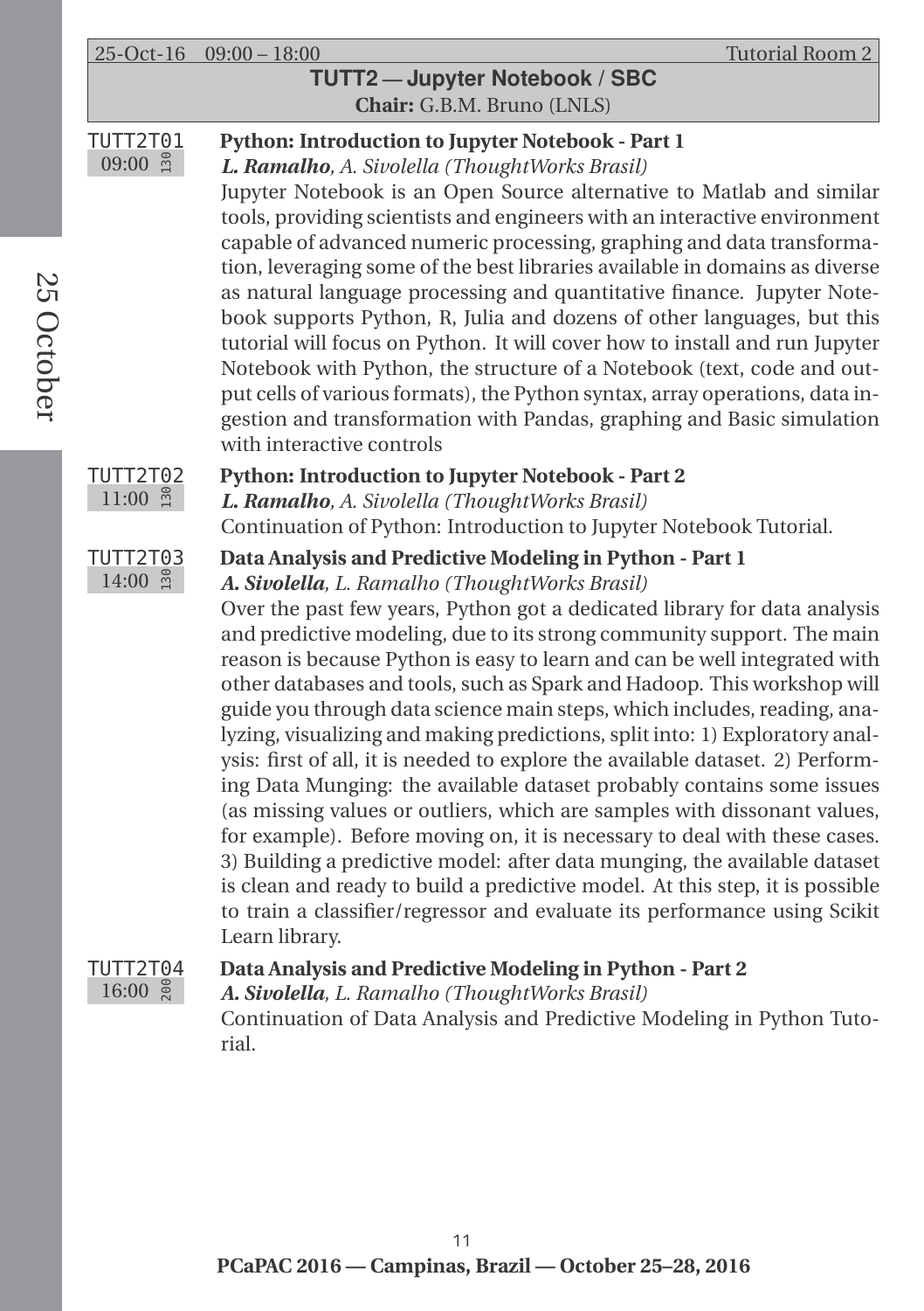25-Oct-16 09:00 – 18:00 Tutorial Room 2

## TUTT2 — Jupyter Notebook / SBC

**Chair:** G.B.M. Bruno (LNLS)

**TUTT2T01** 09:00 130

### Python: Introduction to Jupyter Notebook - Part 1

***L. Ramalho***, *A. Sivolella (ThoughtWorks Brasil)*

Jupyter Notebook is an Open Source alternative to Matlab and similar tools, providing scientists and engineers with an interactive environment capable of advanced numeric processing, graphing and data transformation, leveraging some of the best libraries available in domains as diverse as natural language processing and quantitative finance. Jupyter Notebook supports Python, R, Julia and dozens of other languages, but this tutorial will focus on Python. It will cover how to install and run Jupyter Notebook with Python, the structure of a Notebook (text, code and output cells of various formats), the Python syntax, array operations, data ingestion and transformation with Pandas, graphing and Basic simulation with interactive controls

**TUTT2T02** 11:00 130

### Python: Introduction to Jupyter Notebook - Part 2

***L. Ramalho***, *A. Sivolella (ThoughtWorks Brasil)*

Continuation of Python: Introduction to Jupyter Notebook Tutorial.

**TUTT2T03** 14:00 130

### Data Analysis and Predictive Modeling in Python - Part 1

***A. Sivolella***, *L. Ramalho (ThoughtWorks Brasil)*

Over the past few years, Python got a dedicated library for data analysis and predictive modeling, due to its strong community support. The main reason is because Python is easy to learn and can be well integrated with other databases and tools, such as Spark and Hadoop. This workshop will guide you through data science main steps, which includes, reading, analyzing, visualizing and making predictions, split into: 1) Exploratory analysis: first of all, it is needed to explore the available dataset. 2) Performing Data Munging: the available dataset probably contains some issues (as missing values or outliers, which are samples with dissonant values, for example). Before moving on, it is necessary to deal with these cases. 3) Building a predictive model: after data munging, the available dataset is clean and ready to build a predictive model. At this step, it is possible to train a classifier/regressor and evaluate its performance using Scikit Learn library.

**TUTT2T04** 16:00 200

### Data Analysis and Predictive Modeling in Python - Part 2

***A. Sivolella***, *L. Ramalho (ThoughtWorks Brasil)*

Continuation of Data Analysis and Predictive Modeling in Python Tutorial.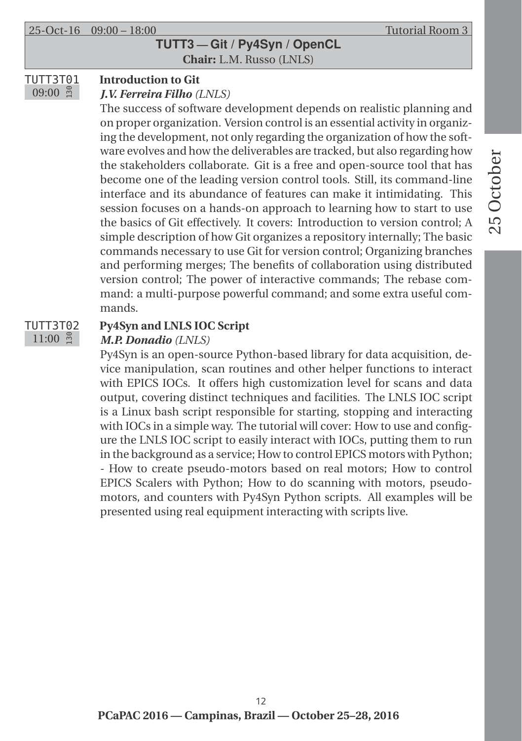25-Oct-16 09:00 – 18:00 Tutorial Room 3

## TUTT3 — Git / Py4Syn / OpenCL

**Chair:** L.M. Russo (LNLS)

TUTT3T01 09:00 130

### Introduction to Git

***J.V. Ferreira Filho*** *(LNLS)*

The success of software development depends on realistic planning and on proper organization. Version control is an essential activity in organizing the development, not only regarding the organization of how the software evolves and how the deliverables are tracked, but also regarding how the stakeholders collaborate. Git is a free and open-source tool that has become one of the leading version control tools. Still, its command-line interface and its abundance of features can make it intimidating. This session focuses on a hands-on approach to learning how to start to use the basics of Git effectively. It covers: Introduction to version control; A simple description of how Git organizes a repository internally; The basic commands necessary to use Git for version control; Organizing branches and performing merges; The benefits of collaboration using distributed version control; The power of interactive commands; The rebase command: a multi-purpose powerful command; and some extra useful commands.

TUTT3T02 11:00 130

### Py4Syn and LNLS IOC Script

***M.P. Donadio*** *(LNLS)*

Py4Syn is an open-source Python-based library for data acquisition, device manipulation, scan routines and other helper functions to interact with EPICS IOCs. It offers high customization level for scans and data output, covering distinct techniques and facilities. The LNLS IOC script is a Linux bash script responsible for starting, stopping and interacting with IOCs in a simple way. The tutorial will cover: How to use and configure the LNLS IOC script to easily interact with IOCs, putting them to run in the background as a service; How to control EPICS motors with Python; - How to create pseudo-motors based on real motors; How to control EPICS Scalers with Python; How to do scanning with motors, pseudo-motors, and counters with Py4Syn Python scripts. All examples will be presented using real equipment interacting with scripts live.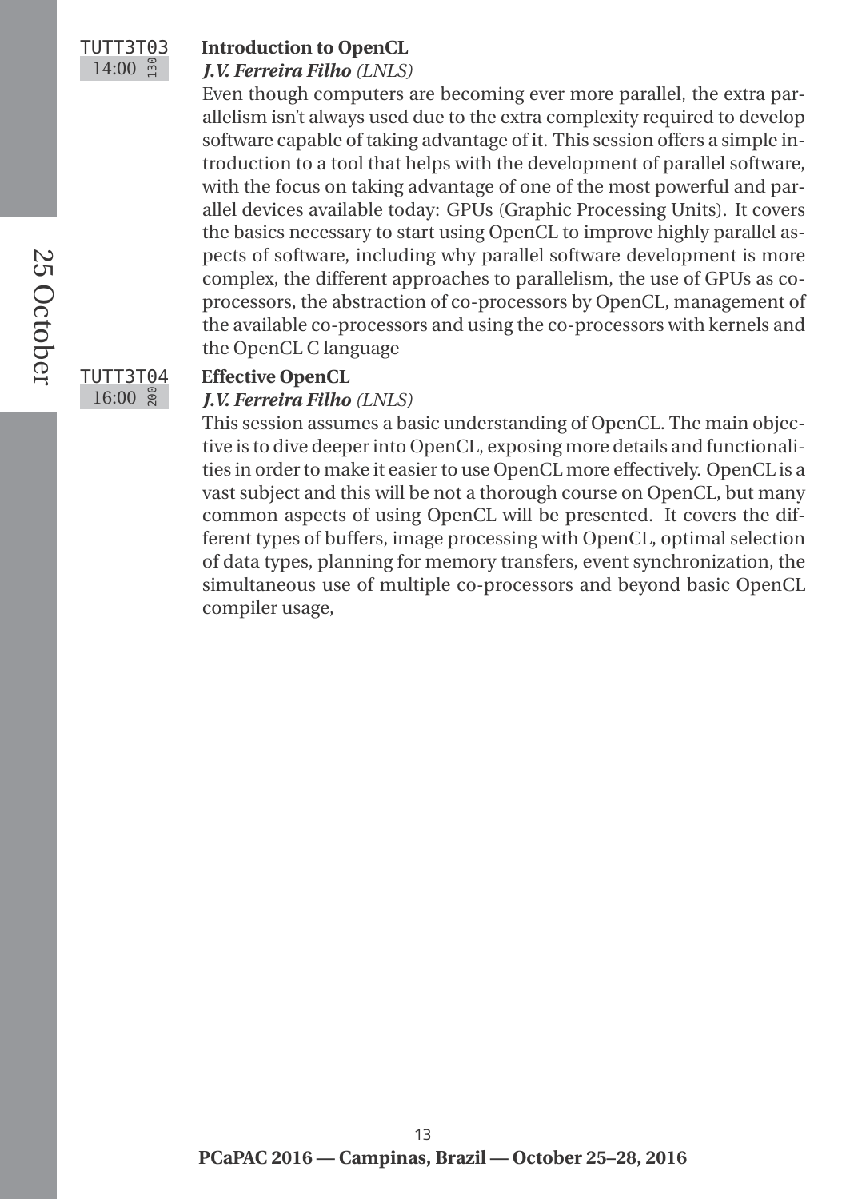TUTT3T03 14:00 130

**Introduction to OpenCL**

***J.V. Ferreira Filho*** *(LNLS)*

Even though computers are becoming ever more parallel, the extra parallelism isn't always used due to the extra complexity required to develop software capable of taking advantage of it. This session offers a simple introduction to a tool that helps with the development of parallel software, with the focus on taking advantage of one of the most powerful and parallel devices available today: GPUs (Graphic Processing Units). It covers the basics necessary to start using OpenCL to improve highly parallel aspects of software, including why parallel software development is more complex, the different approaches to parallelism, the use of GPUs as co-processors, the abstraction of co-processors by OpenCL, management of the available co-processors and using the co-processors with kernels and the OpenCL C language

TUTT3T04 16:00 200

**Effective OpenCL**

***J.V. Ferreira Filho*** *(LNLS)*

This session assumes a basic understanding of OpenCL. The main objective is to dive deeper into OpenCL, exposing more details and functionalities in order to make it easier to use OpenCL more effectively. OpenCL is a vast subject and this will be not a thorough course on OpenCL, but many common aspects of using OpenCL will be presented. It covers the different types of buffers, image processing with OpenCL, optimal selection of data types, planning for memory transfers, event synchronization, the simultaneous use of multiple co-processors and beyond basic OpenCL compiler usage,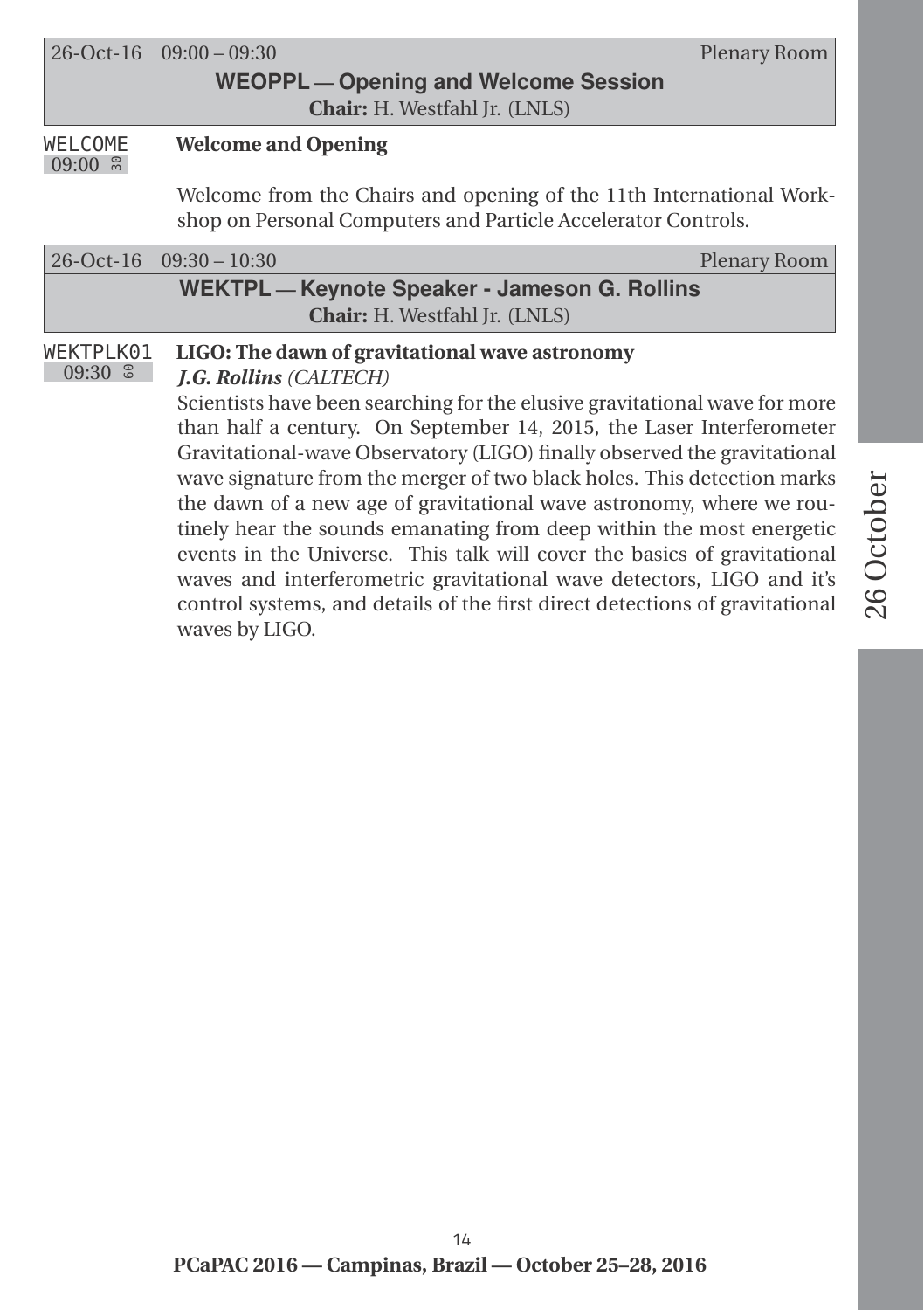26-Oct-16 09:00 – 09:30 Plenary Room

## WEOPPL — Opening and Welcome Session

**Chair:** H. Westfahl Jr. (LNLS)

WELCOME
09:00 30

**Welcome and Opening**

Welcome from the Chairs and opening of the 11th International Workshop on Personal Computers and Particle Accelerator Controls.

26-Oct-16 09:30 – 10:30 Plenary Room

## WEKTPL — Keynote Speaker - Jameson G. Rollins

**Chair:** H. Westfahl Jr. (LNLS)

WEKTPLK01
09:30 60

**LIGO: The dawn of gravitational wave astronomy**

***J.G. Rollins*** *(CALTECH)*

Scientists have been searching for the elusive gravitational wave for more than half a century. On September 14, 2015, the Laser Interferometer Gravitational-wave Observatory (LIGO) finally observed the gravitational wave signature from the merger of two black holes. This detection marks the dawn of a new age of gravitational wave astronomy, where we routinely hear the sounds emanating from deep within the most energetic events in the Universe. This talk will cover the basics of gravitational waves and interferometric gravitational wave detectors, LIGO and it's control systems, and details of the first direct detections of gravitational waves by LIGO.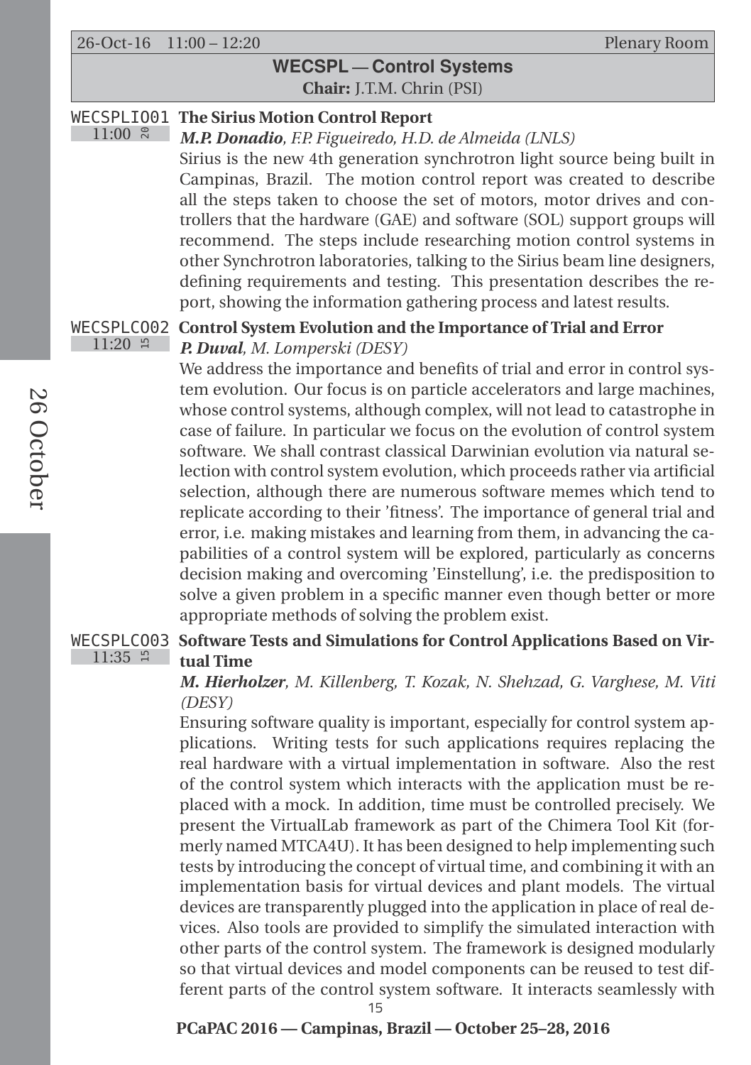26-Oct-16 11:00 – 12:20 Plenary Room

## WECSPL — Control Systems

**Chair:** J.T.M. Chrin (PSI)

### WECSPLI01 — 11:00 (20) — The Sirius Motion Control Report

***M.P. Donadio***, *F.P. Figueiredo, H.D. de Almeida (LNLS)*

Sirius is the new 4th generation synchrotron light source being built in Campinas, Brazil. The motion control report was created to describe all the steps taken to choose the set of motors, motor drives and controllers that the hardware (GAE) and software (SOL) support groups will recommend. The steps include researching motion control systems in other Synchrotron laboratories, talking to the Sirius beam line designers, defining requirements and testing. This presentation describes the report, showing the information gathering process and latest results.

### WECSPLC02 — 11:20 (15) — Control System Evolution and the Importance of Trial and Error

***P. Duval***, *M. Lomperski (DESY)*

We address the importance and benefits of trial and error in control system evolution. Our focus is on particle accelerators and large machines, whose control systems, although complex, will not lead to catastrophe in case of failure. In particular we focus on the evolution of control system software. We shall contrast classical Darwinian evolution via natural selection with control system evolution, which proceeds rather via artificial selection, although there are numerous software memes which tend to replicate according to their 'fitness'. The importance of general trial and error, i.e. making mistakes and learning from them, in advancing the capabilities of a control system will be explored, particularly as concerns decision making and overcoming 'Einstellung', i.e. the predisposition to solve a given problem in a specific manner even though better or more appropriate methods of solving the problem exist.

### WECSPLC03 — 11:35 (15) — Software Tests and Simulations for Control Applications Based on Virtual Time

***M. Hierholzer***, *M. Killenberg, T. Kozak, N. Shehzad, G. Varghese, M. Viti (DESY)*

Ensuring software quality is important, especially for control system applications. Writing tests for such applications requires replacing the real hardware with a virtual implementation in software. Also the rest of the control system which interacts with the application must be replaced with a mock. In addition, time must be controlled precisely. We present the VirtualLab framework as part of the Chimera Tool Kit (formerly named MTCA4U). It has been designed to help implementing such tests by introducing the concept of virtual time, and combining it with an implementation basis for virtual devices and plant models. The virtual devices are transparently plugged into the application in place of real devices. Also tools are provided to simplify the simulated interaction with other parts of the control system. The framework is designed modularly so that virtual devices and model components can be reused to test different parts of the control system software. It interacts seamlessly with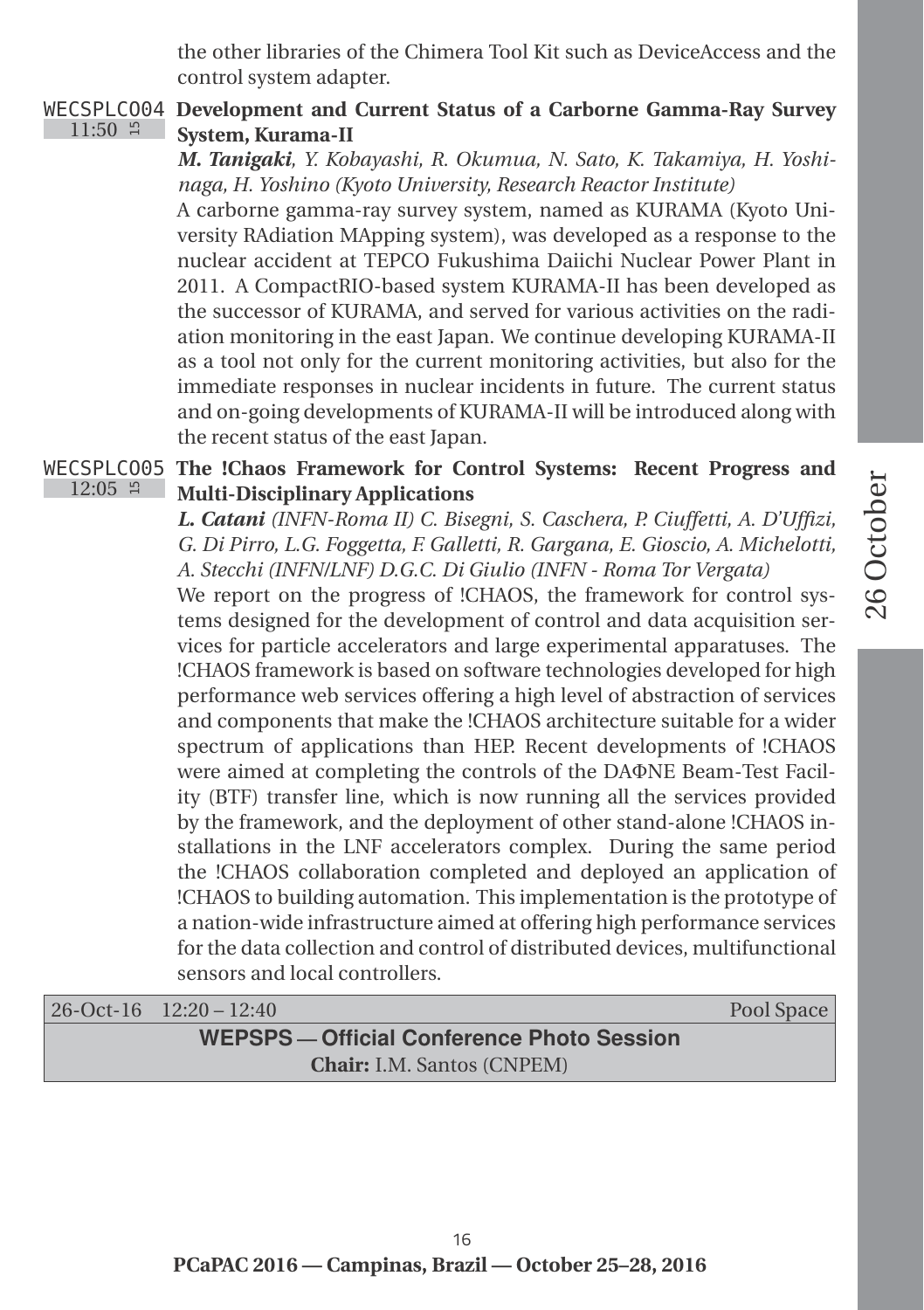the other libraries of the Chimera Tool Kit such as DeviceAccess and the control system adapter.

**WECSPLCO04** 11:50 15

### Development and Current Status of a Carborne Gamma-Ray Survey System, Kurama-II

***M. Tanigaki**, Y. Kobayashi, R. Okumua, N. Sato, K. Takamiya, H. Yoshinaga, H. Yoshino (Kyoto University, Research Reactor Institute)*

A carborne gamma-ray survey system, named as KURAMA (Kyoto University RAdiation MApping system), was developed as a response to the nuclear accident at TEPCO Fukushima Daiichi Nuclear Power Plant in 2011. A CompactRIO-based system KURAMA-II has been developed as the successor of KURAMA, and served for various activities on the radiation monitoring in the east Japan. We continue developing KURAMA-II as a tool not only for the current monitoring activities, but also for the immediate responses in nuclear incidents in future. The current status and on-going developments of KURAMA-II will be introduced along with the recent status of the east Japan.

**WECSPLCO05** 12:05 15

### The !Chaos Framework for Control Systems: Recent Progress and Multi-Disciplinary Applications

***L. Catani** (INFN-Roma II) C. Bisegni, S. Caschera, P. Ciuffetti, A. D'Uffizi, G. Di Pirro, L.G. Foggetta, F. Galletti, R. Gargana, E. Gioscio, A. Michelotti, A. Stecchi (INFN/LNF) D.G.C. Di Giulio (INFN - Roma Tor Vergata)*

We report on the progress of !CHAOS, the framework for control systems designed for the development of control and data acquisition services for particle accelerators and large experimental apparatuses. The !CHAOS framework is based on software technologies developed for high performance web services offering a high level of abstraction of services and components that make the !CHAOS architecture suitable for a wider spectrum of applications than HEP. Recent developments of !CHAOS were aimed at completing the controls of the DAΦNE Beam-Test Facility (BTF) transfer line, which is now running all the services provided by the framework, and the deployment of other stand-alone !CHAOS installations in the LNF accelerators complex. During the same period the !CHAOS collaboration completed and deployed an application of !CHAOS to building automation. This implementation is the prototype of a nation-wide infrastructure aimed at offering high performance services for the data collection and control of distributed devices, multifunctional sensors and local controllers.

26-Oct-16 12:20 – 12:40 Pool Space

## WEPSPS — Official Conference Photo Session

**Chair:** I.M. Santos (CNPEM)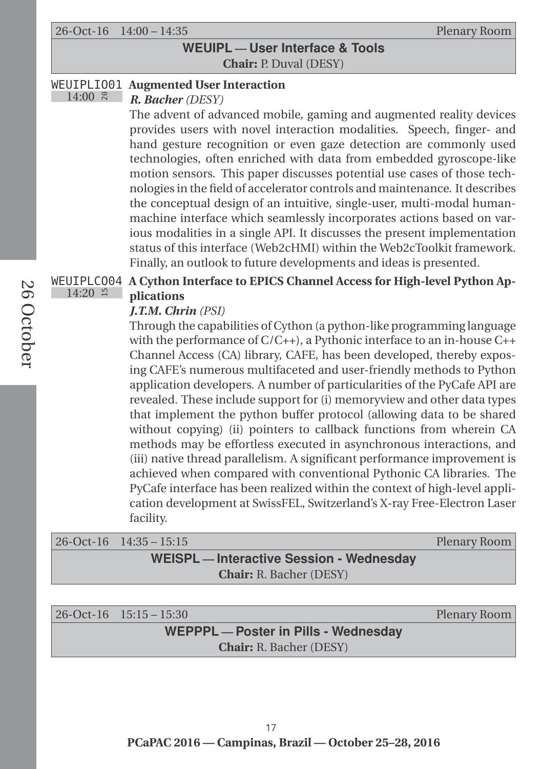26-Oct-16 14:00 – 14:35 Plenary Room

## WEUIPL — User Interface & Tools

**Chair:** P. Duval (DESY)

WEUIPLIO01 14:00 20 **Augmented User Interaction**

***R. Bacher*** *(DESY)*

The advent of advanced mobile, gaming and augmented reality devices provides users with novel interaction modalities. Speech, finger- and hand gesture recognition or even gaze detection are commonly used technologies, often enriched with data from embedded gyroscope-like motion sensors. This paper discusses potential use cases of those technologies in the field of accelerator controls and maintenance. It describes the conceptual design of an intuitive, single-user, multi-modal human-machine interface which seamlessly incorporates actions based on various modalities in a single API. It discusses the present implementation status of this interface (Web2cHMI) within the Web2cToolkit framework. Finally, an outlook to future developments and ideas is presented.

WEUIPLCO04 14:20 15 **A Cython Interface to EPICS Channel Access for High-level Python Applications**

***J.T.M. Chrin*** *(PSI)*

Through the capabilities of Cython (a python-like programming language with the performance of C/C++), a Pythonic interface to an in-house C++ Channel Access (CA) library, CAFE, has been developed, thereby exposing CAFE's numerous multifaceted and user-friendly methods to Python application developers. A number of particularities of the PyCafe API are revealed. These include support for (i) memoryview and other data types that implement the python buffer protocol (allowing data to be shared without copying) (ii) pointers to callback functions from wherein CA methods may be effortless executed in asynchronous interactions, and (iii) native thread parallelism. A significant performance improvement is achieved when compared with conventional Pythonic CA libraries. The PyCafe interface has been realized within the context of high-level application development at SwissFEL, Switzerland's X-ray Free-Electron Laser facility.

26-Oct-16 14:35 – 15:15 Plenary Room

## WEISPL — Interactive Session - Wednesday

**Chair:** R. Bacher (DESY)

26-Oct-16 15:15 – 15:30 Plenary Room

## WEPPPL — Poster in Pills - Wednesday

**Chair:** R. Bacher (DESY)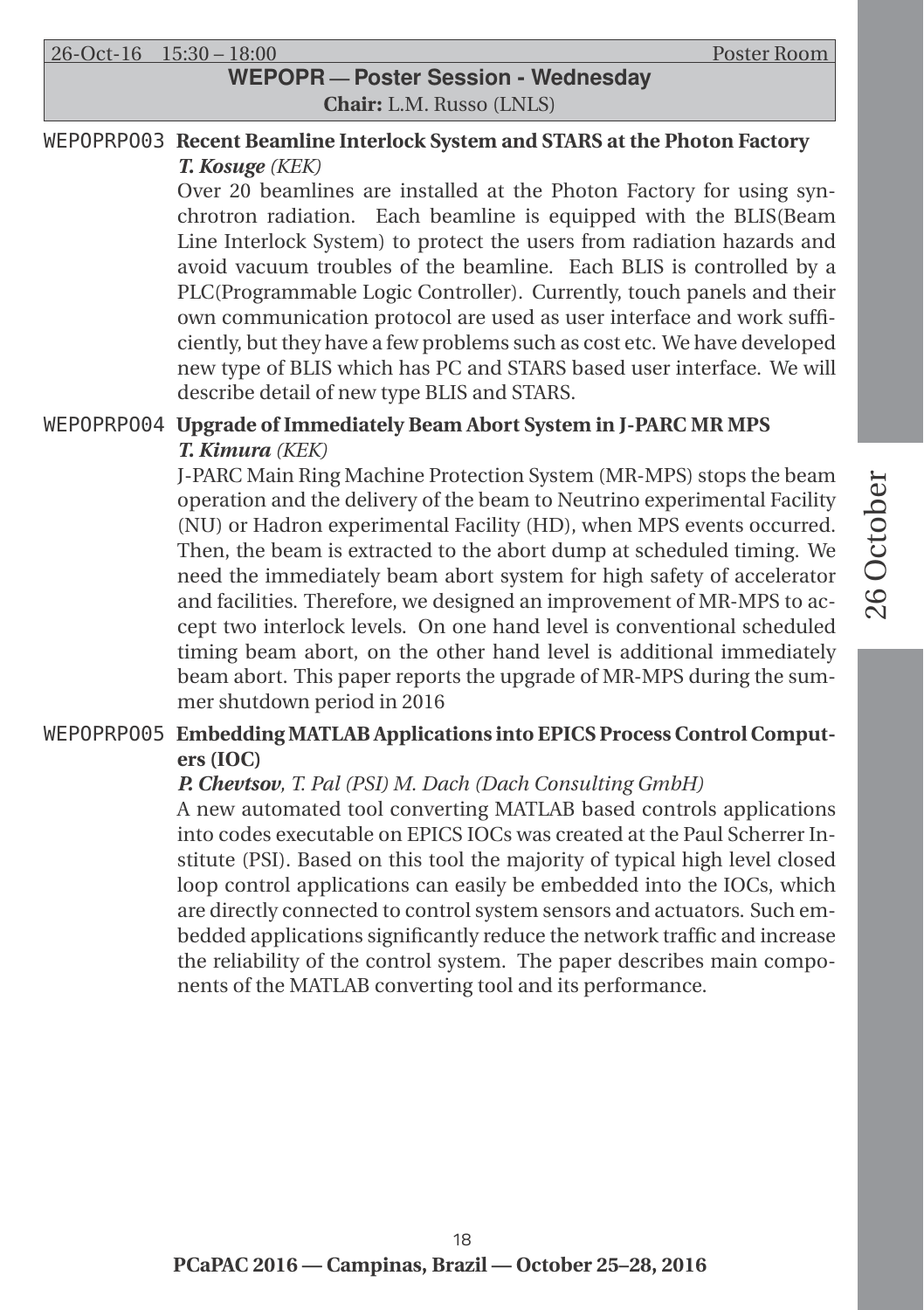26-Oct-16 15:30 – 18:00 Poster Room

# WEPOPR — Poster Session - Wednesday

**Chair:** L.M. Russo (LNLS)

## WEPOPRPO03 Recent Beamline Interlock System and STARS at the Photon Factory

***T. Kosuge*** *(KEK)*

Over 20 beamlines are installed at the Photon Factory for using synchrotron radiation. Each beamline is equipped with the BLIS(Beam Line Interlock System) to protect the users from radiation hazards and avoid vacuum troubles of the beamline. Each BLIS is controlled by a PLC(Programmable Logic Controller). Currently, touch panels and their own communication protocol are used as user interface and work sufficiently, but they have a few problems such as cost etc. We have developed new type of BLIS which has PC and STARS based user interface. We will describe detail of new type BLIS and STARS.

## WEPOPRPO04 Upgrade of Immediately Beam Abort System in J-PARC MR MPS

***T. Kimura*** *(KEK)*

J-PARC Main Ring Machine Protection System (MR-MPS) stops the beam operation and the delivery of the beam to Neutrino experimental Facility (NU) or Hadron experimental Facility (HD), when MPS events occurred. Then, the beam is extracted to the abort dump at scheduled timing. We need the immediately beam abort system for high safety of accelerator and facilities. Therefore, we designed an improvement of MR-MPS to accept two interlock levels. On one hand level is conventional scheduled timing beam abort, on the other hand level is additional immediately beam abort. This paper reports the upgrade of MR-MPS during the summer shutdown period in 2016

## WEPOPRPO05 Embedding MATLAB Applications into EPICS Process Control Computers (IOC)

***P. Chevtsov****, T. Pal (PSI) M. Dach (Dach Consulting GmbH)*

A new automated tool converting MATLAB based controls applications into codes executable on EPICS IOCs was created at the Paul Scherrer Institute (PSI). Based on this tool the majority of typical high level closed loop control applications can easily be embedded into the IOCs, which are directly connected to control system sensors and actuators. Such embedded applications significantly reduce the network traffic and increase the reliability of the control system. The paper describes main components of the MATLAB converting tool and its performance.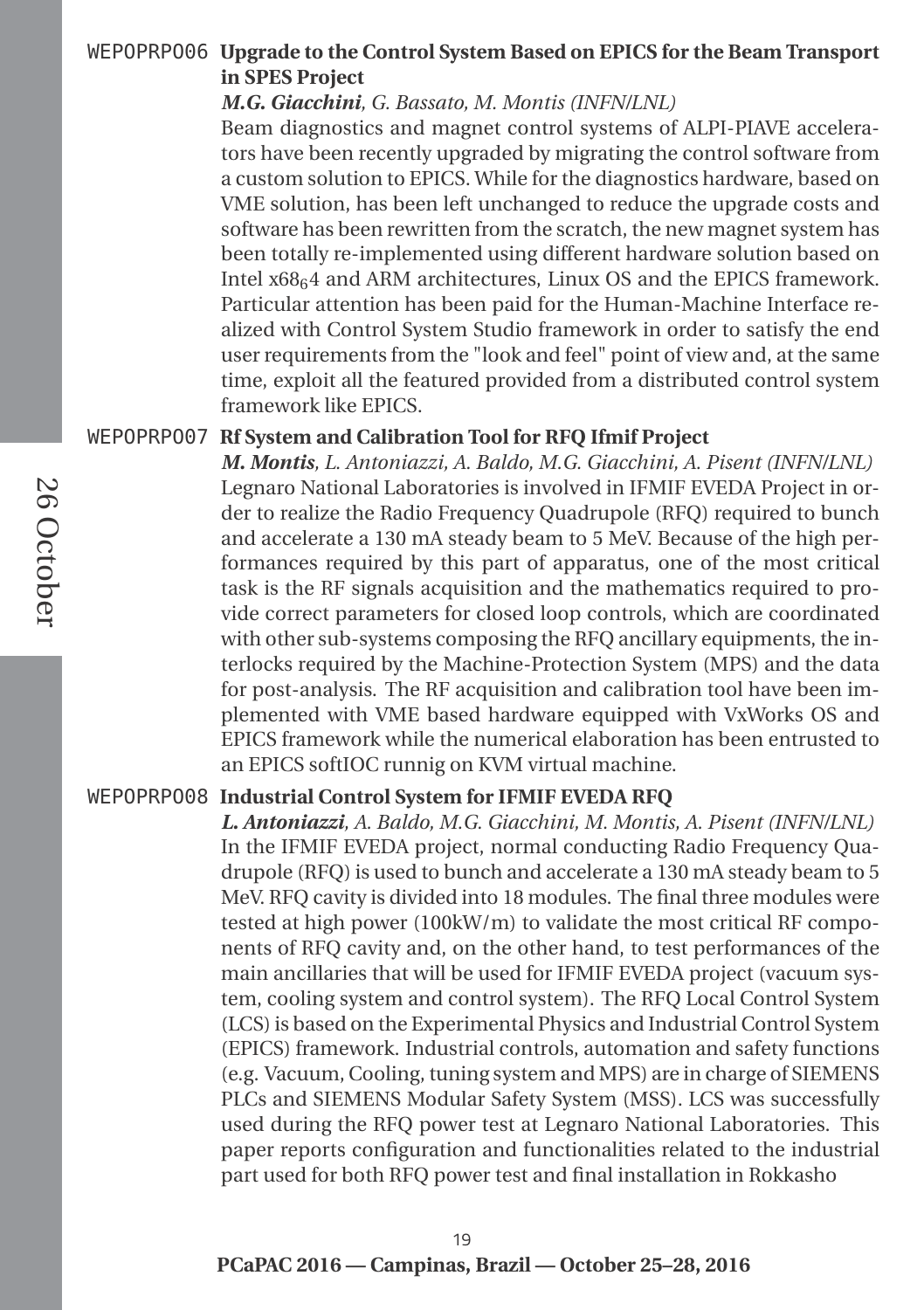## WEPOPRPO06 Upgrade to the Control System Based on EPICS for the Beam Transport in SPES Project

***M.G. Giacchini***, *G. Bassato, M. Montis (INFN/LNL)*

Beam diagnostics and magnet control systems of ALPI-PIAVE accelerators have been recently upgraded by migrating the control software from a custom solution to EPICS. While for the diagnostics hardware, based on VME solution, has been left unchanged to reduce the upgrade costs and software has been rewritten from the scratch, the new magnet system has been totally re-implemented using different hardware solution based on Intel $x68_64$ and ARM architectures, Linux OS and the EPICS framework. Particular attention has been paid for the Human-Machine Interface realized with Control System Studio framework in order to satisfy the end user requirements from the "look and feel" point of view and, at the same time, exploit all the featured provided from a distributed control system framework like EPICS.

## WEPOPRPO07 Rf System and Calibration Tool for RFQ Ifmif Project

***M. Montis***, *L. Antoniazzi, A. Baldo, M.G. Giacchini, A. Pisent (INFN/LNL)*

Legnaro National Laboratories is involved in IFMIF EVEDA Project in order to realize the Radio Frequency Quadrupole (RFQ) required to bunch and accelerate a 130 mA steady beam to 5 MeV. Because of the high performances required by this part of apparatus, one of the most critical task is the RF signals acquisition and the mathematics required to provide correct parameters for closed loop controls, which are coordinated with other sub-systems composing the RFQ ancillary equipments, the interlocks required by the Machine-Protection System (MPS) and the data for post-analysis. The RF acquisition and calibration tool have been implemented with VME based hardware equipped with VxWorks OS and EPICS framework while the numerical elaboration has been entrusted to an EPICS softIOC runnig on KVM virtual machine.

## WEPOPRPO08 Industrial Control System for IFMIF EVEDA RFQ

***L. Antoniazzi***, *A. Baldo, M.G. Giacchini, M. Montis, A. Pisent (INFN/LNL)*

In the IFMIF EVEDA project, normal conducting Radio Frequency Quadrupole (RFQ) is used to bunch and accelerate a 130 mA steady beam to 5 MeV. RFQ cavity is divided into 18 modules. The final three modules were tested at high power (100kW/m) to validate the most critical RF components of RFQ cavity and, on the other hand, to test performances of the main ancillaries that will be used for IFMIF EVEDA project (vacuum system, cooling system and control system). The RFQ Local Control System (LCS) is based on the Experimental Physics and Industrial Control System (EPICS) framework. Industrial controls, automation and safety functions (e.g. Vacuum, Cooling, tuning system and MPS) are in charge of SIEMENS PLCs and SIEMENS Modular Safety System (MSS). LCS was successfully used during the RFQ power test at Legnaro National Laboratories. This paper reports configuration and functionalities related to the industrial part used for both RFQ power test and final installation in Rokkasho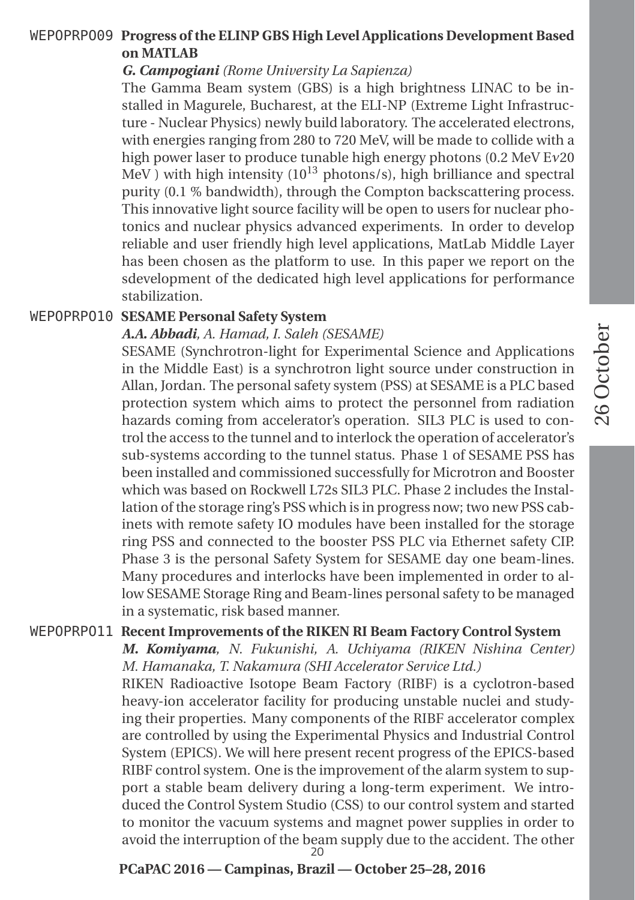**WEPOPRPO09 Progress of the ELINP GBS High Level Applications Development Based on MATLAB**

***G. Campogiani*** *(Rome University La Sapienza)*

The Gamma Beam system (GBS) is a high brightness LINAC to be installed in Magurele, Bucharest, at the ELI-NP (Extreme Light Infrastructure - Nuclear Physics) newly build laboratory. The accelerated electrons, with energies ranging from 280 to 720 MeV, will be made to collide with a high power laser to produce tunable high energy photons (0.2 MeV E$\nu$20 MeV ) with high intensity ($10^{13}$ photons/s), high brilliance and spectral purity (0.1 % bandwidth), through the Compton backscattering process. This innovative light source facility will be open to users for nuclear photonics and nuclear physics advanced experiments. In order to develop reliable and user friendly high level applications, MatLab Middle Layer has been chosen as the platform to use. In this paper we report on the sdevelopment of the dedicated high level applications for performance stabilization.

**WEPOPRPO10 SESAME Personal Safety System**

***A.A. Abbadi****, A. Hamad, I. Saleh (SESAME)*

SESAME (Synchrotron-light for Experimental Science and Applications in the Middle East) is a synchrotron light source under construction in Allan, Jordan. The personal safety system (PSS) at SESAME is a PLC based protection system which aims to protect the personnel from radiation hazards coming from accelerator's operation. SIL3 PLC is used to control the access to the tunnel and to interlock the operation of accelerator's sub-systems according to the tunnel status. Phase 1 of SESAME PSS has been installed and commissioned successfully for Microtron and Booster which was based on Rockwell L72s SIL3 PLC. Phase 2 includes the Installation of the storage ring's PSS which is in progress now; two new PSS cabinets with remote safety IO modules have been installed for the storage ring PSS and connected to the booster PSS PLC via Ethernet safety CIP. Phase 3 is the personal Safety System for SESAME day one beam-lines. Many procedures and interlocks have been implemented in order to allow SESAME Storage Ring and Beam-lines personal safety to be managed in a systematic, risk based manner.

**WEPOPRPO11 Recent Improvements of the RIKEN RI Beam Factory Control System**

***M. Komiyama****, N. Fukunishi, A. Uchiyama (RIKEN Nishina Center) M. Hamanaka, T. Nakamura (SHI Accelerator Service Ltd.)*

RIKEN Radioactive Isotope Beam Factory (RIBF) is a cyclotron-based heavy-ion accelerator facility for producing unstable nuclei and studying their properties. Many components of the RIBF accelerator complex are controlled by using the Experimental Physics and Industrial Control System (EPICS). We will here present recent progress of the EPICS-based RIBF control system. One is the improvement of the alarm system to support a stable beam delivery during a long-term experiment. We introduced the Control System Studio (CSS) to our control system and started to monitor the vacuum systems and magnet power supplies in order to avoid the interruption of the beam supply due to the accident. The other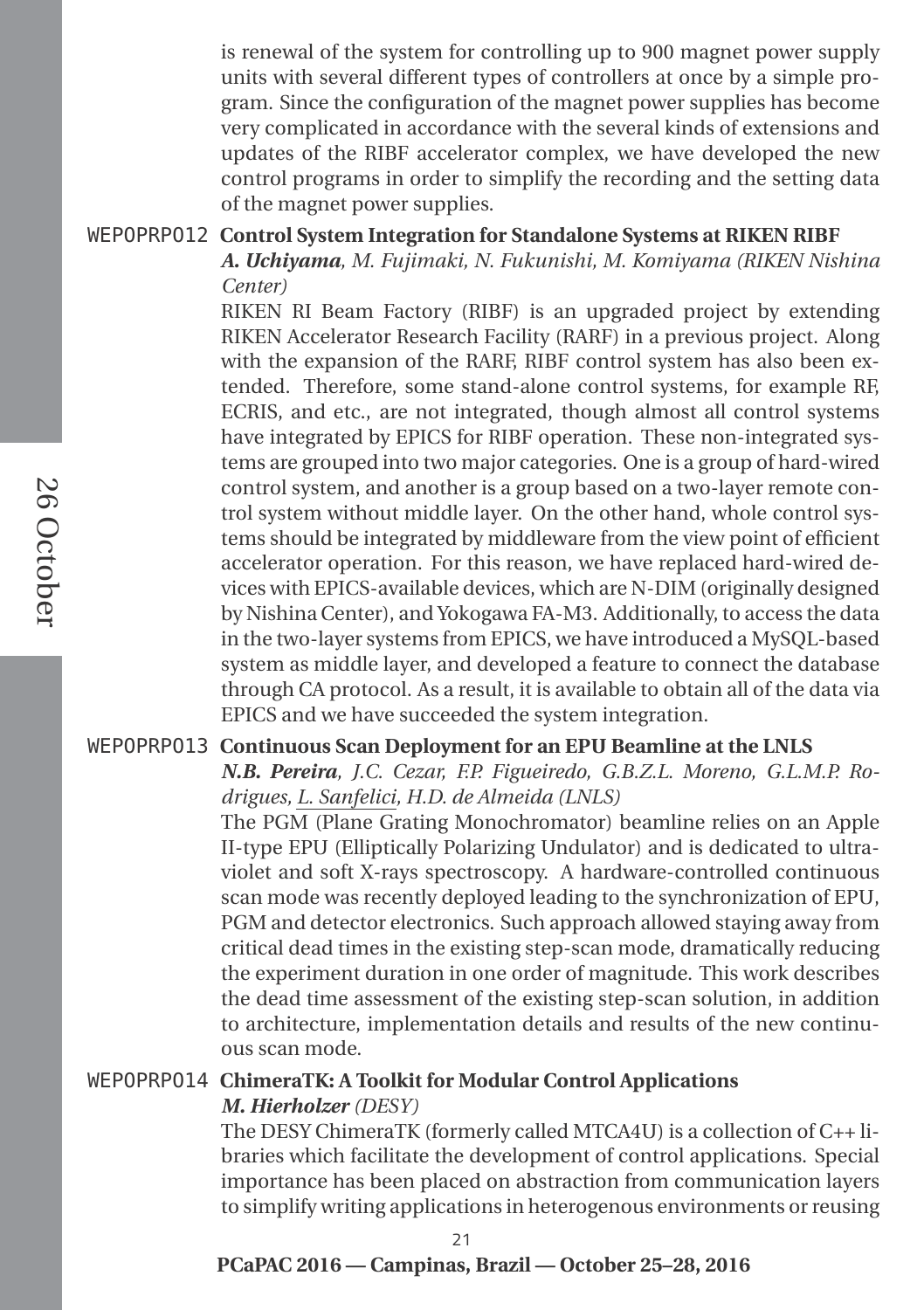is renewal of the system for controlling up to 900 magnet power supply units with several different types of controllers at once by a simple program. Since the configuration of the magnet power supplies has become very complicated in accordance with the several kinds of extensions and updates of the RIBF accelerator complex, we have developed the new control programs in order to simplify the recording and the setting data of the magnet power supplies.

WEPOPRPO12 **Control System Integration for Standalone Systems at RIKEN RIBF**

***A. Uchiyama***, *M. Fujimaki, N. Fukunishi, M. Komiyama (RIKEN Nishina Center)*

RIKEN RI Beam Factory (RIBF) is an upgraded project by extending RIKEN Accelerator Research Facility (RARF) in a previous project. Along with the expansion of the RARF, RIBF control system has also been extended. Therefore, some stand-alone control systems, for example RF, ECRIS, and etc., are not integrated, though almost all control systems have integrated by EPICS for RIBF operation. These non-integrated systems are grouped into two major categories. One is a group of hard-wired control system, and another is a group based on a two-layer remote control system without middle layer. On the other hand, whole control systems should be integrated by middleware from the view point of efficient accelerator operation. For this reason, we have replaced hard-wired devices with EPICS-available devices, which are N-DIM (originally designed by Nishina Center), and Yokogawa FA-M3. Additionally, to access the data in the two-layer systems from EPICS, we have introduced a MySQL-based system as middle layer, and developed a feature to connect the database through CA protocol. As a result, it is available to obtain all of the data via EPICS and we have succeeded the system integration.

WEPOPRPO13 **Continuous Scan Deployment for an EPU Beamline at the LNLS**

***N.B. Pereira***, *J.C. Cezar, F.P. Figueiredo, G.B.Z.L. Moreno, G.L.M.P. Rodrigues, L. Sanfelici, H.D. de Almeida (LNLS)*

The PGM (Plane Grating Monochromator) beamline relies on an Apple II-type EPU (Elliptically Polarizing Undulator) and is dedicated to ultraviolet and soft X-rays spectroscopy. A hardware-controlled continuous scan mode was recently deployed leading to the synchronization of EPU, PGM and detector electronics. Such approach allowed staying away from critical dead times in the existing step-scan mode, dramatically reducing the experiment duration in one order of magnitude. This work describes the dead time assessment of the existing step-scan solution, in addition to architecture, implementation details and results of the new continuous scan mode.

WEPOPRPO14 **ChimeraTK: A Toolkit for Modular Control Applications**

***M. Hierholzer*** *(DESY)*

The DESY ChimeraTK (formerly called MTCA4U) is a collection of C++ libraries which facilitate the development of control applications. Special importance has been placed on abstraction from communication layers to simplify writing applications in heterogenous environments or reusing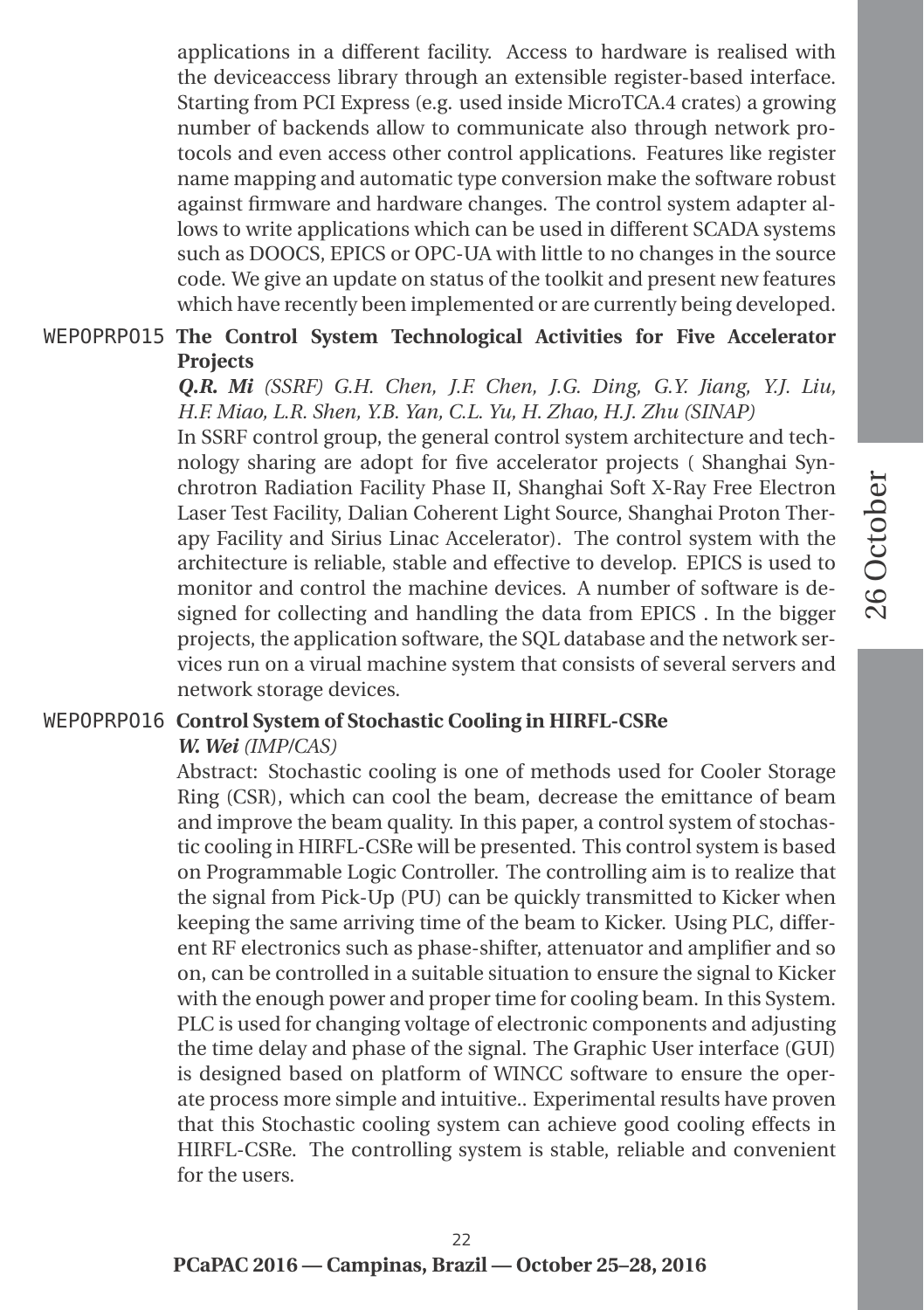applications in a different facility. Access to hardware is realised with the deviceaccess library through an extensible register-based interface. Starting from PCI Express (e.g. used inside MicroTCA.4 crates) a growing number of backends allow to communicate also through network protocols and even access other control applications. Features like register name mapping and automatic type conversion make the software robust against firmware and hardware changes. The control system adapter allows to write applications which can be used in different SCADA systems such as DOOCS, EPICS or OPC-UA with little to no changes in the source code. We give an update on status of the toolkit and present new features which have recently been implemented or are currently being developed.

### WEPOPRPO15 The Control System Technological Activities for Five Accelerator Projects

***Q.R. Mi*** *(SSRF) G.H. Chen, J.F. Chen, J.G. Ding, G.Y. Jiang, Y.J. Liu, H.F. Miao, L.R. Shen, Y.B. Yan, C.L. Yu, H. Zhao, H.J. Zhu (SINAP)*

In SSRF control group, the general control system architecture and technology sharing are adopt for five accelerator projects ( Shanghai Synchrotron Radiation Facility Phase II, Shanghai Soft X-Ray Free Electron Laser Test Facility, Dalian Coherent Light Source, Shanghai Proton Therapy Facility and Sirius Linac Accelerator). The control system with the architecture is reliable, stable and effective to develop. EPICS is used to monitor and control the machine devices. A number of software is designed for collecting and handling the data from EPICS . In the bigger projects, the application software, the SQL database and the network services run on a virual machine system that consists of several servers and network storage devices.

### WEPOPRPO16 Control System of Stochastic Cooling in HIRFL-CSRe

***W. Wei*** *(IMP/CAS)*

Abstract: Stochastic cooling is one of methods used for Cooler Storage Ring (CSR), which can cool the beam, decrease the emittance of beam and improve the beam quality. In this paper, a control system of stochastic cooling in HIRFL-CSRe will be presented. This control system is based on Programmable Logic Controller. The controlling aim is to realize that the signal from Pick-Up (PU) can be quickly transmitted to Kicker when keeping the same arriving time of the beam to Kicker. Using PLC, different RF electronics such as phase-shifter, attenuator and amplifier and so on, can be controlled in a suitable situation to ensure the signal to Kicker with the enough power and proper time for cooling beam. In this System. PLC is used for changing voltage of electronic components and adjusting the time delay and phase of the signal. The Graphic User interface (GUI) is designed based on platform of WINCC software to ensure the operate process more simple and intuitive.. Experimental results have proven that this Stochastic cooling system can achieve good cooling effects in HIRFL-CSRe. The controlling system is stable, reliable and convenient for the users.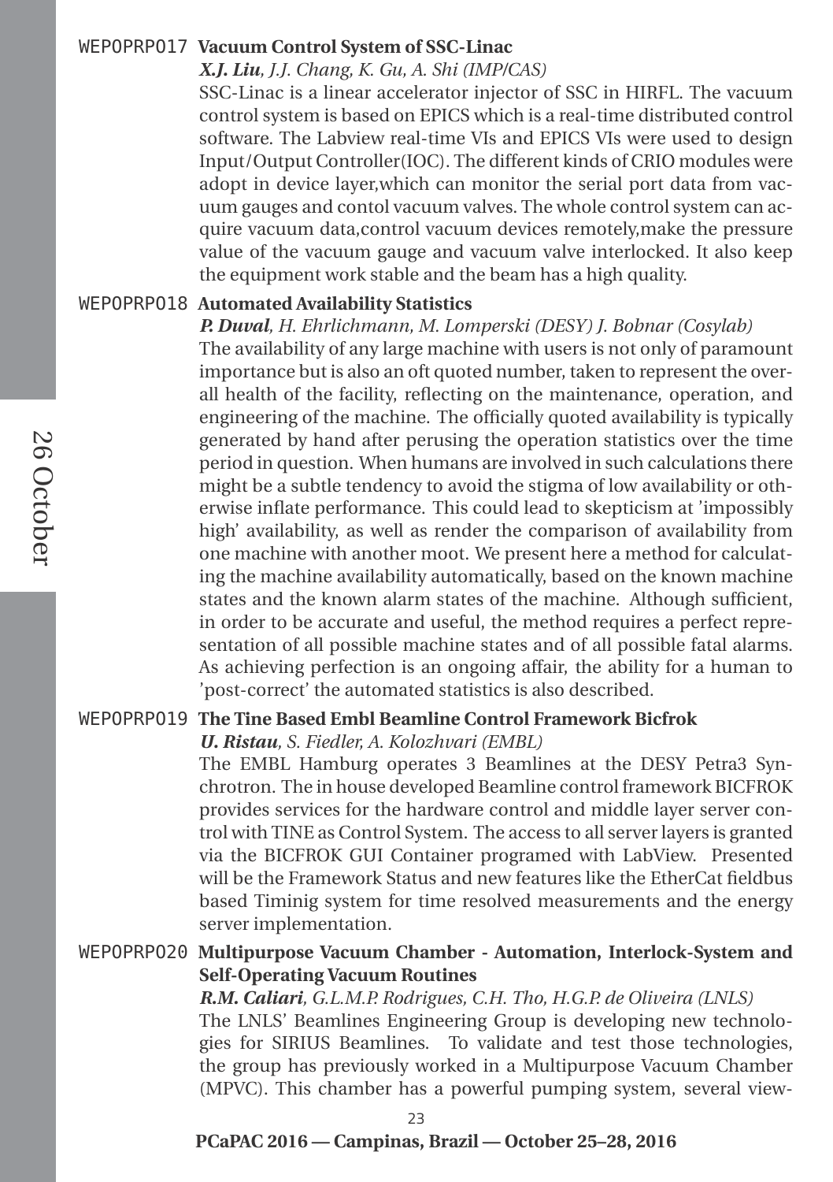WEPOPRPO17 **Vacuum Control System of SSC-Linac**

***X.J. Liu**, J.J. Chang, K. Gu, A. Shi (IMP/CAS)*

SSC-Linac is a linear accelerator injector of SSC in HIRFL. The vacuum control system is based on EPICS which is a real-time distributed control software. The Labview real-time VIs and EPICS VIs were used to design Input/Output Controller(IOC). The different kinds of CRIO modules were adopt in device layer,which can monitor the serial port data from vacuum gauges and contol vacuum valves. The whole control system can acquire vacuum data,control vacuum devices remotely,make the pressure value of the vacuum gauge and vacuum valve interlocked. It also keep the equipment work stable and the beam has a high quality.

WEPOPRPO18 **Automated Availability Statistics**

***P. Duval**, H. Ehrlichmann, M. Lomperski (DESY) J. Bobnar (Cosylab)*

The availability of any large machine with users is not only of paramount importance but is also an oft quoted number, taken to represent the overall health of the facility, reflecting on the maintenance, operation, and engineering of the machine. The officially quoted availability is typically generated by hand after perusing the operation statistics over the time period in question. When humans are involved in such calculations there might be a subtle tendency to avoid the stigma of low availability or otherwise inflate performance. This could lead to skepticism at 'impossibly high' availability, as well as render the comparison of availability from one machine with another moot. We present here a method for calculating the machine availability automatically, based on the known machine states and the known alarm states of the machine. Although sufficient, in order to be accurate and useful, the method requires a perfect representation of all possible machine states and of all possible fatal alarms. As achieving perfection is an ongoing affair, the ability for a human to 'post-correct' the automated statistics is also described.

WEPOPRPO19 **The Tine Based Embl Beamline Control Framework Bicfrok**

***U. Ristau**, S. Fiedler, A. Kolozhvari (EMBL)*

The EMBL Hamburg operates 3 Beamlines at the DESY Petra3 Synchrotron. The in house developed Beamline control framework BICFROK provides services for the hardware control and middle layer server control with TINE as Control System. The access to all server layers is granted via the BICFROK GUI Container programed with LabView. Presented will be the Framework Status and new features like the EtherCat fieldbus based Timinig system for time resolved measurements and the energy server implementation.

WEPOPRPO20 **Multipurpose Vacuum Chamber - Automation, Interlock-System and Self-Operating Vacuum Routines**

***R.M. Caliari**, G.L.M.P. Rodrigues, C.H. Tho, H.G.P. de Oliveira (LNLS)*

The LNLS' Beamlines Engineering Group is developing new technologies for SIRIUS Beamlines. To validate and test those technologies, the group has previously worked in a Multipurpose Vacuum Chamber (MPVC). This chamber has a powerful pumping system, several view-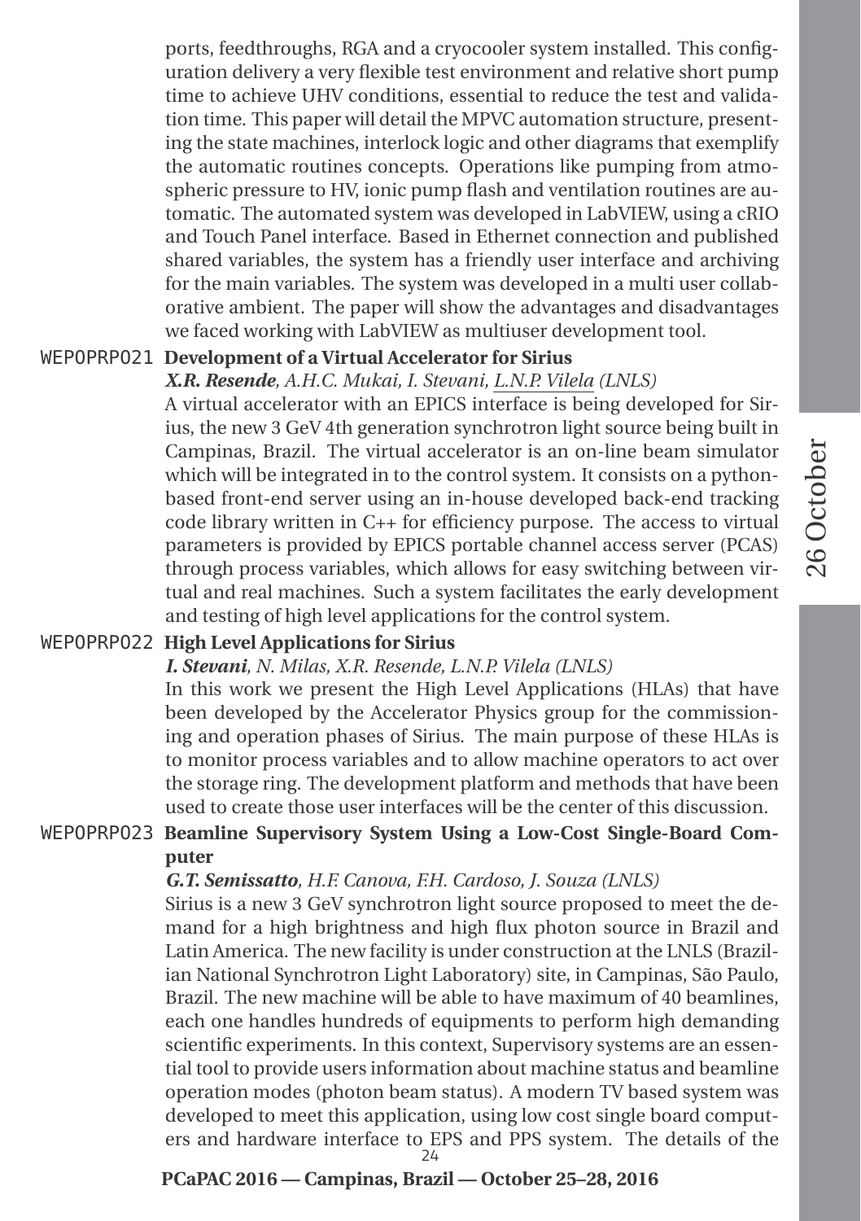ports, feedthroughs, RGA and a cryocooler system installed. This configuration delivery a very flexible test environment and relative short pump time to achieve UHV conditions, essential to reduce the test and validation time. This paper will detail the MPVC automation structure, presenting the state machines, interlock logic and other diagrams that exemplify the automatic routines concepts. Operations like pumping from atmospheric pressure to HV, ionic pump flash and ventilation routines are automatic. The automated system was developed in LabVIEW, using a cRIO and Touch Panel interface. Based in Ethernet connection and published shared variables, the system has a friendly user interface and archiving for the main variables. The system was developed in a multi user collaborative ambient. The paper will show the advantages and disadvantages we faced working with LabVIEW as multiuser development tool.

**WEPOPRPO21 Development of a Virtual Accelerator for Sirius**

***X.R. Resende**, A.H.C. Mukai, I. Stevani, L.N.P. Vilela (LNLS)*

A virtual accelerator with an EPICS interface is being developed for Sirius, the new 3 GeV 4th generation synchrotron light source being built in Campinas, Brazil. The virtual accelerator is an on-line beam simulator which will be integrated in to the control system. It consists on a python-based front-end server using an in-house developed back-end tracking code library written in C++ for efficiency purpose. The access to virtual parameters is provided by EPICS portable channel access server (PCAS) through process variables, which allows for easy switching between virtual and real machines. Such a system facilitates the early development and testing of high level applications for the control system.

**WEPOPRPO22 High Level Applications for Sirius**

***I. Stevani**, N. Milas, X.R. Resende, L.N.P. Vilela (LNLS)*

In this work we present the High Level Applications (HLAs) that have been developed by the Accelerator Physics group for the commissioning and operation phases of Sirius. The main purpose of these HLAs is to monitor process variables and to allow machine operators to act over the storage ring. The development platform and methods that have been used to create those user interfaces will be the center of this discussion.

**WEPOPRPO23 Beamline Supervisory System Using a Low-Cost Single-Board Computer**

***G.T. Semissatto**, H.F. Canova, F.H. Cardoso, J. Souza (LNLS)*

Sirius is a new 3 GeV synchrotron light source proposed to meet the demand for a high brightness and high flux photon source in Brazil and Latin America. The new facility is under construction at the LNLS (Brazilian National Synchrotron Light Laboratory) site, in Campinas, São Paulo, Brazil. The new machine will be able to have maximum of 40 beamlines, each one handles hundreds of equipments to perform high demanding scientific experiments. In this context, Supervisory systems are an essential tool to provide users information about machine status and beamline operation modes (photon beam status). A modern TV based system was developed to meet this application, using low cost single board computers and hardware interface to EPS and PPS system. The details of the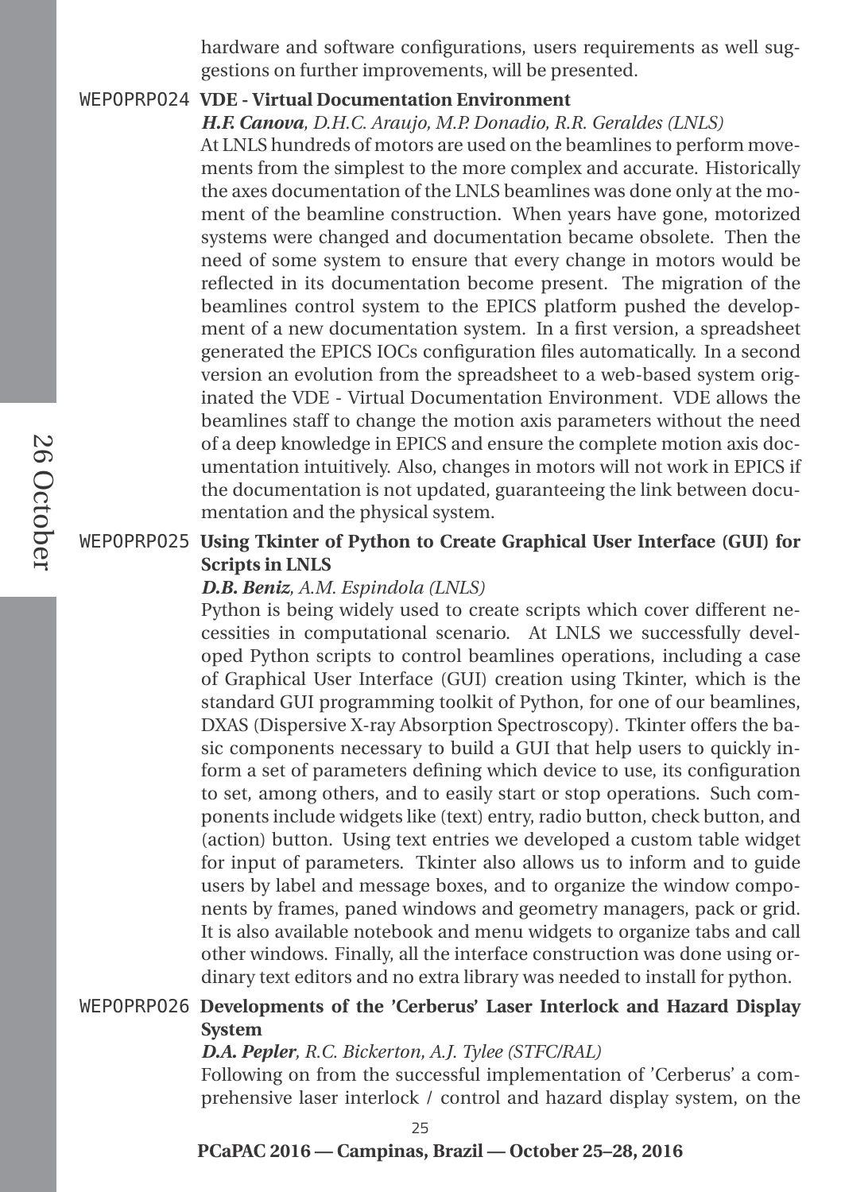hardware and software configurations, users requirements as well suggestions on further improvements, will be presented.

### WEPOPRPO24 VDE - Virtual Documentation Environment

***H.F. Canova**, D.H.C. Araujo, M.P. Donadio, R.R. Geraldes (LNLS)*

At LNLS hundreds of motors are used on the beamlines to perform movements from the simplest to the more complex and accurate. Historically the axes documentation of the LNLS beamlines was done only at the moment of the beamline construction. When years have gone, motorized systems were changed and documentation became obsolete. Then the need of some system to ensure that every change in motors would be reflected in its documentation become present. The migration of the beamlines control system to the EPICS platform pushed the development of a new documentation system. In a first version, a spreadsheet generated the EPICS IOCs configuration files automatically. In a second version an evolution from the spreadsheet to a web-based system originated the VDE - Virtual Documentation Environment. VDE allows the beamlines staff to change the motion axis parameters without the need of a deep knowledge in EPICS and ensure the complete motion axis documentation intuitively. Also, changes in motors will not work in EPICS if the documentation is not updated, guaranteeing the link between documentation and the physical system.

### WEPOPRPO25 Using Tkinter of Python to Create Graphical User Interface (GUI) for Scripts in LNLS

***D.B. Beniz**, A.M. Espindola (LNLS)*

Python is being widely used to create scripts which cover different necessities in computational scenario. At LNLS we successfully developed Python scripts to control beamlines operations, including a case of Graphical User Interface (GUI) creation using Tkinter, which is the standard GUI programming toolkit of Python, for one of our beamlines, DXAS (Dispersive X-ray Absorption Spectroscopy). Tkinter offers the basic components necessary to build a GUI that help users to quickly inform a set of parameters defining which device to use, its configuration to set, among others, and to easily start or stop operations. Such components include widgets like (text) entry, radio button, check button, and (action) button. Using text entries we developed a custom table widget for input of parameters. Tkinter also allows us to inform and to guide users by label and message boxes, and to organize the window components by frames, paned windows and geometry managers, pack or grid. It is also available notebook and menu widgets to organize tabs and call other windows. Finally, all the interface construction was done using ordinary text editors and no extra library was needed to install for python.

### WEPOPRPO26 Developments of the 'Cerberus' Laser Interlock and Hazard Display System

***D.A. Pepler**, R.C. Bickerton, A.J. Tylee (STFC/RAL)*

Following on from the successful implementation of 'Cerberus' a comprehensive laser interlock / control and hazard display system, on the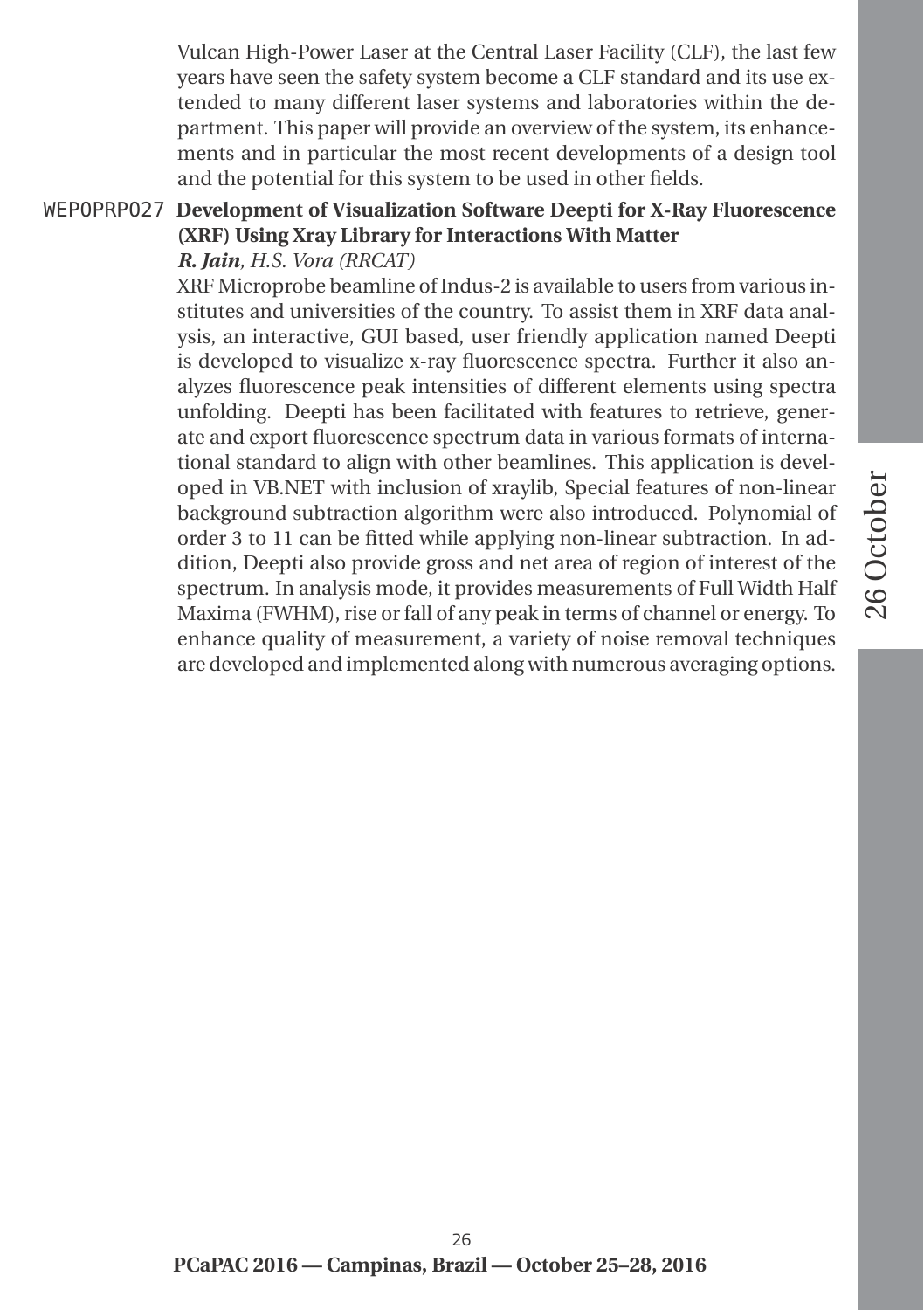Vulcan High-Power Laser at the Central Laser Facility (CLF), the last few years have seen the safety system become a CLF standard and its use extended to many different laser systems and laboratories within the department. This paper will provide an overview of the system, its enhancements and in particular the most recent developments of a design tool and the potential for this system to be used in other fields.

### WEPOPRPO27 Development of Visualization Software Deepti for X-Ray Fluorescence (XRF) Using Xray Library for Interactions With Matter

***R. Jain****, H.S. Vora (RRCAT)*

XRF Microprobe beamline of Indus-2 is available to users from various institutes and universities of the country. To assist them in XRF data analysis, an interactive, GUI based, user friendly application named Deepti is developed to visualize x-ray fluorescence spectra. Further it also analyzes fluorescence peak intensities of different elements using spectra unfolding. Deepti has been facilitated with features to retrieve, generate and export fluorescence spectrum data in various formats of international standard to align with other beamlines. This application is developed in VB.NET with inclusion of xraylib, Special features of non-linear background subtraction algorithm were also introduced. Polynomial of order 3 to 11 can be fitted while applying non-linear subtraction. In addition, Deepti also provide gross and net area of region of interest of the spectrum. In analysis mode, it provides measurements of Full Width Half Maxima (FWHM), rise or fall of any peak in terms of channel or energy. To enhance quality of measurement, a variety of noise removal techniques are developed and implemented along with numerous averaging options.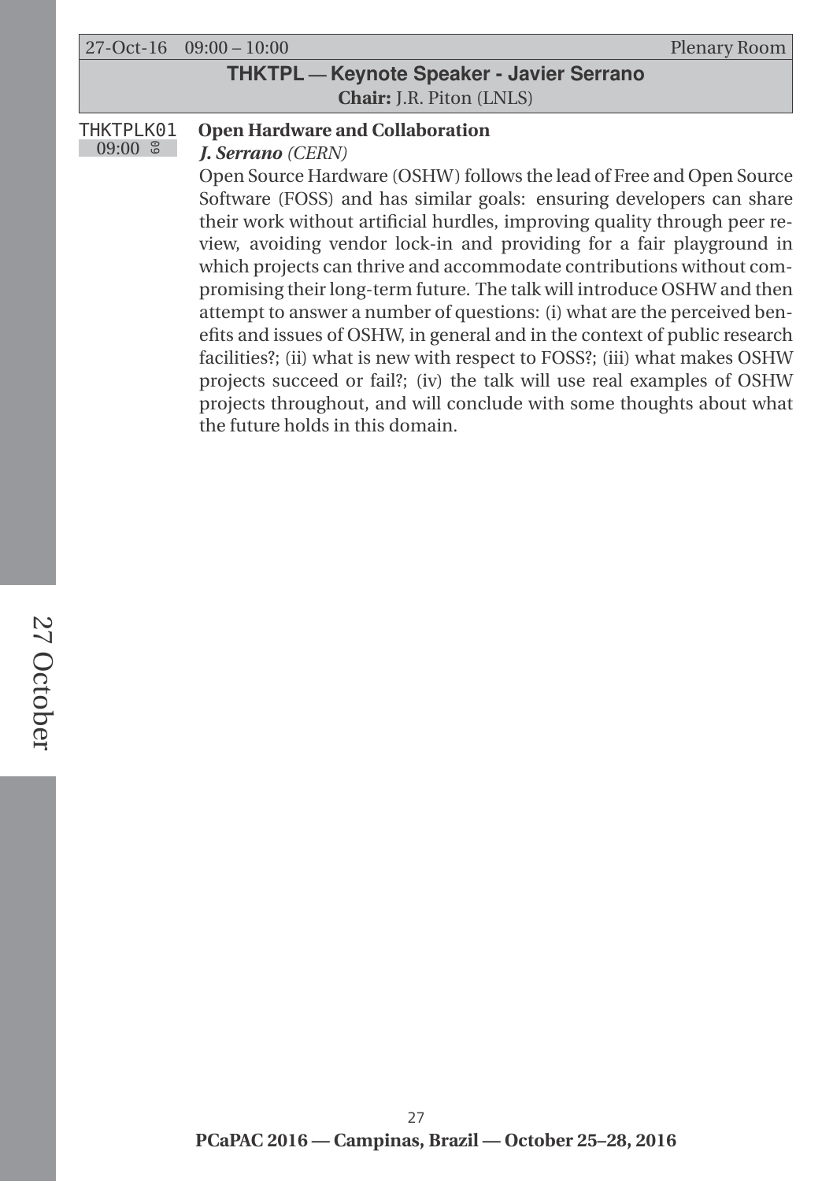27-Oct-16 09:00 – 10:00 Plenary Room

## THKTPL — Keynote Speaker - Javier Serrano

**Chair:** J.R. Piton (LNLS)

THKTPLK01 09:00

### Open Hardware and Collaboration

***J. Serrano*** *(CERN)*

Open Source Hardware (OSHW) follows the lead of Free and Open Source Software (FOSS) and has similar goals: ensuring developers can share their work without artificial hurdles, improving quality through peer review, avoiding vendor lock-in and providing for a fair playground in which projects can thrive and accommodate contributions without compromising their long-term future. The talk will introduce OSHW and then attempt to answer a number of questions: (i) what are the perceived benefits and issues of OSHW, in general and in the context of public research facilities?; (ii) what is new with respect to FOSS?; (iii) what makes OSHW projects succeed or fail?; (iv) the talk will use real examples of OSHW projects throughout, and will conclude with some thoughts about what the future holds in this domain.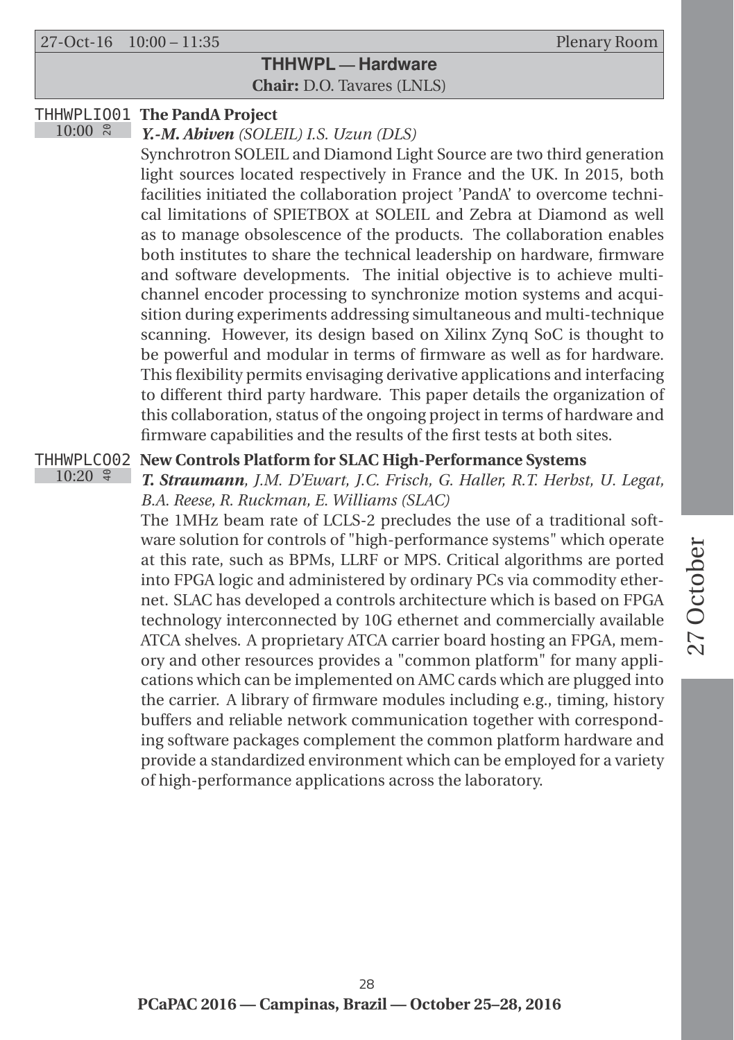27-Oct-16 10:00 – 11:35 Plenary Room

## THHWPL — Hardware

**Chair:** D.O. Tavares (LNLS)

### THHWPLIO01 The PandA Project

10:00 20

***Y.-M. Abiven*** *(SOLEIL) I.S. Uzun (DLS)*

Synchrotron SOLEIL and Diamond Light Source are two third generation light sources located respectively in France and the UK. In 2015, both facilities initiated the collaboration project 'PandA' to overcome technical limitations of SPIETBOX at SOLEIL and Zebra at Diamond as well as to manage obsolescence of the products. The collaboration enables both institutes to share the technical leadership on hardware, firmware and software developments. The initial objective is to achieve multichannel encoder processing to synchronize motion systems and acquisition during experiments addressing simultaneous and multi-technique scanning. However, its design based on Xilinx Zynq SoC is thought to be powerful and modular in terms of firmware as well as for hardware. This flexibility permits envisaging derivative applications and interfacing to different third party hardware. This paper details the organization of this collaboration, status of the ongoing project in terms of hardware and firmware capabilities and the results of the first tests at both sites.

### THHWPLCO02 New Controls Platform for SLAC High-Performance Systems

10:20 40

***T. Straumann****, J.M. D'Ewart, J.C. Frisch, G. Haller, R.T. Herbst, U. Legat, B.A. Reese, R. Ruckman, E. Williams (SLAC)*

The 1MHz beam rate of LCLS-2 precludes the use of a traditional software solution for controls of "high-performance systems" which operate at this rate, such as BPMs, LLRF or MPS. Critical algorithms are ported into FPGA logic and administered by ordinary PCs via commodity ethernet. SLAC has developed a controls architecture which is based on FPGA technology interconnected by 10G ethernet and commercially available ATCA shelves. A proprietary ATCA carrier board hosting an FPGA, memory and other resources provides a "common platform" for many applications which can be implemented on AMC cards which are plugged into the carrier. A library of firmware modules including e.g., timing, history buffers and reliable network communication together with corresponding software packages complement the common platform hardware and provide a standardized environment which can be employed for a variety of high-performance applications across the laboratory.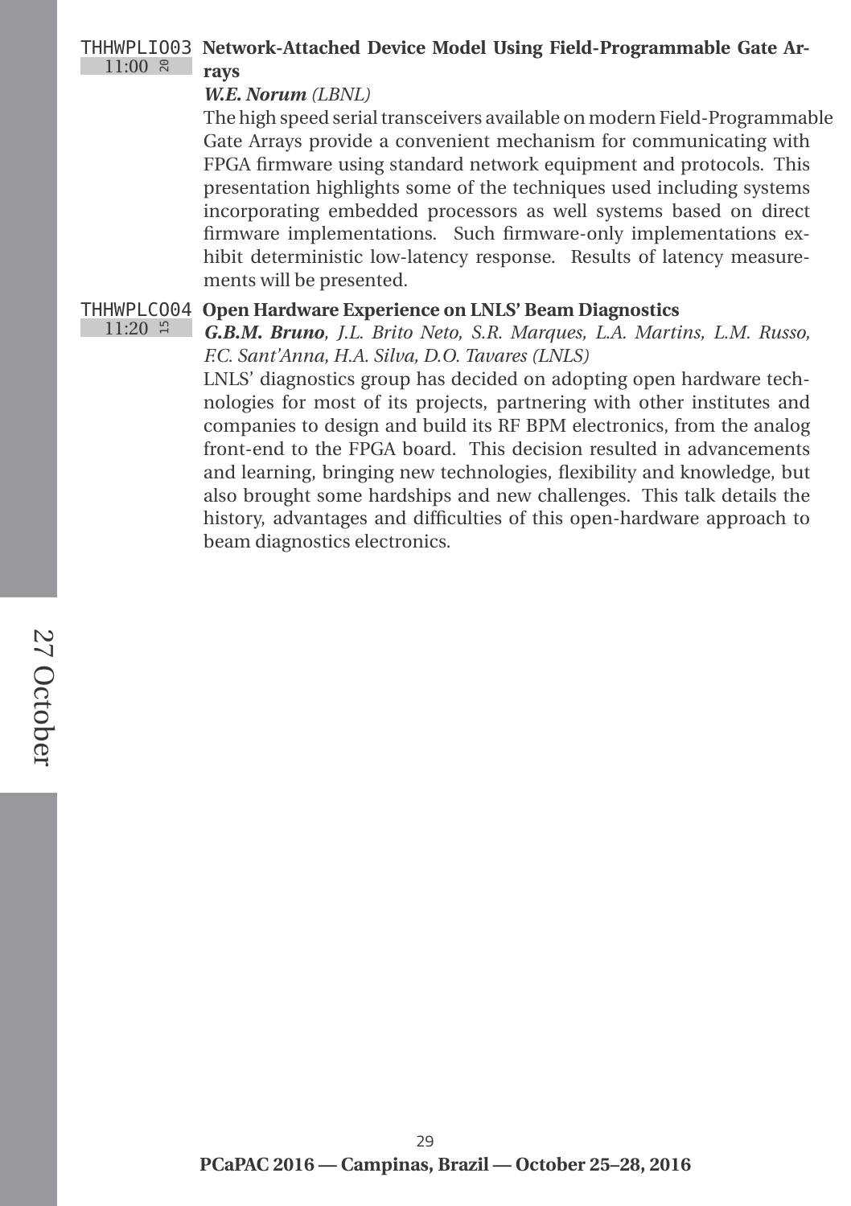THHWPLIO03 11:00 20 **Network-Attached Device Model Using Field-Programmable Gate Arrays**

***W.E. Norum*** *(LBNL)*

The high speed serial transceivers available on modern Field-Programmable Gate Arrays provide a convenient mechanism for communicating with FPGA firmware using standard network equipment and protocols. This presentation highlights some of the techniques used including systems incorporating embedded processors as well systems based on direct firmware implementations. Such firmware-only implementations exhibit deterministic low-latency response. Results of latency measurements will be presented.

THHWPLCO04 11:20 15 **Open Hardware Experience on LNLS' Beam Diagnostics**

***G.B.M. Bruno****, J.L. Brito Neto, S.R. Marques, L.A. Martins, L.M. Russo, F.C. Sant'Anna, H.A. Silva, D.O. Tavares (LNLS)*

LNLS' diagnostics group has decided on adopting open hardware technologies for most of its projects, partnering with other institutes and companies to design and build its RF BPM electronics, from the analog front-end to the FPGA board. This decision resulted in advancements and learning, bringing new technologies, flexibility and knowledge, but also brought some hardships and new challenges. This talk details the history, advantages and difficulties of this open-hardware approach to beam diagnostics electronics.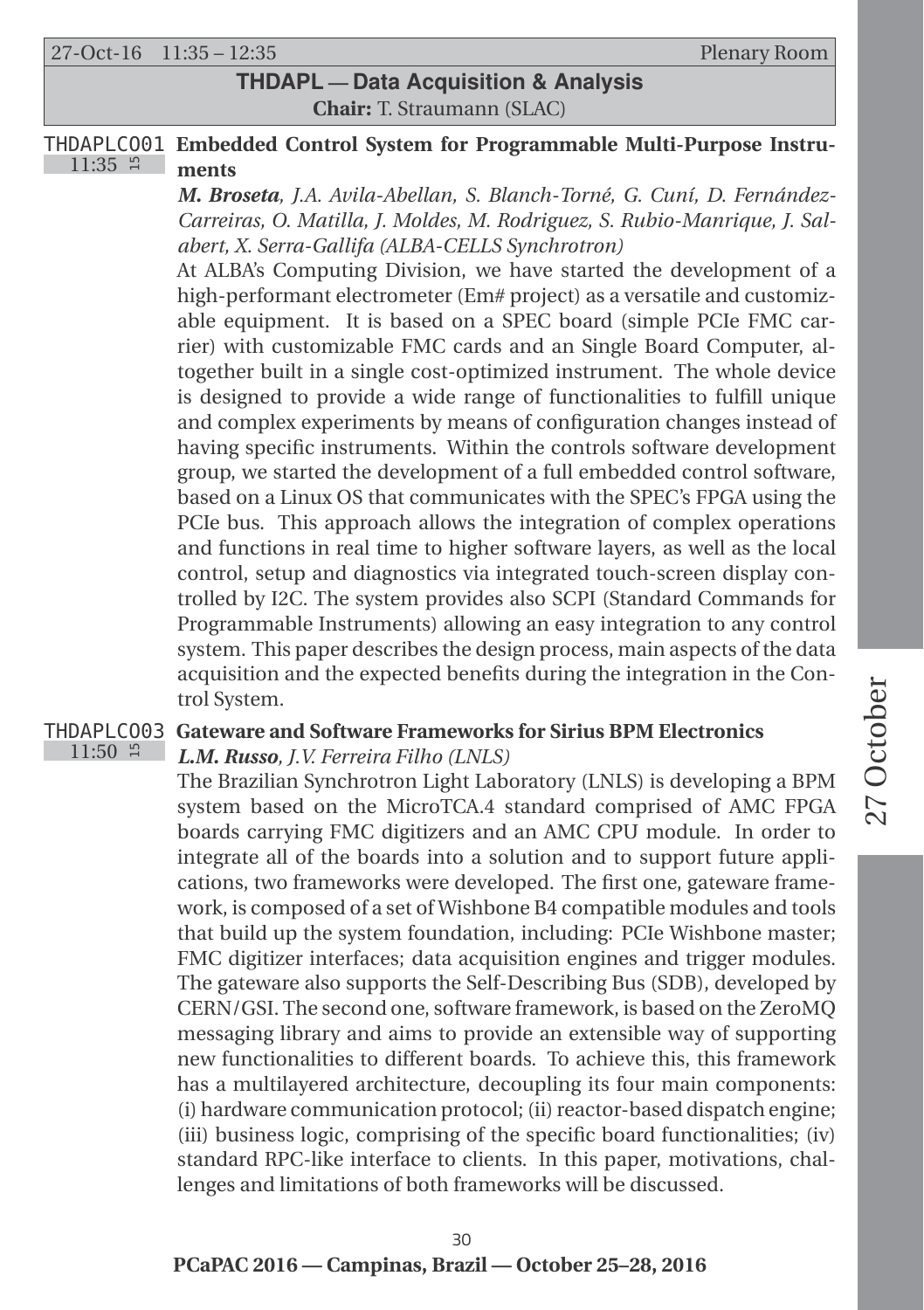27-Oct-16 11:35 – 12:35 Plenary Room

## THDAPL — Data Acquisition & Analysis

**Chair:** T. Straumann (SLAC)

### THDAPLCO01 11:35 — Embedded Control System for Programmable Multi-Purpose Instruments

***M. Broseta***, *J.A. Avila-Abellan, S. Blanch-Torné, G. Cuní, D. Fernández-Carreiras, O. Matilla, J. Moldes, M. Rodriguez, S. Rubio-Manrique, J. Salabert, X. Serra-Gallifa (ALBA-CELLS Synchrotron)*

At ALBA's Computing Division, we have started the development of a high-performant electrometer (Em# project) as a versatile and customizable equipment. It is based on a SPEC board (simple PCIe FMC carrier) with customizable FMC cards and an Single Board Computer, altogether built in a single cost-optimized instrument. The whole device is designed to provide a wide range of functionalities to fulfill unique and complex experiments by means of configuration changes instead of having specific instruments. Within the controls software development group, we started the development of a full embedded control software, based on a Linux OS that communicates with the SPEC's FPGA using the PCIe bus. This approach allows the integration of complex operations and functions in real time to higher software layers, as well as the local control, setup and diagnostics via integrated touch-screen display controlled by I2C. The system provides also SCPI (Standard Commands for Programmable Instruments) allowing an easy integration to any control system. This paper describes the design process, main aspects of the data acquisition and the expected benefits during the integration in the Control System.

### THDAPLCO03 11:50 — Gateware and Software Frameworks for Sirius BPM Electronics

***L.M. Russo***, *J.V. Ferreira Filho (LNLS)*

The Brazilian Synchrotron Light Laboratory (LNLS) is developing a BPM system based on the MicroTCA.4 standard comprised of AMC FPGA boards carrying FMC digitizers and an AMC CPU module. In order to integrate all of the boards into a solution and to support future applications, two frameworks were developed. The first one, gateware framework, is composed of a set of Wishbone B4 compatible modules and tools that build up the system foundation, including: PCIe Wishbone master; FMC digitizer interfaces; data acquisition engines and trigger modules. The gateware also supports the Self-Describing Bus (SDB), developed by CERN/GSI. The second one, software framework, is based on the ZeroMQ messaging library and aims to provide an extensible way of supporting new functionalities to different boards. To achieve this, this framework has a multilayered architecture, decoupling its four main components: (i) hardware communication protocol; (ii) reactor-based dispatch engine; (iii) business logic, comprising of the specific board functionalities; (iv) standard RPC-like interface to clients. In this paper, motivations, challenges and limitations of both frameworks will be discussed.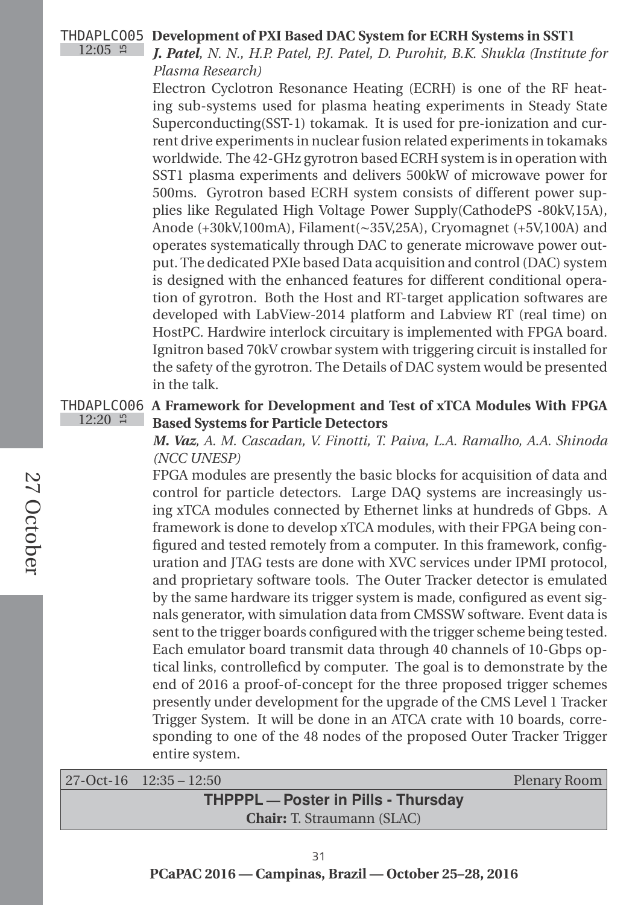**THDAPLCO05** 12:05 15 **Development of PXI Based DAC System for ECRH Systems in SST1**

***J. Patel**, N. N., H.P. Patel, P.J. Patel, D. Purohit, B.K. Shukla (Institute for Plasma Research)*

Electron Cyclotron Resonance Heating (ECRH) is one of the RF heating sub-systems used for plasma heating experiments in Steady State Superconducting(SST-1) tokamak. It is used for pre-ionization and current drive experiments in nuclear fusion related experiments in tokamaks worldwide. The 42-GHz gyrotron based ECRH system is in operation with SST1 plasma experiments and delivers 500kW of microwave power for 500ms. Gyrotron based ECRH system consists of different power supplies like Regulated High Voltage Power Supply(CathodePS -80kV,15A), Anode (+30kV,100mA), Filament(~35V,25A), Cryomagnet (+5V,100A) and operates systematically through DAC to generate microwave power output. The dedicated PXIe based Data acquisition and control (DAC) system is designed with the enhanced features for different conditional operation of gyrotron. Both the Host and RT-target application softwares are developed with LabView-2014 platform and Labview RT (real time) on HostPC. Hardwire interlock circuitary is implemented with FPGA board. Ignitron based 70kV crowbar system with triggering circuit is installed for the safety of the gyrotron. The Details of DAC system would be presented in the talk.

**THDAPLCO06** 12:20 15 **A Framework for Development and Test of xTCA Modules With FPGA Based Systems for Particle Detectors**

***M. Vaz**, A. M. Cascadan, V. Finotti, T. Paiva, L.A. Ramalho, A.A. Shinoda (NCC UNESP)*

FPGA modules are presently the basic blocks for acquisition of data and control for particle detectors. Large DAQ systems are increasingly using xTCA modules connected by Ethernet links at hundreds of Gbps. A framework is done to develop xTCA modules, with their FPGA being configured and tested remotely from a computer. In this framework, configuration and JTAG tests are done with XVC services under IPMI protocol, and proprietary software tools. The Outer Tracker detector is emulated by the same hardware its trigger system is made, configured as event signals generator, with simulation data from CMSSW software. Event data is sent to the trigger boards configured with the trigger scheme being tested. Each emulator board transmit data through 40 channels of 10-Gbps optical links, controlleficd by computer. The goal is to demonstrate by the end of 2016 a proof-of-concept for the three proposed trigger schemes presently under development for the upgrade of the CMS Level 1 Tracker Trigger System. It will be done in an ATCA crate with 10 boards, corresponding to one of the 48 nodes of the proposed Outer Tracker Trigger entire system.

27-Oct-16 12:35 – 12:50 Plenary Room

## THPPPL — Poster in Pills - Thursday

**Chair:** T. Straumann (SLAC)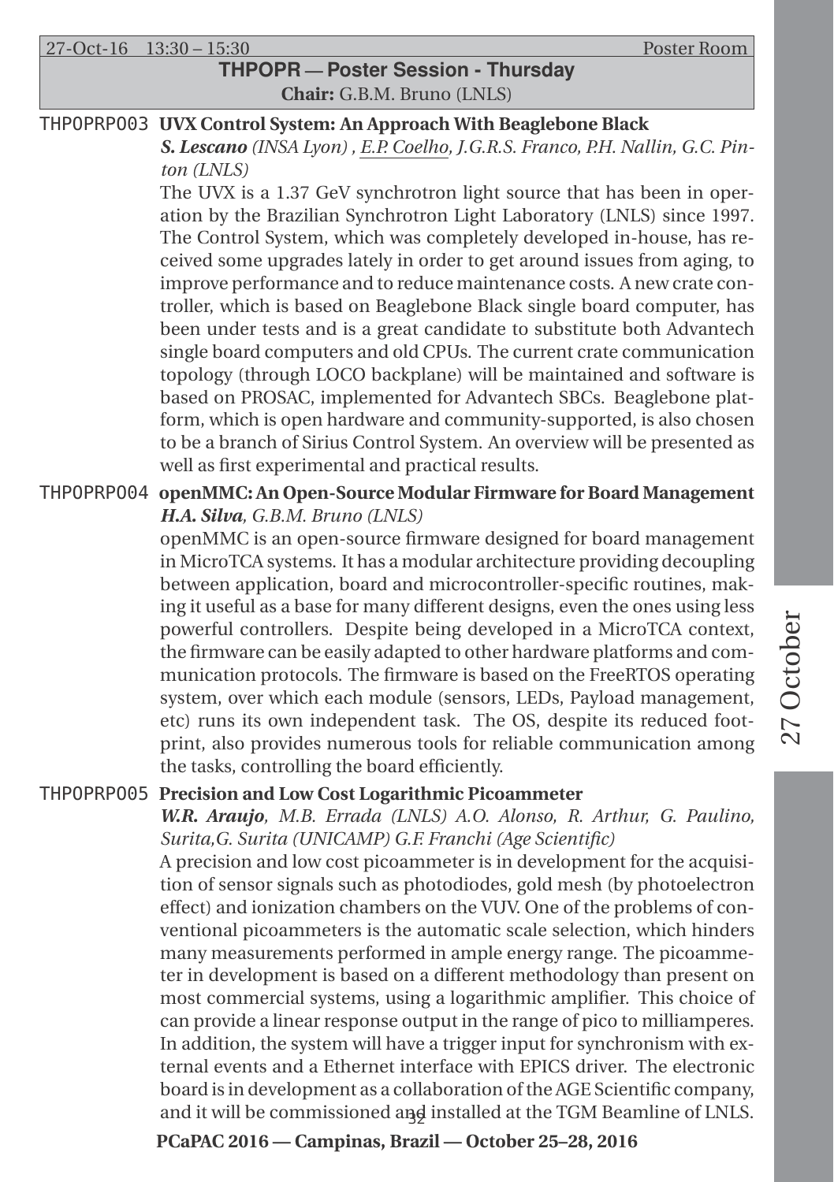27-Oct-16 13:30 – 15:30 Poster Room

## THPOPR — Poster Session - Thursday

**Chair:** G.B.M. Bruno (LNLS)

### THPOPRP003 UVX Control System: An Approach With Beaglebone Black

***S. Lescano** (INSA Lyon) , E.P. Coelho, J.G.R.S. Franco, P.H. Nallin, G.C. Pinton (LNLS)*

The UVX is a 1.37 GeV synchrotron light source that has been in operation by the Brazilian Synchrotron Light Laboratory (LNLS) since 1997. The Control System, which was completely developed in-house, has received some upgrades lately in order to get around issues from aging, to improve performance and to reduce maintenance costs. A new crate controller, which is based on Beaglebone Black single board computer, has been under tests and is a great candidate to substitute both Advantech single board computers and old CPUs. The current crate communication topology (through LOCO backplane) will be maintained and software is based on PROSAC, implemented for Advantech SBCs. Beaglebone platform, which is open hardware and community-supported, is also chosen to be a branch of Sirius Control System. An overview will be presented as well as first experimental and practical results.

### THPOPRP004 openMMC: An Open-Source Modular Firmware for Board Management

***H.A. Silva**, G.B.M. Bruno (LNLS)*

openMMC is an open-source firmware designed for board management in MicroTCA systems. It has a modular architecture providing decoupling between application, board and microcontroller-specific routines, making it useful as a base for many different designs, even the ones using less powerful controllers. Despite being developed in a MicroTCA context, the firmware can be easily adapted to other hardware platforms and communication protocols. The firmware is based on the FreeRTOS operating system, over which each module (sensors, LEDs, Payload management, etc) runs its own independent task. The OS, despite its reduced footprint, also provides numerous tools for reliable communication among the tasks, controlling the board efficiently.

### THPOPRP005 Precision and Low Cost Logarithmic Picoammeter

***W.R. Araujo**, M.B. Errada (LNLS) A.O. Alonso, R. Arthur, G. Paulino, Surita,G. Surita (UNICAMP) G.F. Franchi (Age Scientific)*

A precision and low cost picoammeter is in development for the acquisition of sensor signals such as photodiodes, gold mesh (by photoelectron effect) and ionization chambers on the VUV. One of the problems of conventional picoammeters is the automatic scale selection, which hinders many measurements performed in ample energy range. The picoammeter in development is based on a different methodology than present on most commercial systems, using a logarithmic amplifier. This choice of can provide a linear response output in the range of pico to milliamperes. In addition, the system will have a trigger input for synchronism with external events and a Ethernet interface with EPICS driver. The electronic board is in development as a collaboration of the AGE Scientific company, and it will be commissioned and installed at the TGM Beamline of LNLS.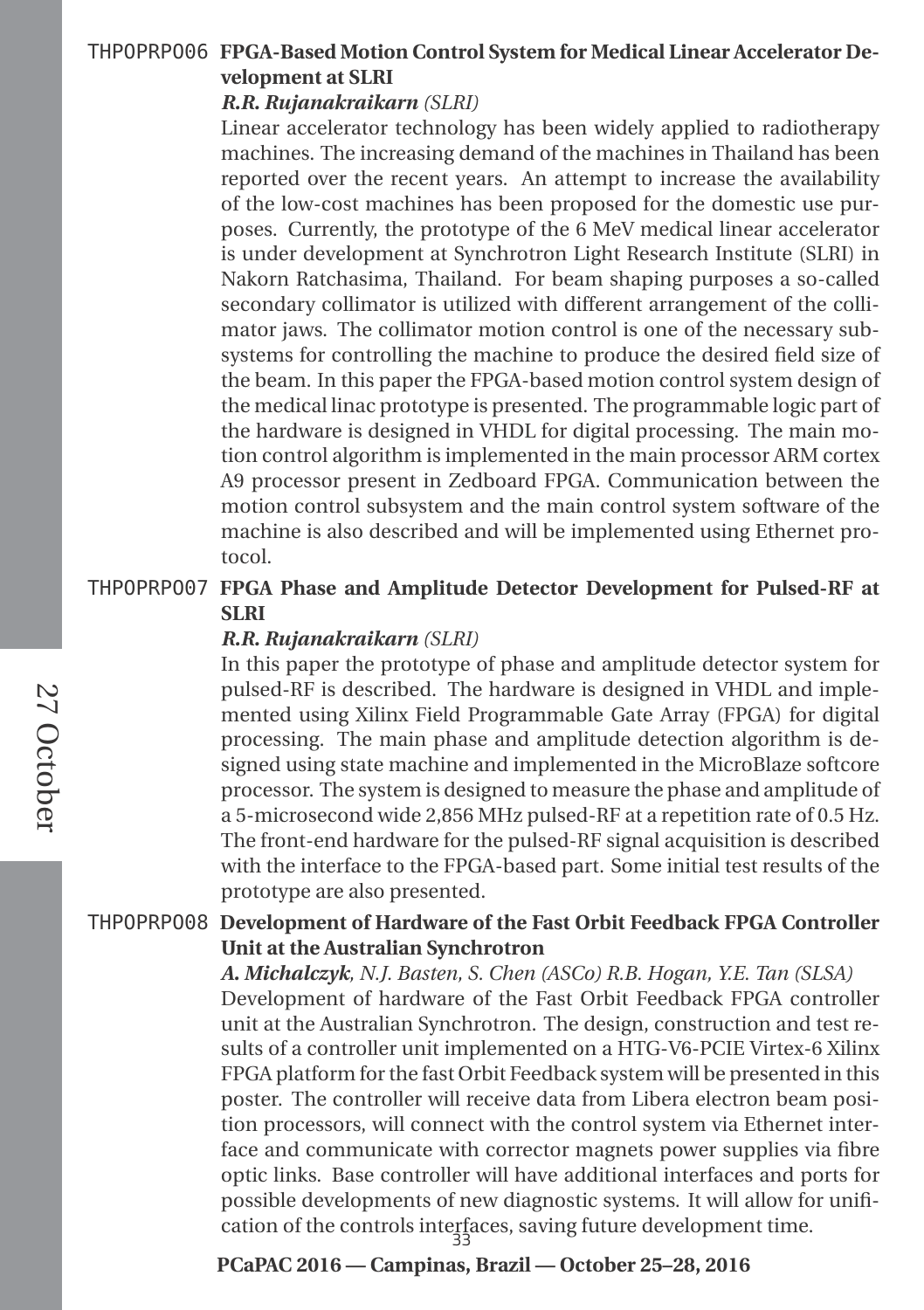THPOPRPO06 **FPGA-Based Motion Control System for Medical Linear Accelerator Development at SLRI**

***R.R. Rujanakraikarn** (SLRI)*

Linear accelerator technology has been widely applied to radiotherapy machines. The increasing demand of the machines in Thailand has been reported over the recent years. An attempt to increase the availability of the low-cost machines has been proposed for the domestic use purposes. Currently, the prototype of the 6 MeV medical linear accelerator is under development at Synchrotron Light Research Institute (SLRI) in Nakorn Ratchasima, Thailand. For beam shaping purposes a so-called secondary collimator is utilized with different arrangement of the collimator jaws. The collimator motion control is one of the necessary subsystems for controlling the machine to produce the desired field size of the beam. In this paper the FPGA-based motion control system design of the medical linac prototype is presented. The programmable logic part of the hardware is designed in VHDL for digital processing. The main motion control algorithm is implemented in the main processor ARM cortex A9 processor present in Zedboard FPGA. Communication between the motion control subsystem and the main control system software of the machine is also described and will be implemented using Ethernet protocol.

THPOPRPO07 **FPGA Phase and Amplitude Detector Development for Pulsed-RF at SLRI**

***R.R. Rujanakraikarn** (SLRI)*

In this paper the prototype of phase and amplitude detector system for pulsed-RF is described. The hardware is designed in VHDL and implemented using Xilinx Field Programmable Gate Array (FPGA) for digital processing. The main phase and amplitude detection algorithm is designed using state machine and implemented in the MicroBlaze softcore processor. The system is designed to measure the phase and amplitude of a 5-microsecond wide 2,856 MHz pulsed-RF at a repetition rate of 0.5 Hz. The front-end hardware for the pulsed-RF signal acquisition is described with the interface to the FPGA-based part. Some initial test results of the prototype are also presented.

THPOPRPO08 **Development of Hardware of the Fast Orbit Feedback FPGA Controller Unit at the Australian Synchrotron**

***A. Michalczyk**, N.J. Basten, S. Chen (ASCo) R.B. Hogan, Y.E. Tan (SLSA)*

Development of hardware of the Fast Orbit Feedback FPGA controller unit at the Australian Synchrotron. The design, construction and test results of a controller unit implemented on a HTG-V6-PCIE Virtex-6 Xilinx FPGA platform for the fast Orbit Feedback system will be presented in this poster. The controller will receive data from Libera electron beam position processors, will connect with the control system via Ethernet interface and communicate with corrector magnets power supplies via fibre optic links. Base controller will have additional interfaces and ports for possible developments of new diagnostic systems. It will allow for unification of the controls interfaces, saving future development time.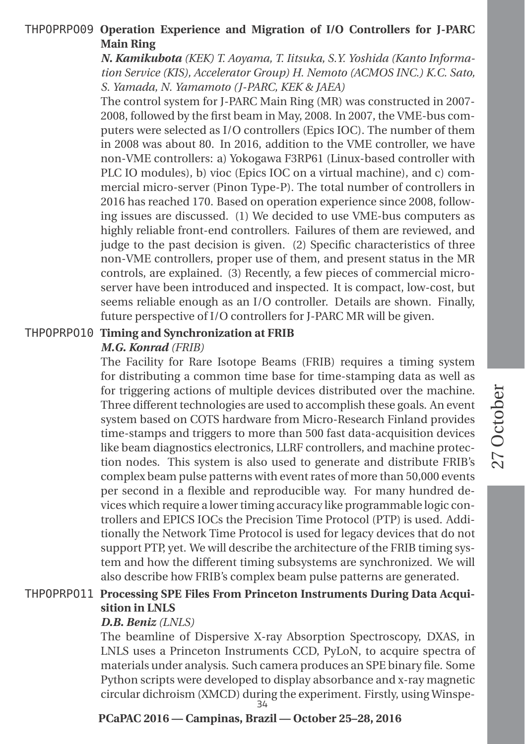## THPOPRPO09 Operation Experience and Migration of I/O Controllers for J-PARC Main Ring

***N. Kamikubota** (KEK) T. Aoyama, T. Iitsuka, S.Y. Yoshida (Kanto Information Service (KIS), Accelerator Group) H. Nemoto (ACMOS INC.) K.C. Sato, S. Yamada, N. Yamamoto (J-PARC, KEK & JAEA)*

The control system for J-PARC Main Ring (MR) was constructed in 2007-2008, followed by the first beam in May, 2008. In 2007, the VME-bus computers were selected as I/O controllers (Epics IOC). The number of them in 2008 was about 80. In 2016, addition to the VME controller, we have non-VME controllers: a) Yokogawa F3RP61 (Linux-based controller with PLC IO modules), b) vioc (Epics IOC on a virtual machine), and c) commercial micro-server (Pinon Type-P). The total number of controllers in 2016 has reached 170. Based on operation experience since 2008, following issues are discussed. (1) We decided to use VME-bus computers as highly reliable front-end controllers. Failures of them are reviewed, and judge to the past decision is given. (2) Specific characteristics of three non-VME controllers, proper use of them, and present status in the MR controls, are explained. (3) Recently, a few pieces of commercial micro-server have been introduced and inspected. It is compact, low-cost, but seems reliable enough as an I/O controller. Details are shown. Finally, future perspective of I/O controllers for J-PARC MR will be given.

## THPOPRPO10 Timing and Synchronization at FRIB

***M.G. Konrad** (FRIB)*

The Facility for Rare Isotope Beams (FRIB) requires a timing system for distributing a common time base for time-stamping data as well as for triggering actions of multiple devices distributed over the machine. Three different technologies are used to accomplish these goals. An event system based on COTS hardware from Micro-Research Finland provides time-stamps and triggers to more than 500 fast data-acquisition devices like beam diagnostics electronics, LLRF controllers, and machine protection nodes. This system is also used to generate and distribute FRIB's complex beam pulse patterns with event rates of more than 50,000 events per second in a flexible and reproducible way. For many hundred devices which require a lower timing accuracy like programmable logic controllers and EPICS IOCs the Precision Time Protocol (PTP) is used. Additionally the Network Time Protocol is used for legacy devices that do not support PTP, yet. We will describe the architecture of the FRIB timing system and how the different timing subsystems are synchronized. We will also describe how FRIB's complex beam pulse patterns are generated.

## THPOPRPO11 Processing SPE Files From Princeton Instruments During Data Acquisition in LNLS

***D.B. Beniz** (LNLS)*

The beamline of Dispersive X-ray Absorption Spectroscopy, DXAS, in LNLS uses a Princeton Instruments CCD, PyLoN, to acquire spectra of materials under analysis. Such camera produces an SPE binary file. Some Python scripts were developed to display absorbance and x-ray magnetic circular dichroism (XMCD) during the experiment. Firstly, using Winspe-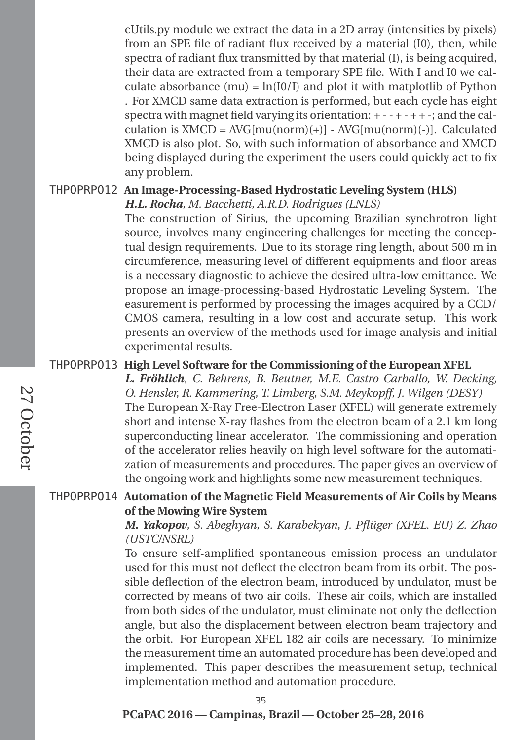cUtils.py module we extract the data in a 2D array (intensities by pixels) from an SPE file of radiant flux received by a material (I0), then, while spectra of radiant flux transmitted by that material (I), is being acquired, their data are extracted from a temporary SPE file. With I and I0 we calculate absorbance (mu) = ln(I0/I) and plot it with matplotlib of Python . For XMCD same data extraction is performed, but each cycle has eight spectra with magnet field varying its orientation: + - - + - + + -; and the calculation is XMCD = AVG[mu(norm)(+)] - AVG[mu(norm)(-)]. Calculated XMCD is also plot. So, with such information of absorbance and XMCD being displayed during the experiment the users could quickly act to fix any problem.

### THPOPRP012 An Image-Processing-Based Hydrostatic Leveling System (HLS)

***H.L. Rocha**, M. Bacchetti, A.R.D. Rodrigues (LNLS)*

The construction of Sirius, the upcoming Brazilian synchrotron light source, involves many engineering challenges for meeting the conceptual design requirements. Due to its storage ring length, about 500 m in circumference, measuring level of different equipments and floor areas is a necessary diagnostic to achieve the desired ultra-low emittance. We propose an image-processing-based Hydrostatic Leveling System. The easurement is performed by processing the images acquired by a CCD/CMOS camera, resulting in a low cost and accurate setup. This work presents an overview of the methods used for image analysis and initial experimental results.

### THPOPRP013 High Level Software for the Commissioning of the European XFEL

***L. Fröhlich**, C. Behrens, B. Beutner, M.E. Castro Carballo, W. Decking, O. Hensler, R. Kammering, T. Limberg, S.M. Meykopff, J. Wilgen (DESY)*

The European X-Ray Free-Electron Laser (XFEL) will generate extremely short and intense X-ray flashes from the electron beam of a 2.1 km long superconducting linear accelerator. The commissioning and operation of the accelerator relies heavily on high level software for the automatization of measurements and procedures. The paper gives an overview of the ongoing work and highlights some new measurement techniques.

### THPOPRP014 Automation of the Magnetic Field Measurements of Air Coils by Means of the Mowing Wire System

***M. Yakopov**, S. Abeghyan, S. Karabekyan, J. Pflüger (XFEL. EU) Z. Zhao (USTC/NSRL)*

To ensure self-amplified spontaneous emission process an undulator used for this must not deflect the electron beam from its orbit. The possible deflection of the electron beam, introduced by undulator, must be corrected by means of two air coils. These air coils, which are installed from both sides of the undulator, must eliminate not only the deflection angle, but also the displacement between electron beam trajectory and the orbit. For European XFEL 182 air coils are necessary. To minimize the measurement time an automated procedure has been developed and implemented. This paper describes the measurement setup, technical implementation method and automation procedure.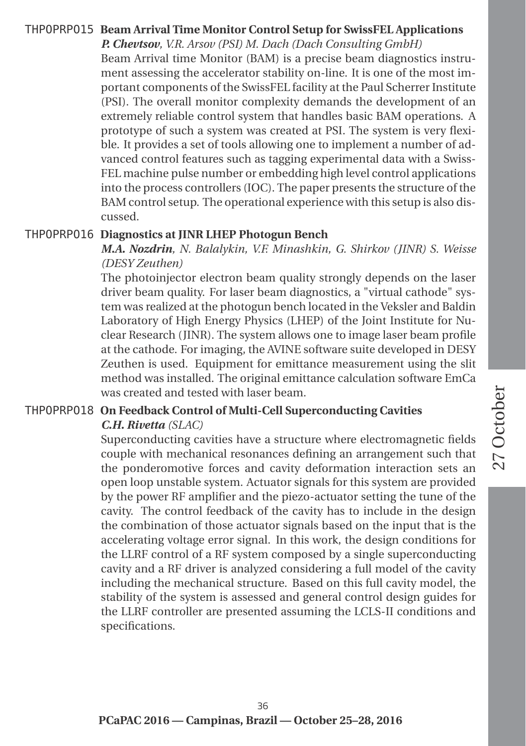## THPOPRP015 Beam Arrival Time Monitor Control Setup for SwissFEL Applications

***P. Chevtsov**, V.R. Arsov (PSI) M. Dach (Dach Consulting GmbH)*

Beam Arrival time Monitor (BAM) is a precise beam diagnostics instrument assessing the accelerator stability on-line. It is one of the most important components of the SwissFEL facility at the Paul Scherrer Institute (PSI). The overall monitor complexity demands the development of an extremely reliable control system that handles basic BAM operations. A prototype of such a system was created at PSI. The system is very flexible. It provides a set of tools allowing one to implement a number of advanced control features such as tagging experimental data with a SwissFEL machine pulse number or embedding high level control applications into the process controllers (IOC). The paper presents the structure of the BAM control setup. The operational experience with this setup is also discussed.

## THPOPRP016 Diagnostics at JINR LHEP Photogun Bench

***M.A. Nozdrin**, N. Balalykin, V.F. Minashkin, G. Shirkov (JINR) S. Weisse (DESY Zeuthen)*

The photoinjector electron beam quality strongly depends on the laser driver beam quality. For laser beam diagnostics, a "virtual cathode" system was realized at the photogun bench located in the Veksler and Baldin Laboratory of High Energy Physics (LHEP) of the Joint Institute for Nuclear Research (JINR). The system allows one to image laser beam profile at the cathode. For imaging, the AVINE software suite developed in DESY Zeuthen is used. Equipment for emittance measurement using the slit method was installed. The original emittance calculation software EmCa was created and tested with laser beam.

## THPOPRP018 On Feedback Control of Multi-Cell Superconducting Cavities

***C.H. Rivetta** (SLAC)*

Superconducting cavities have a structure where electromagnetic fields couple with mechanical resonances defining an arrangement such that the ponderomotive forces and cavity deformation interaction sets an open loop unstable system. Actuator signals for this system are provided by the power RF amplifier and the piezo-actuator setting the tune of the cavity. The control feedback of the cavity has to include in the design the combination of those actuator signals based on the input that is the accelerating voltage error signal. In this work, the design conditions for the LLRF control of a RF system composed by a single superconducting cavity and a RF driver is analyzed considering a full model of the cavity including the mechanical structure. Based on this full cavity model, the stability of the system is assessed and general control design guides for the LLRF controller are presented assuming the LCLS-II conditions and specifications.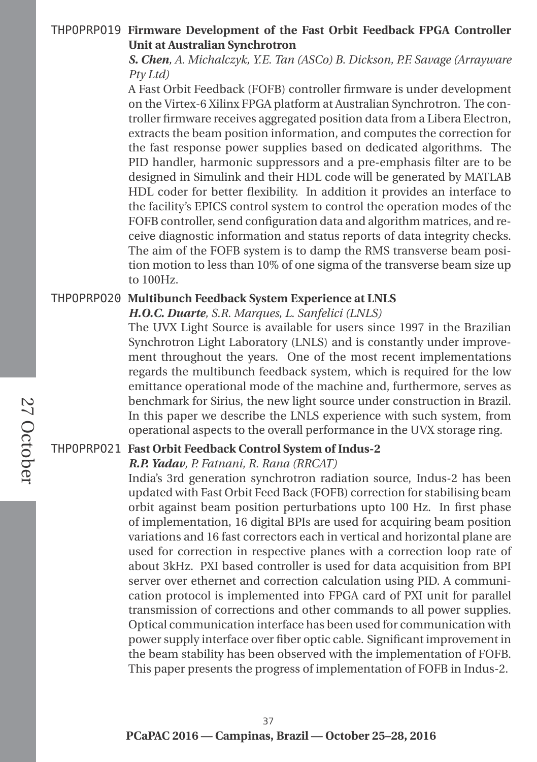## THPOPRPO19 Firmware Development of the Fast Orbit Feedback FPGA Controller Unit at Australian Synchrotron

***S. Chen***, *A. Michalczyk, Y.E. Tan (ASCo) B. Dickson, P.F. Savage (Arrayware Pty Ltd)*

A Fast Orbit Feedback (FOFB) controller firmware is under development on the Virtex-6 Xilinx FPGA platform at Australian Synchrotron. The controller firmware receives aggregated position data from a Libera Electron, extracts the beam position information, and computes the correction for the fast response power supplies based on dedicated algorithms. The PID handler, harmonic suppressors and a pre-emphasis filter are to be designed in Simulink and their HDL code will be generated by MATLAB HDL coder for better flexibility. In addition it provides an interface to the facility's EPICS control system to control the operation modes of the FOFB controller, send configuration data and algorithm matrices, and receive diagnostic information and status reports of data integrity checks. The aim of the FOFB system is to damp the RMS transverse beam position motion to less than 10% of one sigma of the transverse beam size up to 100Hz.

## THPOPRPO20 Multibunch Feedback System Experience at LNLS

***H.O.C. Duarte***, *S.R. Marques, L. Sanfelici (LNLS)*

The UVX Light Source is available for users since 1997 in the Brazilian Synchrotron Light Laboratory (LNLS) and is constantly under improvement throughout the years. One of the most recent implementations regards the multibunch feedback system, which is required for the low emittance operational mode of the machine and, furthermore, serves as benchmark for Sirius, the new light source under construction in Brazil. In this paper we describe the LNLS experience with such system, from operational aspects to the overall performance in the UVX storage ring.

## THPOPRPO21 Fast Orbit Feedback Control System of Indus-2

***R.P. Yadav***, *P. Fatnani, R. Rana (RRCAT)*

India's 3rd generation synchrotron radiation source, Indus-2 has been updated with Fast Orbit Feed Back (FOFB) correction for stabilising beam orbit against beam position perturbations upto 100 Hz. In first phase of implementation, 16 digital BPIs are used for acquiring beam position variations and 16 fast correctors each in vertical and horizontal plane are used for correction in respective planes with a correction loop rate of about 3kHz. PXI based controller is used for data acquisition from BPI server over ethernet and correction calculation using PID. A communication protocol is implemented into FPGA card of PXI unit for parallel transmission of corrections and other commands to all power supplies. Optical communication interface has been used for communication with power supply interface over fiber optic cable. Significant improvement in the beam stability has been observed with the implementation of FOFB. This paper presents the progress of implementation of FOFB in Indus-2.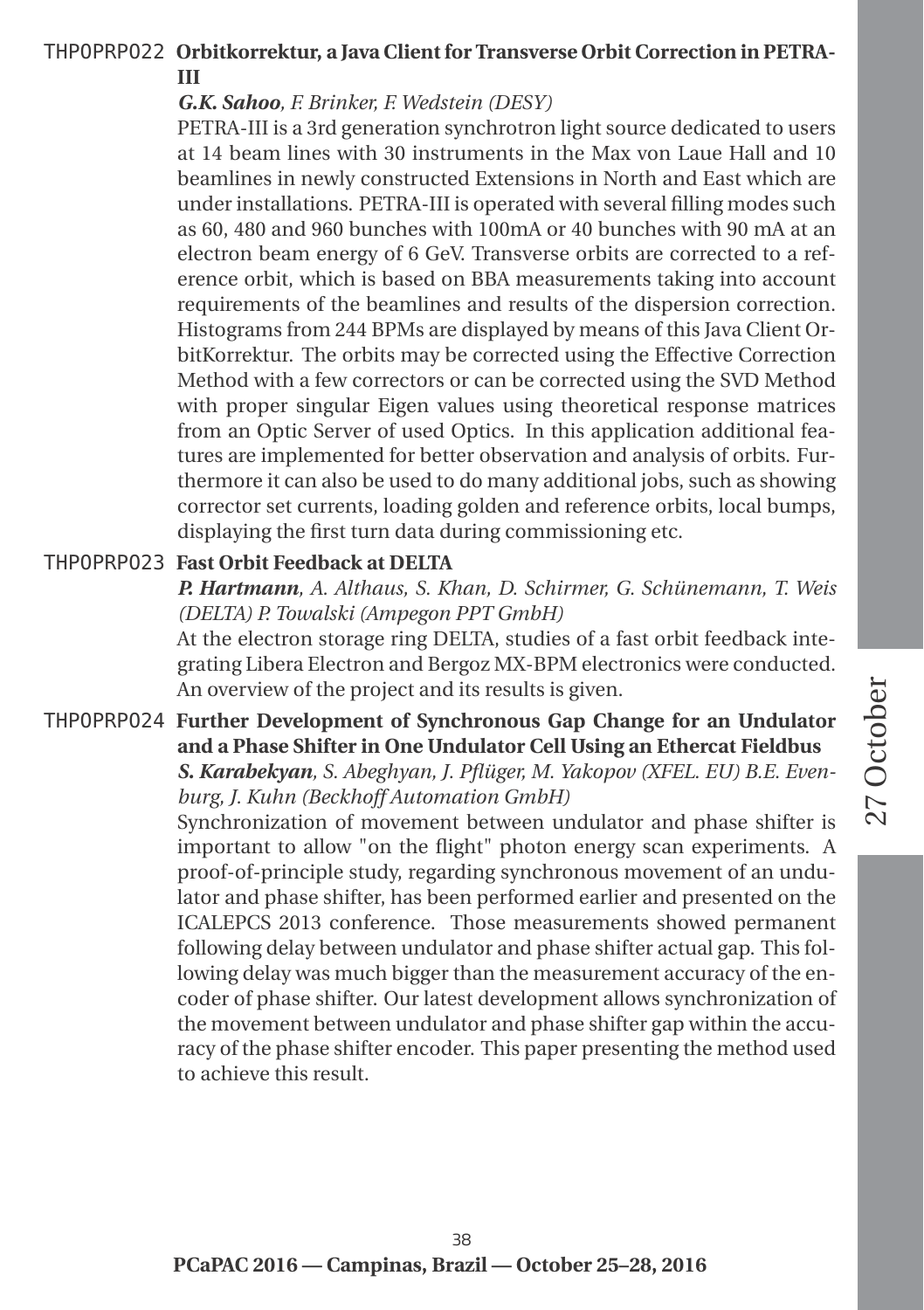**THPOPRP022 Orbitkorrektur, a Java Client for Transverse Orbit Correction in PETRA-III**

***G.K. Sahoo**, F. Brinker, F. Wedstein (DESY)*

PETRA-III is a 3rd generation synchrotron light source dedicated to users at 14 beam lines with 30 instruments in the Max von Laue Hall and 10 beamlines in newly constructed Extensions in North and East which are under installations. PETRA-III is operated with several filling modes such as 60, 480 and 960 bunches with 100mA or 40 bunches with 90 mA at an electron beam energy of 6 GeV. Transverse orbits are corrected to a reference orbit, which is based on BBA measurements taking into account requirements of the beamlines and results of the dispersion correction. Histograms from 244 BPMs are displayed by means of this Java Client OrbitKorrektur. The orbits may be corrected using the Effective Correction Method with a few correctors or can be corrected using the SVD Method with proper singular Eigen values using theoretical response matrices from an Optic Server of used Optics. In this application additional features are implemented for better observation and analysis of orbits. Furthermore it can also be used to do many additional jobs, such as showing corrector set currents, loading golden and reference orbits, local bumps, displaying the first turn data during commissioning etc.

**THPOPRP023 Fast Orbit Feedback at DELTA**

***P. Hartmann**, A. Althaus, S. Khan, D. Schirmer, G. Schünemann, T. Weis (DELTA) P. Towalski (Ampegon PPT GmbH)*

At the electron storage ring DELTA, studies of a fast orbit feedback integrating Libera Electron and Bergoz MX-BPM electronics were conducted. An overview of the project and its results is given.

**THPOPRP024 Further Development of Synchronous Gap Change for an Undulator and a Phase Shifter in One Undulator Cell Using an Ethercat Fieldbus**

***S. Karabekyan**, S. Abeghyan, J. Pflüger, M. Yakopov (XFEL. EU) B.E. Evenburg, J. Kuhn (Beckhoff Automation GmbH)*

Synchronization of movement between undulator and phase shifter is important to allow "on the flight" photon energy scan experiments. A proof-of-principle study, regarding synchronous movement of an undulator and phase shifter, has been performed earlier and presented on the ICALEPCS 2013 conference. Those measurements showed permanent following delay between undulator and phase shifter actual gap. This following delay was much bigger than the measurement accuracy of the encoder of phase shifter. Our latest development allows synchronization of the movement between undulator and phase shifter gap within the accuracy of the phase shifter encoder. This paper presenting the method used to achieve this result.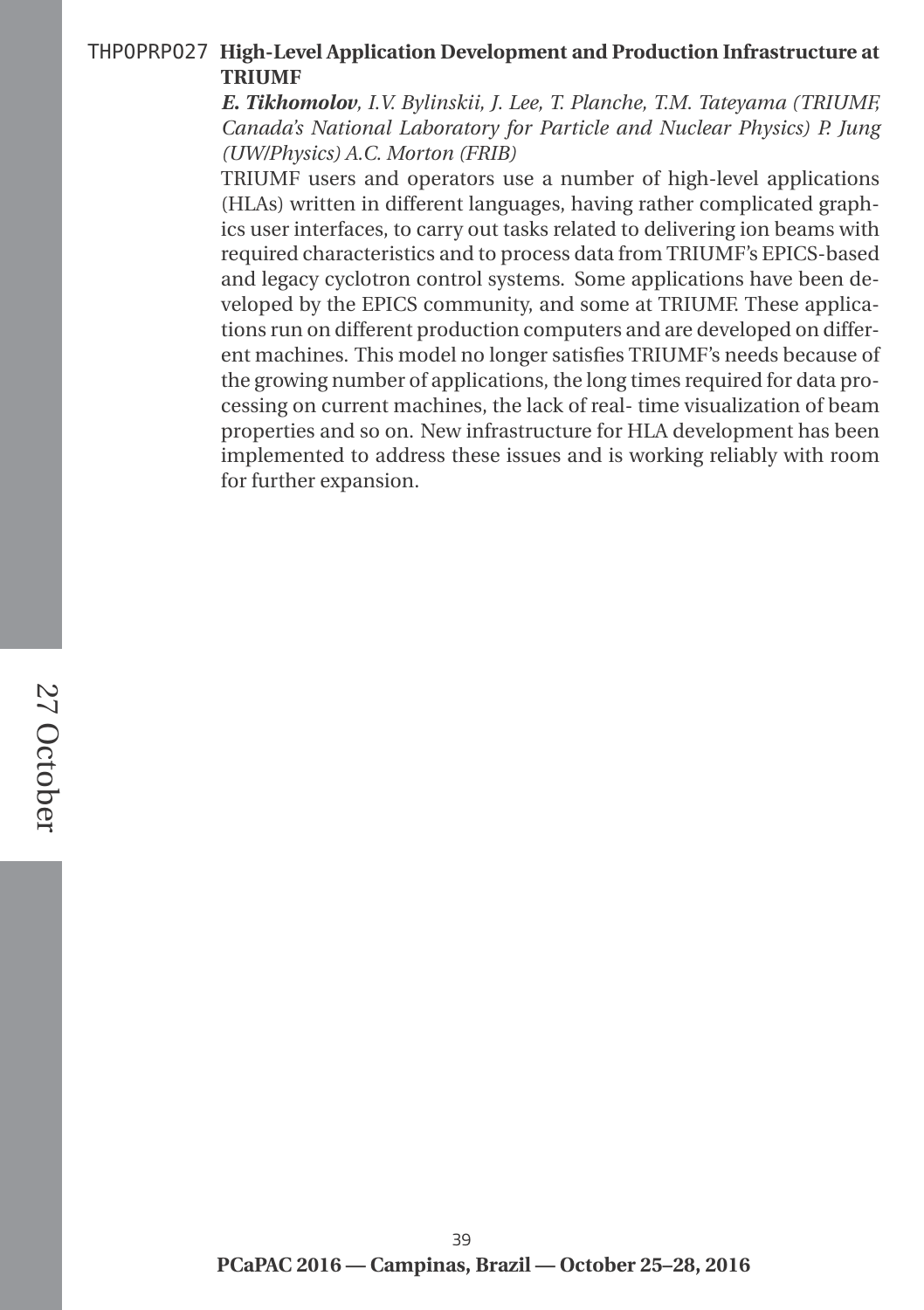**THPOPRP027 High-Level Application Development and Production Infrastructure at TRIUMF**

***E. Tikhomolov**, I.V. Bylinskii, J. Lee, T. Planche, T.M. Tateyama (TRIUMF, Canada's National Laboratory for Particle and Nuclear Physics) P. Jung (UW/Physics) A.C. Morton (FRIB)*

TRIUMF users and operators use a number of high-level applications (HLAs) written in different languages, having rather complicated graphics user interfaces, to carry out tasks related to delivering ion beams with required characteristics and to process data from TRIUMF's EPICS-based and legacy cyclotron control systems. Some applications have been developed by the EPICS community, and some at TRIUMF. These applications run on different production computers and are developed on different machines. This model no longer satisfies TRIUMF's needs because of the growing number of applications, the long times required for data processing on current machines, the lack of real- time visualization of beam properties and so on. New infrastructure for HLA development has been implemented to address these issues and is working reliably with room for further expansion.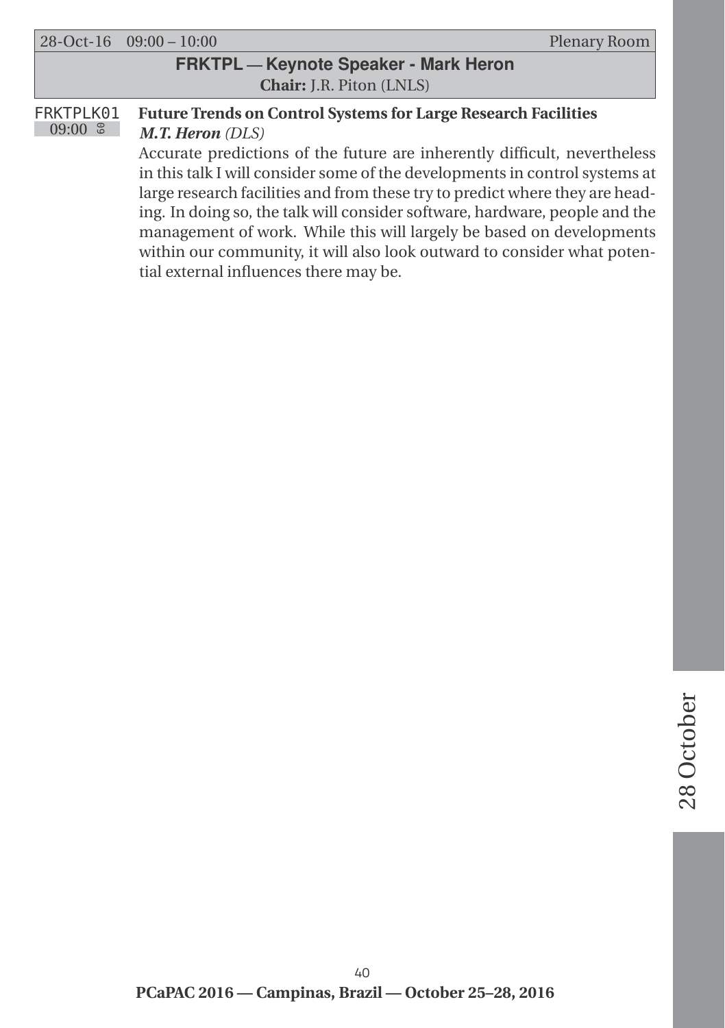28-Oct-16 09:00 – 10:00 Plenary Room

## FRKTPL — Keynote Speaker - Mark Heron

**Chair:** J.R. Piton (LNLS)

FRKTPLK01
09:00 60

### Future Trends on Control Systems for Large Research Facilities

***M.T. Heron*** *(DLS)*

Accurate predictions of the future are inherently difficult, nevertheless in this talk I will consider some of the developments in control systems at large research facilities and from these try to predict where they are heading. In doing so, the talk will consider software, hardware, people and the management of work. While this will largely be based on developments within our community, it will also look outward to consider what potential external influences there may be.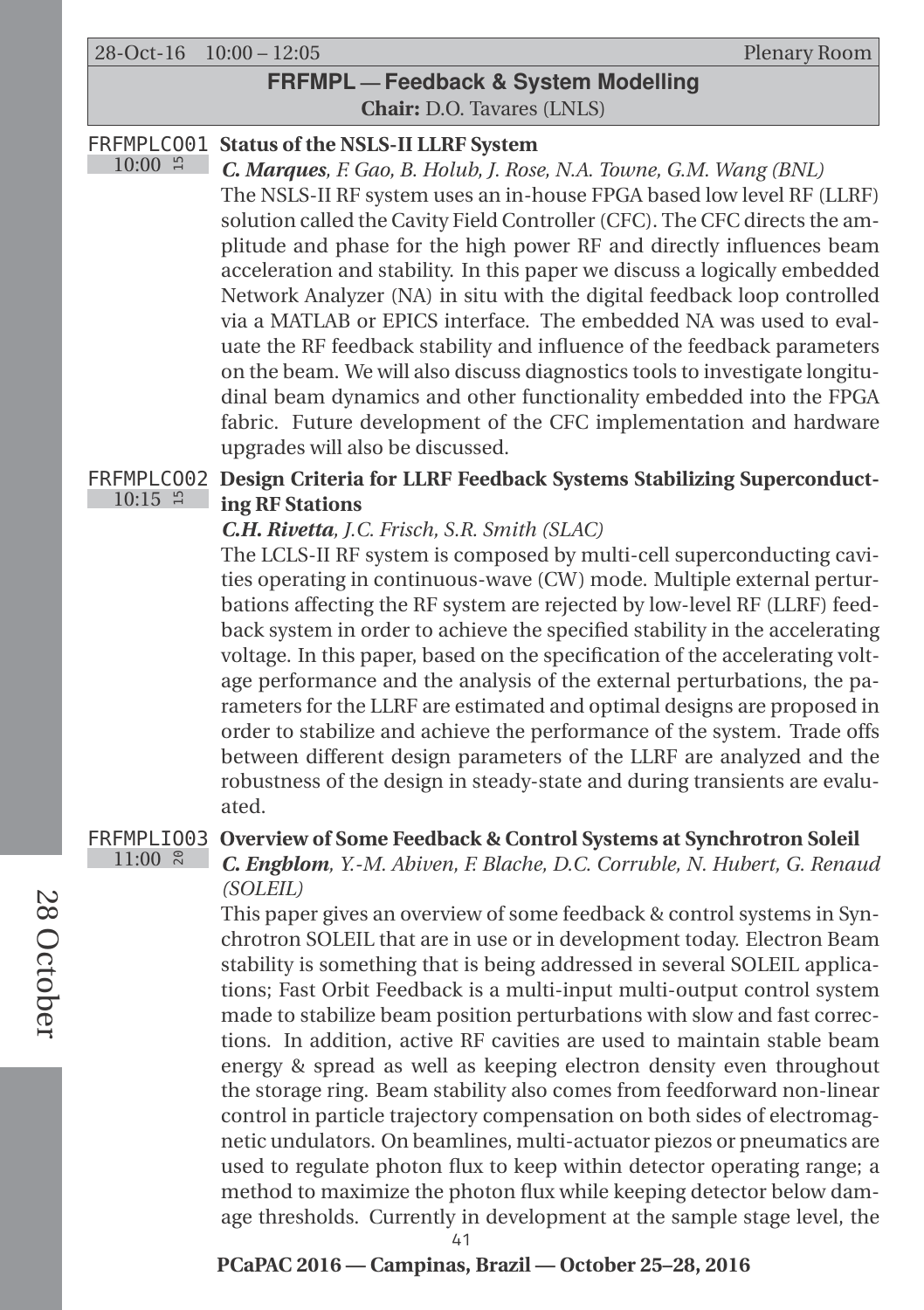28-Oct-16 10:00 – 12:05 Plenary Room

## FRFMPL — Feedback & System Modelling

**Chair:** D.O. Tavares (LNLS)

### FRFMPLCO01 — 10:00 (15) — Status of the NSLS-II LLRF System

***C. Marques***, *F. Gao, B. Holub, J. Rose, N.A. Towne, G.M. Wang (BNL)*

The NSLS-II RF system uses an in-house FPGA based low level RF (LLRF) solution called the Cavity Field Controller (CFC). The CFC directs the amplitude and phase for the high power RF and directly influences beam acceleration and stability. In this paper we discuss a logically embedded Network Analyzer (NA) in situ with the digital feedback loop controlled via a MATLAB or EPICS interface. The embedded NA was used to evaluate the RF feedback stability and influence of the feedback parameters on the beam. We will also discuss diagnostics tools to investigate longitudinal beam dynamics and other functionality embedded into the FPGA fabric. Future development of the CFC implementation and hardware upgrades will also be discussed.

### FRFMPLCO02 — 10:15 (15) — Design Criteria for LLRF Feedback Systems Stabilizing Superconducting RF Stations

***C.H. Rivetta***, *J.C. Frisch, S.R. Smith (SLAC)*

The LCLS-II RF system is composed by multi-cell superconducting cavities operating in continuous-wave (CW) mode. Multiple external perturbations affecting the RF system are rejected by low-level RF (LLRF) feedback system in order to achieve the specified stability in the accelerating voltage. In this paper, based on the specification of the accelerating voltage performance and the analysis of the external perturbations, the parameters for the LLRF are estimated and optimal designs are proposed in order to stabilize and achieve the performance of the system. Trade offs between different design parameters of the LLRF are analyzed and the robustness of the design in steady-state and during transients are evaluated.

### FRFMPLIO03 — 11:00 (20) — Overview of Some Feedback & Control Systems at Synchrotron Soleil

***C. Engblom***, *Y.-M. Abiven, F. Blache, D.C. Corruble, N. Hubert, G. Renaud (SOLEIL)*

This paper gives an overview of some feedback & control systems in Synchrotron SOLEIL that are in use or in development today. Electron Beam stability is something that is being addressed in several SOLEIL applications; Fast Orbit Feedback is a multi-input multi-output control system made to stabilize beam position perturbations with slow and fast corrections. In addition, active RF cavities are used to maintain stable beam energy & spread as well as keeping electron density even throughout the storage ring. Beam stability also comes from feedforward non-linear control in particle trajectory compensation on both sides of electromagnetic undulators. On beamlines, multi-actuator piezos or pneumatics are used to regulate photon flux to keep within detector operating range; a method to maximize the photon flux while keeping detector below damage thresholds. Currently in development at the sample stage level, the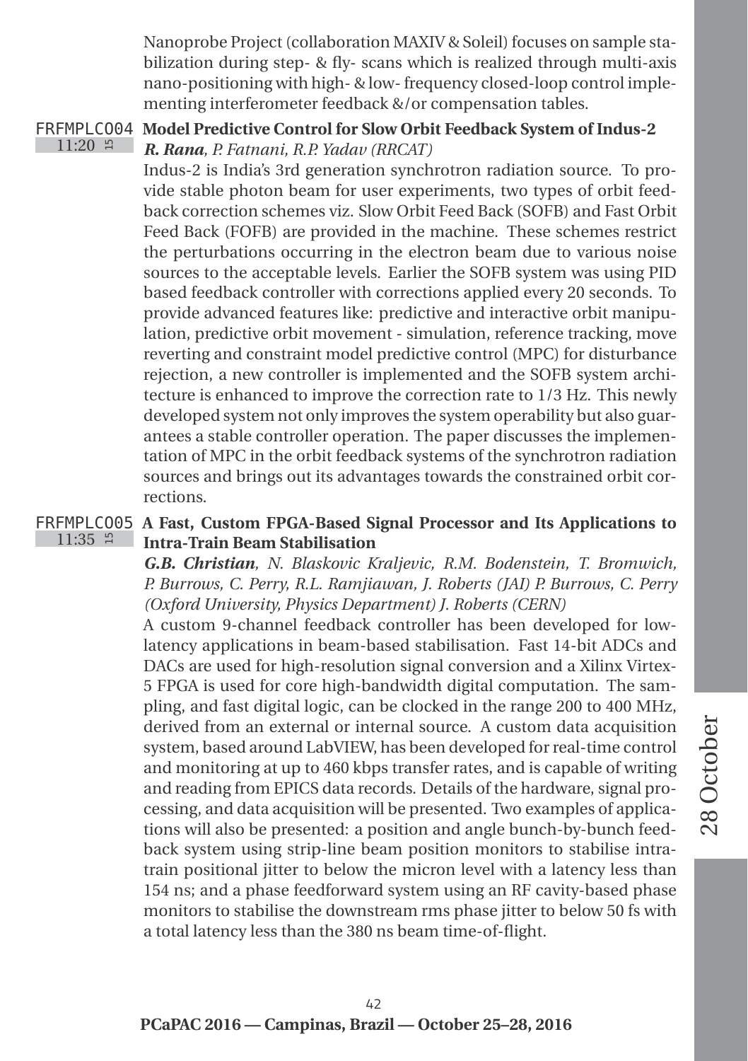Nanoprobe Project (collaboration MAXIV & Soleil) focuses on sample stabilization during step- & fly- scans which is realized through multi-axis nano-positioning with high- & low- frequency closed-loop control implementing interferometer feedback &/or compensation tables.

FRFMPLCO04 11:20 15

### Model Predictive Control for Slow Orbit Feedback System of Indus-2

***R. Rana**, P. Fatnani, R.P. Yadav (RRCAT)*

Indus-2 is India's 3rd generation synchrotron radiation source. To provide stable photon beam for user experiments, two types of orbit feedback correction schemes viz. Slow Orbit Feed Back (SOFB) and Fast Orbit Feed Back (FOFB) are provided in the machine. These schemes restrict the perturbations occurring in the electron beam due to various noise sources to the acceptable levels. Earlier the SOFB system was using PID based feedback controller with corrections applied every 20 seconds. To provide advanced features like: predictive and interactive orbit manipulation, predictive orbit movement - simulation, reference tracking, move reverting and constraint model predictive control (MPC) for disturbance rejection, a new controller is implemented and the SOFB system architecture is enhanced to improve the correction rate to 1/3 Hz. This newly developed system not only improves the system operability but also guarantees a stable controller operation. The paper discusses the implementation of MPC in the orbit feedback systems of the synchrotron radiation sources and brings out its advantages towards the constrained orbit corrections.

FRFMPLCO05 11:35 15

### A Fast, Custom FPGA-Based Signal Processor and Its Applications to Intra-Train Beam Stabilisation

***G.B. Christian**, N. Blaskovic Kraljevic, R.M. Bodenstein, T. Bromwich, P. Burrows, C. Perry, R.L. Ramjiawan, J. Roberts (JAI) P. Burrows, C. Perry (Oxford University, Physics Department) J. Roberts (CERN)*

A custom 9-channel feedback controller has been developed for low-latency applications in beam-based stabilisation. Fast 14-bit ADCs and DACs are used for high-resolution signal conversion and a Xilinx Virtex-5 FPGA is used for core high-bandwidth digital computation. The sampling, and fast digital logic, can be clocked in the range 200 to 400 MHz, derived from an external or internal source. A custom data acquisition system, based around LabVIEW, has been developed for real-time control and monitoring at up to 460 kbps transfer rates, and is capable of writing and reading from EPICS data records. Details of the hardware, signal processing, and data acquisition will be presented. Two examples of applications will also be presented: a position and angle bunch-by-bunch feedback system using strip-line beam position monitors to stabilise intra-train positional jitter to below the micron level with a latency less than 154 ns; and a phase feedforward system using an RF cavity-based phase monitors to stabilise the downstream rms phase jitter to below 50 fs with a total latency less than the 380 ns beam time-of-flight.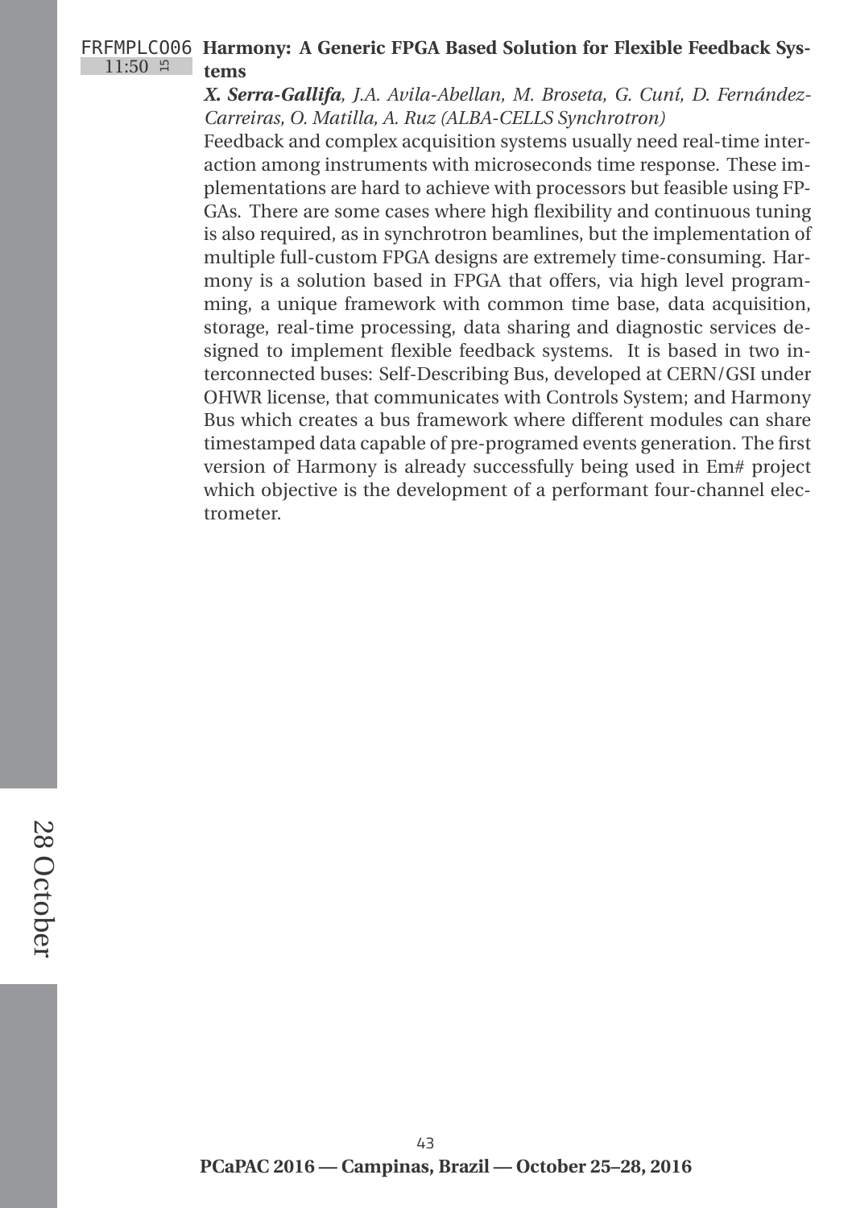FRFMPLCO06 11:50 [15]

### Harmony: A Generic FPGA Based Solution for Flexible Feedback Systems

***X. Serra-Gallifa***, *J.A. Avila-Abellan, M. Broseta, G. Cuní, D. Fernández-Carreiras, O. Matilla, A. Ruz (ALBA-CELLS Synchrotron)*

Feedback and complex acquisition systems usually need real-time interaction among instruments with microseconds time response. These implementations are hard to achieve with processors but feasible using FPGAs. There are some cases where high flexibility and continuous tuning is also required, as in synchrotron beamlines, but the implementation of multiple full-custom FPGA designs are extremely time-consuming. Harmony is a solution based in FPGA that offers, via high level programming, a unique framework with common time base, data acquisition, storage, real-time processing, data sharing and diagnostic services designed to implement flexible feedback systems. It is based in two interconnected buses: Self-Describing Bus, developed at CERN/GSI under OHWR license, that communicates with Controls System; and Harmony Bus which creates a bus framework where different modules can share timestamped data capable of pre-programed events generation. The first version of Harmony is already successfully being used in Em# project which objective is the development of a performant four-channel electrometer.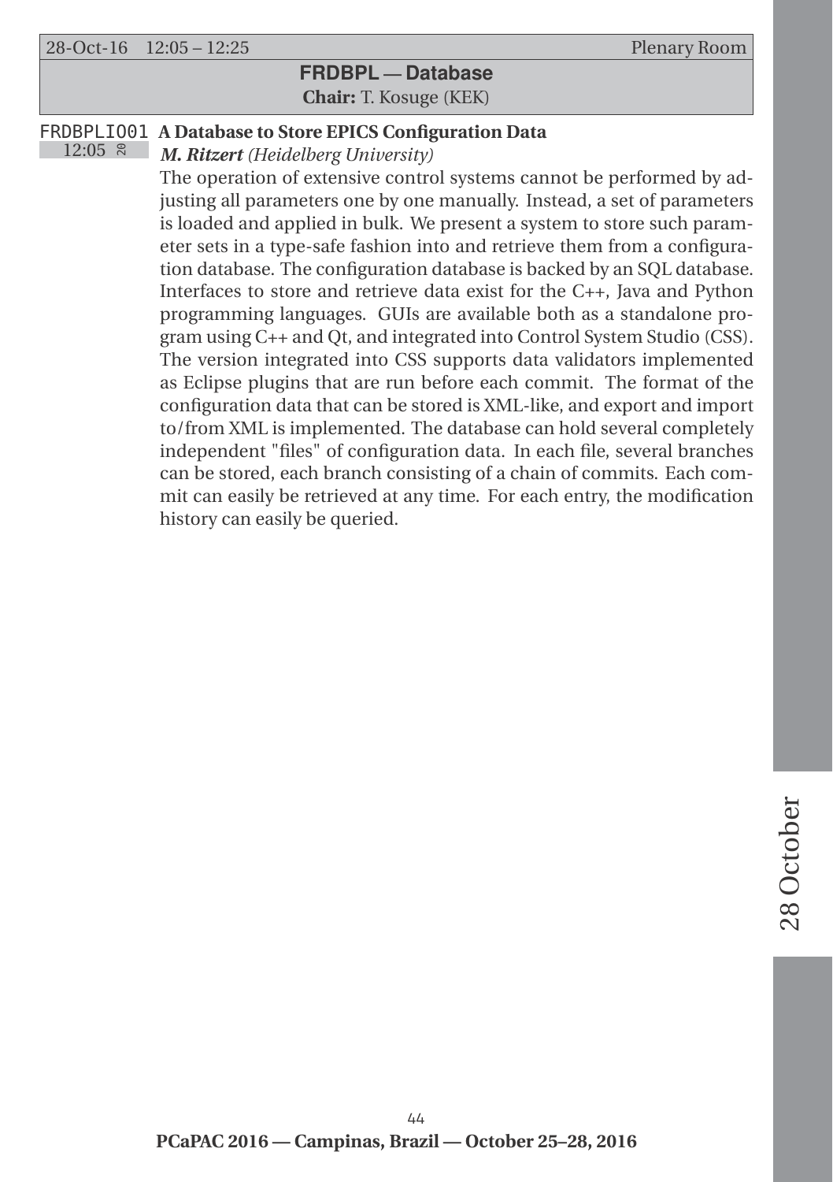28-Oct-16 12:05 – 12:25 Plenary Room

## FRDBPL — Database

**Chair:** T. Kosuge (KEK)

### FRDBPLI01 A Database to Store EPICS Configuration Data

12:05

***M. Ritzert** (Heidelberg University)*

The operation of extensive control systems cannot be performed by adjusting all parameters one by one manually. Instead, a set of parameters is loaded and applied in bulk. We present a system to store such parameter sets in a type-safe fashion into and retrieve them from a configuration database. The configuration database is backed by an SQL database. Interfaces to store and retrieve data exist for the C++, Java and Python programming languages. GUIs are available both as a standalone program using C++ and Qt, and integrated into Control System Studio (CSS). The version integrated into CSS supports data validators implemented as Eclipse plugins that are run before each commit. The format of the configuration data that can be stored is XML-like, and export and import to/from XML is implemented. The database can hold several completely independent "files" of configuration data. In each file, several branches can be stored, each branch consisting of a chain of commits. Each commit can easily be retrieved at any time. For each entry, the modification history can easily be queried.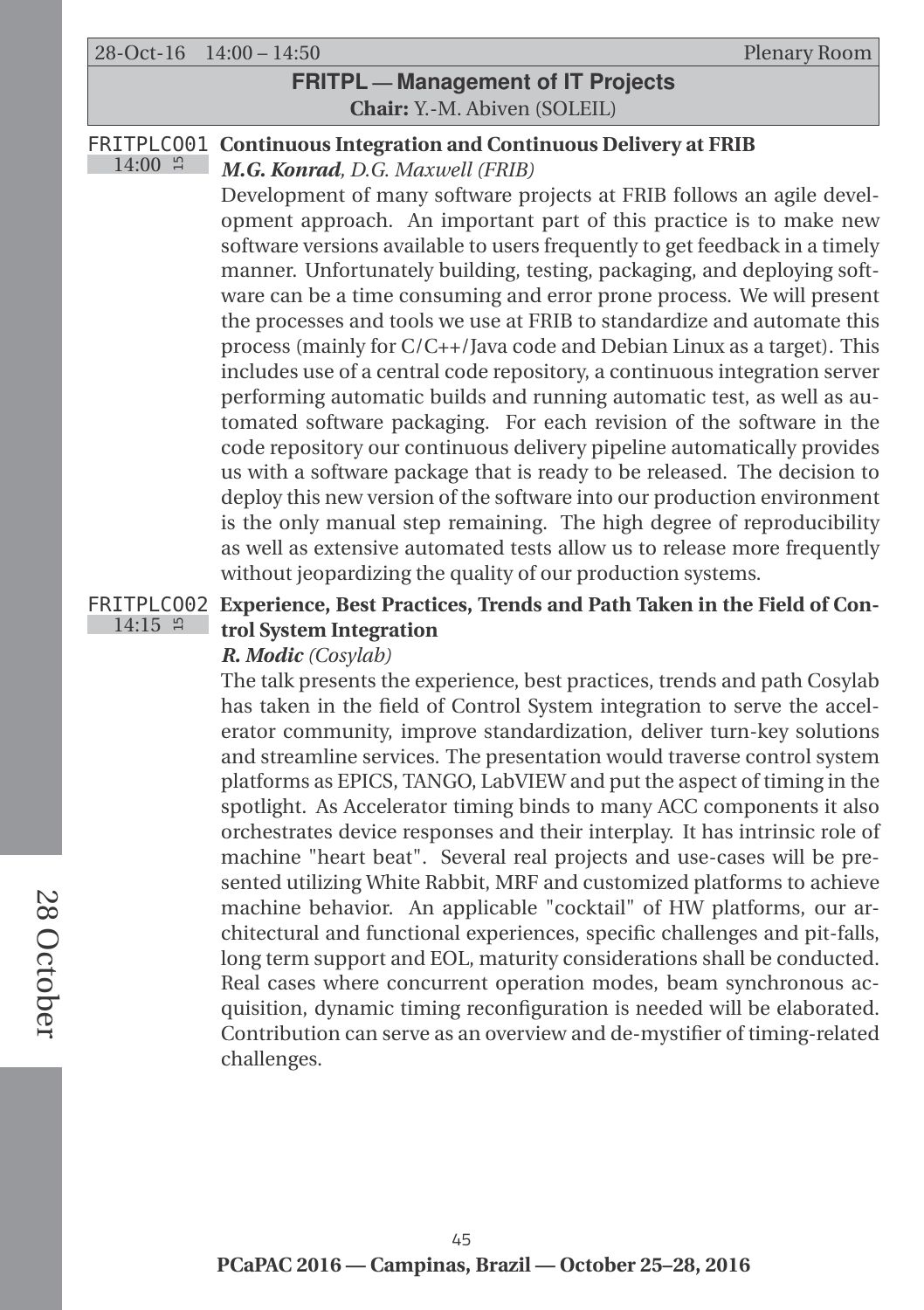28-Oct-16 14:00 – 14:50 Plenary Room

## FRITPL — Management of IT Projects

**Chair:** Y.-M. Abiven (SOLEIL)

### FRITPLC001 Continuous Integration and Continuous Delivery at FRIB

14:00 15

***M.G. Konrad**, D.G. Maxwell (FRIB)*

Development of many software projects at FRIB follows an agile development approach. An important part of this practice is to make new software versions available to users frequently to get feedback in a timely manner. Unfortunately building, testing, packaging, and deploying software can be a time consuming and error prone process. We will present the processes and tools we use at FRIB to standardize and automate this process (mainly for C/C++/Java code and Debian Linux as a target). This includes use of a central code repository, a continuous integration server performing automatic builds and running automatic test, as well as automated software packaging. For each revision of the software in the code repository our continuous delivery pipeline automatically provides us with a software package that is ready to be released. The decision to deploy this new version of the software into our production environment is the only manual step remaining. The high degree of reproducibility as well as extensive automated tests allow us to release more frequently without jeopardizing the quality of our production systems.

### FRITPLC002 Experience, Best Practices, Trends and Path Taken in the Field of Control System Integration

14:15 15

***R. Modic** (Cosylab)*

The talk presents the experience, best practices, trends and path Cosylab has taken in the field of Control System integration to serve the accelerator community, improve standardization, deliver turn-key solutions and streamline services. The presentation would traverse control system platforms as EPICS, TANGO, LabVIEW and put the aspect of timing in the spotlight. As Accelerator timing binds to many ACC components it also orchestrates device responses and their interplay. It has intrinsic role of machine "heart beat". Several real projects and use-cases will be presented utilizing White Rabbit, MRF and customized platforms to achieve machine behavior. An applicable "cocktail" of HW platforms, our architectural and functional experiences, specific challenges and pit-falls, long term support and EOL, maturity considerations shall be conducted. Real cases where concurrent operation modes, beam synchronous acquisition, dynamic timing reconfiguration is needed will be elaborated. Contribution can serve as an overview and de-mystifier of timing-related challenges.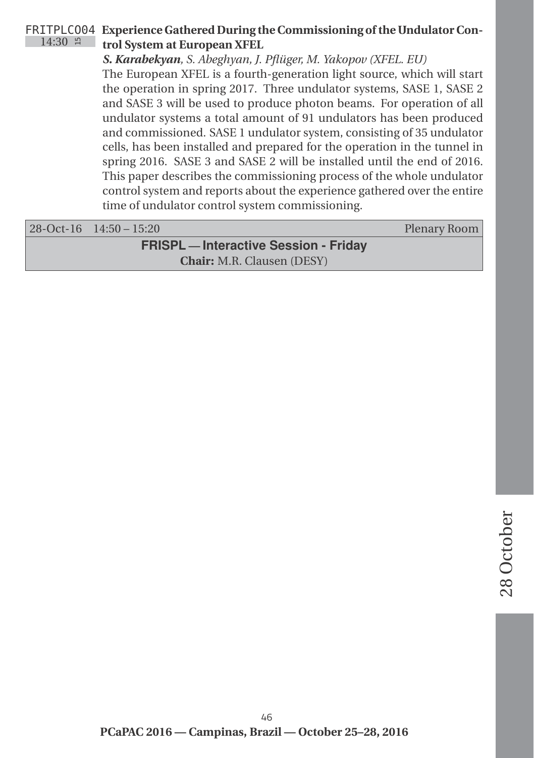FRITPLC004 14:30 15 **Experience Gathered During the Commissioning of the Undulator Control System at European XFEL**

***S. Karabekyan**, S. Abeghyan, J. Pflüger, M. Yakopov (XFEL. EU)*

The European XFEL is a fourth-generation light source, which will start the operation in spring 2017. Three undulator systems, SASE 1, SASE 2 and SASE 3 will be used to produce photon beams. For operation of all undulator systems a total amount of 91 undulators has been produced and commissioned. SASE 1 undulator system, consisting of 35 undulator cells, has been installed and prepared for the operation in the tunnel in spring 2016. SASE 3 and SASE 2 will be installed until the end of 2016. This paper describes the commissioning process of the whole undulator control system and reports about the experience gathered over the entire time of undulator control system commissioning.

28-Oct-16 14:50 – 15:20 Plenary Room

## FRISPL — Interactive Session - Friday

**Chair:** M.R. Clausen (DESY)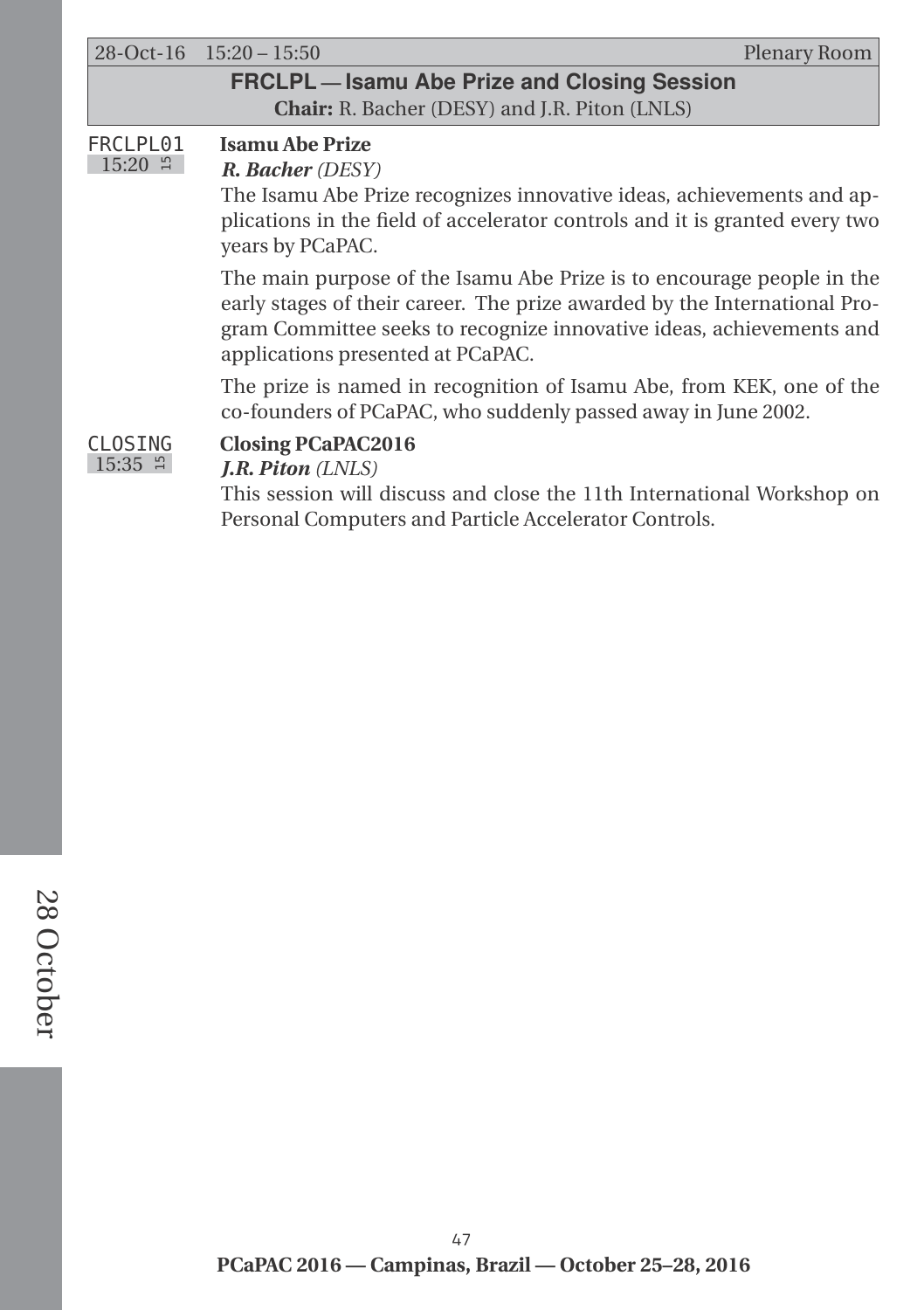28-Oct-16 15:20 – 15:50 Plenary Room

## FRCLPL — Isamu Abe Prize and Closing Session

**Chair:** R. Bacher (DESY) and J.R. Piton (LNLS)

FRCLPL01
15:20 15

### Isamu Abe Prize

***R. Bacher*** *(DESY)*

The Isamu Abe Prize recognizes innovative ideas, achievements and applications in the field of accelerator controls and it is granted every two years by PCaPAC.

The main purpose of the Isamu Abe Prize is to encourage people in the early stages of their career. The prize awarded by the International Program Committee seeks to recognize innovative ideas, achievements and applications presented at PCaPAC.

The prize is named in recognition of Isamu Abe, from KEK, one of the co-founders of PCaPAC, who suddenly passed away in June 2002.

CLOSING
15:35 15

### Closing PCaPAC2016

***J.R. Piton*** *(LNLS)*

This session will discuss and close the 11th International Workshop on Personal Computers and Particle Accelerator Controls.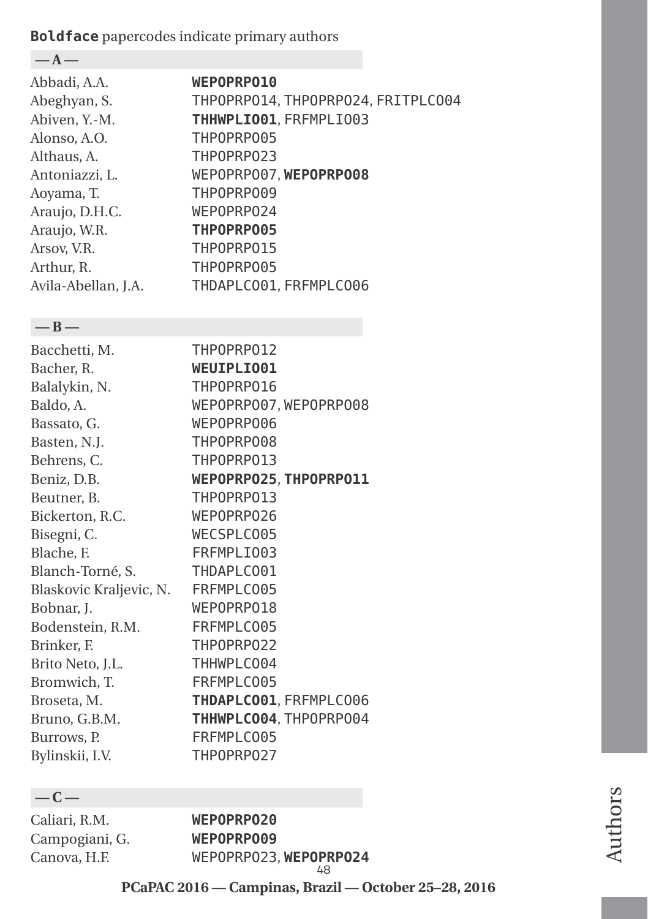**Boldface** papercodes indicate primary authors

## — A —

| | |
|---|---|
| Abbadi, A.A. | **WEPOPRPO10** |
| Abeghyan, S. | THPOPRPO14, THPOPRPO24, FRITPLCO04 |
| Abiven, Y.-M. | **THHWPLIO01**, FRFMPLIO03 |
| Alonso, A.O. | THPOPRPO05 |
| Althaus, A. | THPOPRPO23 |
| Antoniazzi, L. | WEPOPRPO07, **WEPOPRPO08** |
| Aoyama, T. | THPOPRPO09 |
| Araujo, D.H.C. | WEPOPRPO24 |
| Araujo, W.R. | **THPOPRPO05** |
| Arsov, V.R. | THPOPRPO15 |
| Arthur, R. | THPOPRPO05 |
| Avila-Abellan, J.A. | THDAPLCO01, FRFMPLCO06 |

## — B —

| | |
|---|---|
| Bacchetti, M. | THPOPRPO12 |
| Bacher, R. | **WEUIPLIO01** |
| Balalykin, N. | THPOPRPO16 |
| Baldo, A. | WEPOPRPO07, WEPOPRPO08 |
| Bassato, G. | WEPOPRPO06 |
| Basten, N.J. | THPOPRPO08 |
| Behrens, C. | THPOPRPO13 |
| Beniz, D.B. | **WEPOPRPO25**, **THPOPRPO11** |
| Beutner, B. | THPOPRPO13 |
| Bickerton, R.C. | WEPOPRPO26 |
| Bisegni, C. | WECSPLCO05 |
| Blache, F. | FRFMPLIO03 |
| Blanch-Torné, S. | THDAPLCO01 |
| Blaskovic Kraljevic, N. | FRFMPLCO05 |
| Bobnar, J. | WEPOPRPO18 |
| Bodenstein, R.M. | FRFMPLCO05 |
| Brinker, F. | THPOPRPO22 |
| Brito Neto, J.L. | THHWPLCO04 |
| Bromwich, T. | FRFMPLCO05 |
| Broseta, M. | **THDAPLCO01**, FRFMPLCO06 |
| Bruno, G.B.M. | **THHWPLCO04**, THPOPRPO04 |
| Burrows, P. | FRFMPLCO05 |
| Bylinskii, I.V. | THPOPRPO27 |

## — C —

| | |
|---|---|
| Caliari, R.M. | **WEPOPRPO20** |
| Campogiani, G. | **WEPOPRPO09** |
| Canova, H.F. | WEPOPRPO23, **WEPOPRPO24** |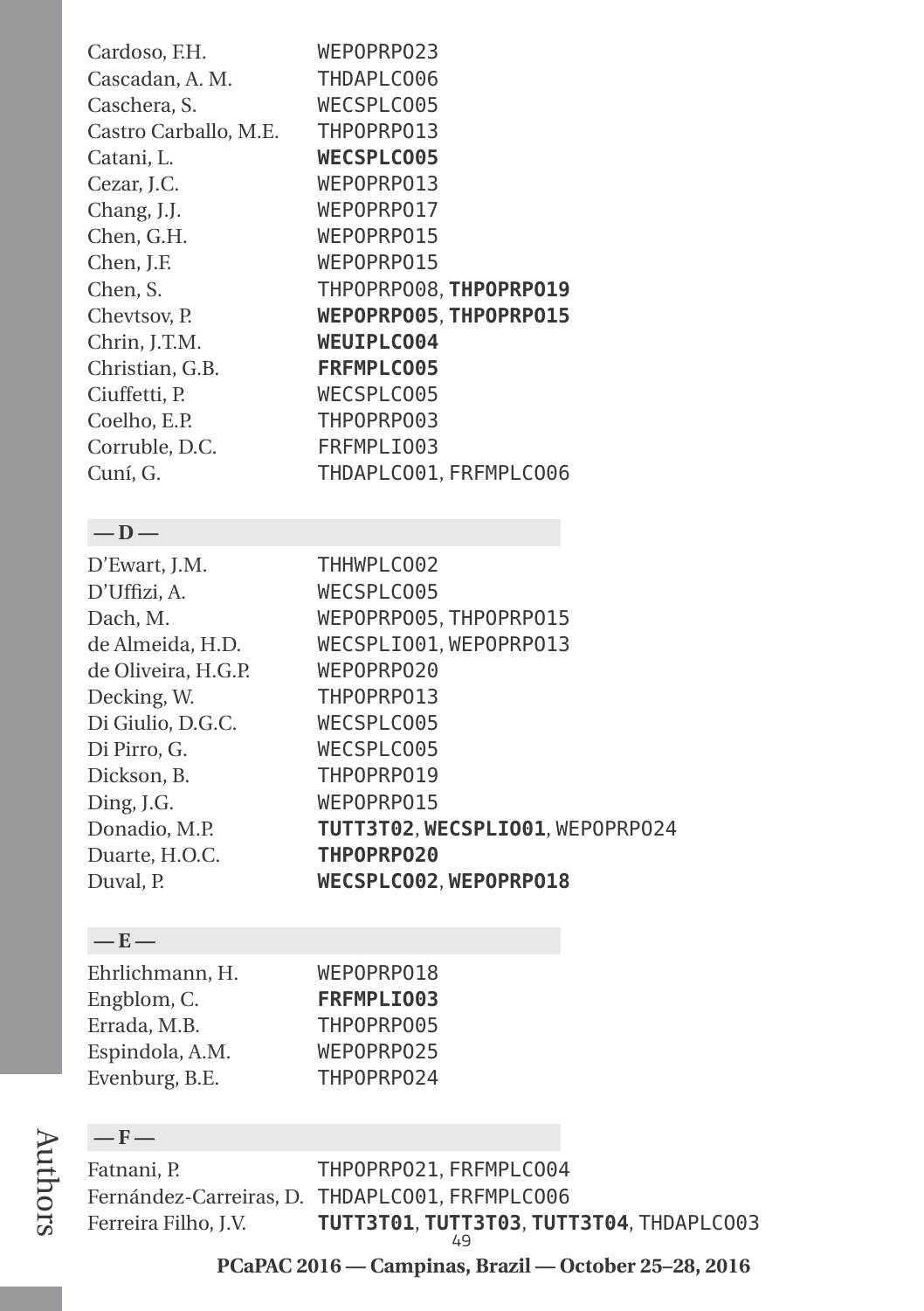Cardoso, F.H. WEPOPRPO23
Cascadan, A. M. THDAPLCO06
Caschera, S. WECSPLCO05
Castro Carballo, M.E. THPOPRPO13
Catani, L. **WECSPLCO05**
Cezar, J.C. WEPOPRPO13
Chang, J.J. WEPOPRPO17
Chen, G.H. WEPOPRPO15
Chen, J.F. WEPOPRPO15
Chen, S. THPOPRPO08, **THPOPRPO19**
Chevtsov, P. **WEPOPRPO05**, **THPOPRPO15**
Chrin, J.T.M. **WEUIPLCO04**
Christian, G.B. **FRFMPLCO05**
Ciuffetti, P. WECSPLCO05
Coelho, E.P. THPOPRPO03
Corruble, D.C. FRFMPLIO03
Cuní, G. THDAPLCO01, FRFMPLCO06

## — D —

D'Ewart, J.M. THHWPLCO02
D'Uffizi, A. WECSPLCO05
Dach, M. WEPOPRPO05, THPOPRPO15
de Almeida, H.D. WECSPLIO01, WEPOPRPO13
de Oliveira, H.G.P. WEPOPRPO20
Decking, W. THPOPRPO13
Di Giulio, D.G.C. WECSPLCO05
Di Pirro, G. WECSPLCO05
Dickson, B. THPOPRPO19
Ding, J.G. WEPOPRPO15
Donadio, M.P. **TUTT3T02**, **WECSPLIO01**, WEPOPRPO24
Duarte, H.O.C. **THPOPRPO20**
Duval, P. **WECSPLCO02**, **WEPOPRPO18**

## — E —

Ehrlichmann, H. WEPOPRPO18
Engblom, C. **FRFMPLIO03**
Errada, M.B. THPOPRPO05
Espindola, A.M. WEPOPRPO25
Evenburg, B.E. THPOPRPO24

## — F —

Fatnani, P. THPOPRPO21, FRFMPLCO04
Fernández-Carreiras, D. THDAPLCO01, FRFMPLCO06
Ferreira Filho, J.V. **TUTT3T01**, **TUTT3T03**, **TUTT3T04**, THDAPLCO03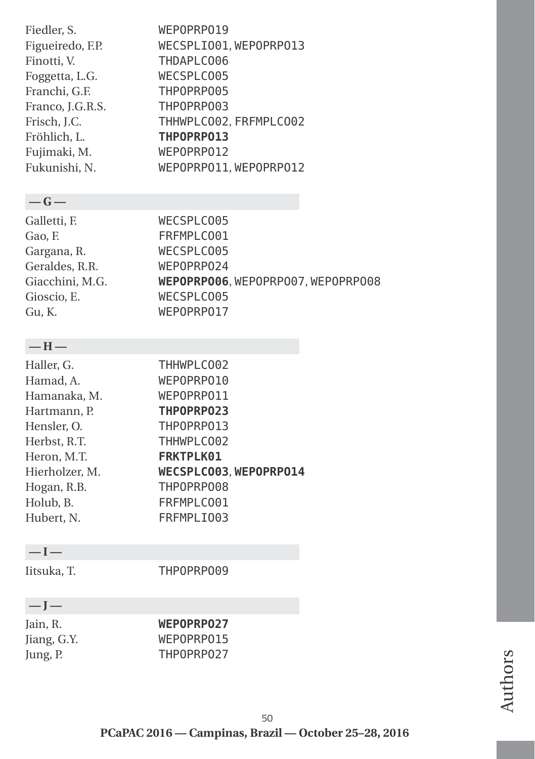Fiedler, S. WEPOPRP019
Figueiredo, F.P. WECSPLI001, WEPOPRP013
Finotti, V. THDAPLC006
Foggetta, L.G. WECSPLC005
Franchi, G.F. THPOPRP005
Franco, J.G.R.S. THPOPRP003
Frisch, J.C. THHWPLC002, FRFMPLC002
Fröhlich, L. **THPOPRP013**
Fujimaki, M. WEPOPRP012
Fukunishi, N. WEPOPRP011, WEPOPRP012

**— G —**

Galletti, F. WECSPLC005
Gao, F. FRFMPLC001
Gargana, R. WECSPLC005
Geraldes, R.R. WEPOPRP024
Giacchini, M.G. **WEPOPRP006**, WEPOPRP007, WEPOPRP008
Gioscio, E. WECSPLC005
Gu, K. WEPOPRP017

**— H —**

Haller, G. THHWPLC002
Hamad, A. WEPOPRP010
Hamanaka, M. WEPOPRP011
Hartmann, P. **THPOPRP023**
Hensler, O. THPOPRP013
Herbst, R.T. THHWPLC002
Heron, M.T. **FRKTPLK01**
Hierholzer, M. **WECSPLC003**, **WEPOPRP014**
Hogan, R.B. THPOPRP008
Holub, B. FRFMPLC001
Hubert, N. FRFMPLI003

**— I —**

Iitsuka, T. THPOPRP009

**— J —**

Jain, R. **WEPOPRP027**
Jiang, G.Y. WEPOPRP015
Jung, P. THPOPRP027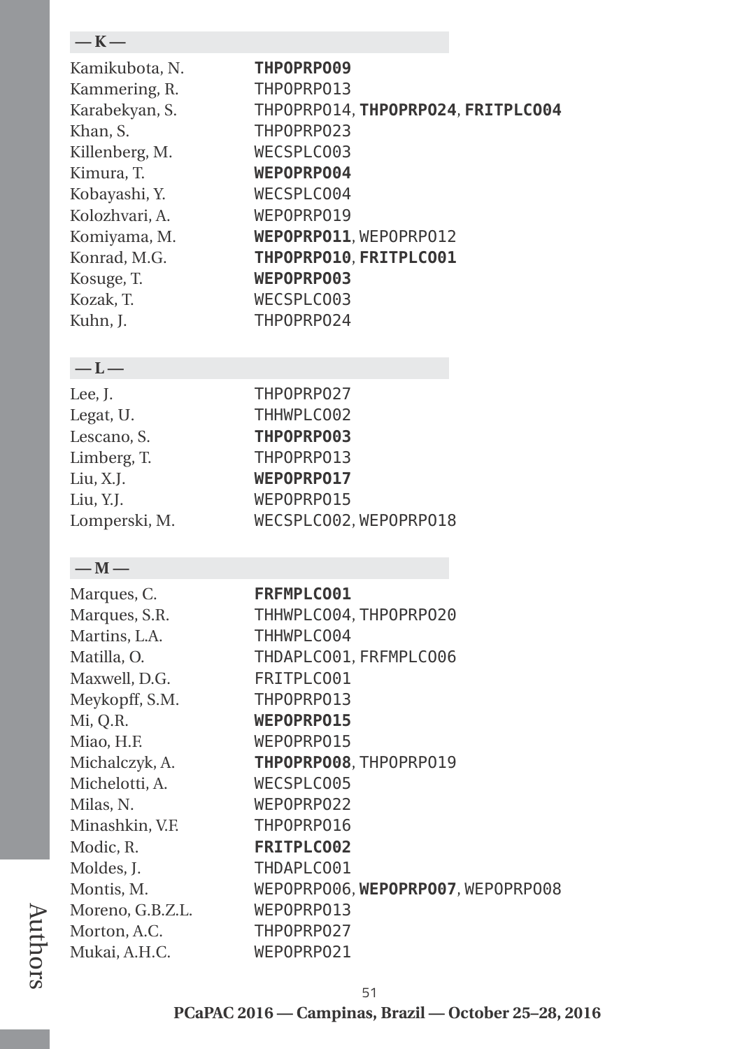## — K —

Kamikubota, N. **THPOPRPO09**
Kammering, R. THPOPRPO13
Karabekyan, S. THPOPRPO14, **THPOPRPO24**, **FRITPLCO04**
Khan, S. THPOPRPO23
Killenberg, M. WECSPLCO03
Kimura, T. **WEPOPRPO04**
Kobayashi, Y. WECSPLCO04
Kolozhvari, A. WEPOPRPO19
Komiyama, M. **WEPOPRPO11**, WEPOPRPO12
Konrad, M.G. **THPOPRPO10**, **FRITPLCO01**
Kosuge, T. **WEPOPRPO03**
Kozak, T. WECSPLCO03
Kuhn, J. THPOPRPO24

## — L —

Lee, J. THPOPRPO27
Legat, U. THHWPLCO02
Lescano, S. **THPOPRPO03**
Limberg, T. THPOPRPO13
Liu, X.J. **WEPOPRPO17**
Liu, Y.J. WEPOPRPO15
Lomperski, M. WECSPLCO02, WEPOPRPO18

## — M —

Marques, C. **FRFMPLCO01**
Marques, S.R. THHWPLCO04, THPOPRPO20
Martins, L.A. THHWPLCO04
Matilla, O. THDAPLCO01, FRFMPLCO06
Maxwell, D.G. FRITPLCO01
Meykopff, S.M. THPOPRPO13
Mi, Q.R. **WEPOPRPO15**
Miao, H.F. WEPOPRPO15
Michalczyk, A. **THPOPRPO08**, THPOPRPO19
Michelotti, A. WECSPLCO05
Milas, N. WEPOPRPO22
Minashkin, V.F. THPOPRPO16
Modic, R. **FRITPLCO02**
Moldes, J. THDAPLCO01
Montis, M. WEPOPRPO06, **WEPOPRPO07**, WEPOPRPO08
Moreno, G.B.Z.L. WEPOPRPO13
Morton, A.C. THPOPRPO27
Mukai, A.H.C. WEPOPRPO21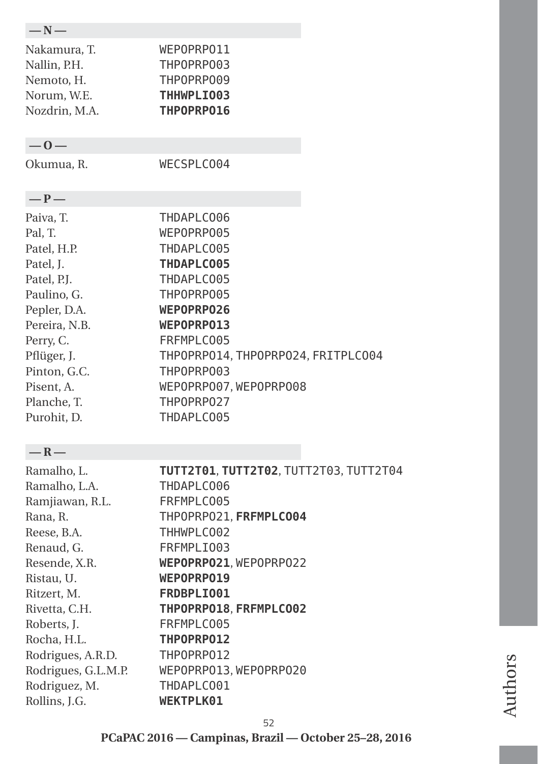**— N —**

Nakamura, T. WEPOPRP011
Nallin, P.H. THPOPRP003
Nemoto, H. THPOPRP009
Norum, W.E. **THHWPLIO03**
Nozdrin, M.A. **THPOPRP016**

**— O —**

Okumua, R. WECSPLCO04

**— P —**

Paiva, T. THDAPLCO06
Pal, T. WEPOPRP005
Patel, H.P. THDAPLCO05
Patel, J. **THDAPLCO05**
Patel, P.J. THDAPLCO05
Paulino, G. THPOPRP005
Pepler, D.A. **WEPOPRP026**
Pereira, N.B. **WEPOPRP013**
Perry, C. FRFMPLCO05
Pflüger, J. THPOPRP014, THPOPRP024, FRITPLCO04
Pinton, G.C. THPOPRP003
Pisent, A. WEPOPRP007, WEPOPRP008
Planche, T. THPOPRP027
Purohit, D. THDAPLCO05

**— R —**

Ramalho, L. **TUTT2T01**, **TUTT2T02**, TUTT2T03, TUTT2T04
Ramalho, L.A. THDAPLCO06
Ramjiawan, R.L. FRFMPLCO05
Rana, R. THPOPRP021, **FRFMPLCO04**
Reese, B.A. THHWPLCO02
Renaud, G. FRFMPLIO03
Resende, X.R. **WEPOPRP021**, WEPOPRP022
Ristau, U. **WEPOPRP019**
Ritzert, M. **FRDBPLIO01**
Rivetta, C.H. **THPOPRP018**, **FRFMPLCO02**
Roberts, J. FRFMPLCO05
Rocha, H.L. **THPOPRP012**
Rodrigues, A.R.D. THPOPRP012
Rodrigues, G.L.M.P. WEPOPRP013, WEPOPRP020
Rodriguez, M. THDAPLCO01
Rollins, J.G. **WEKTPLK01**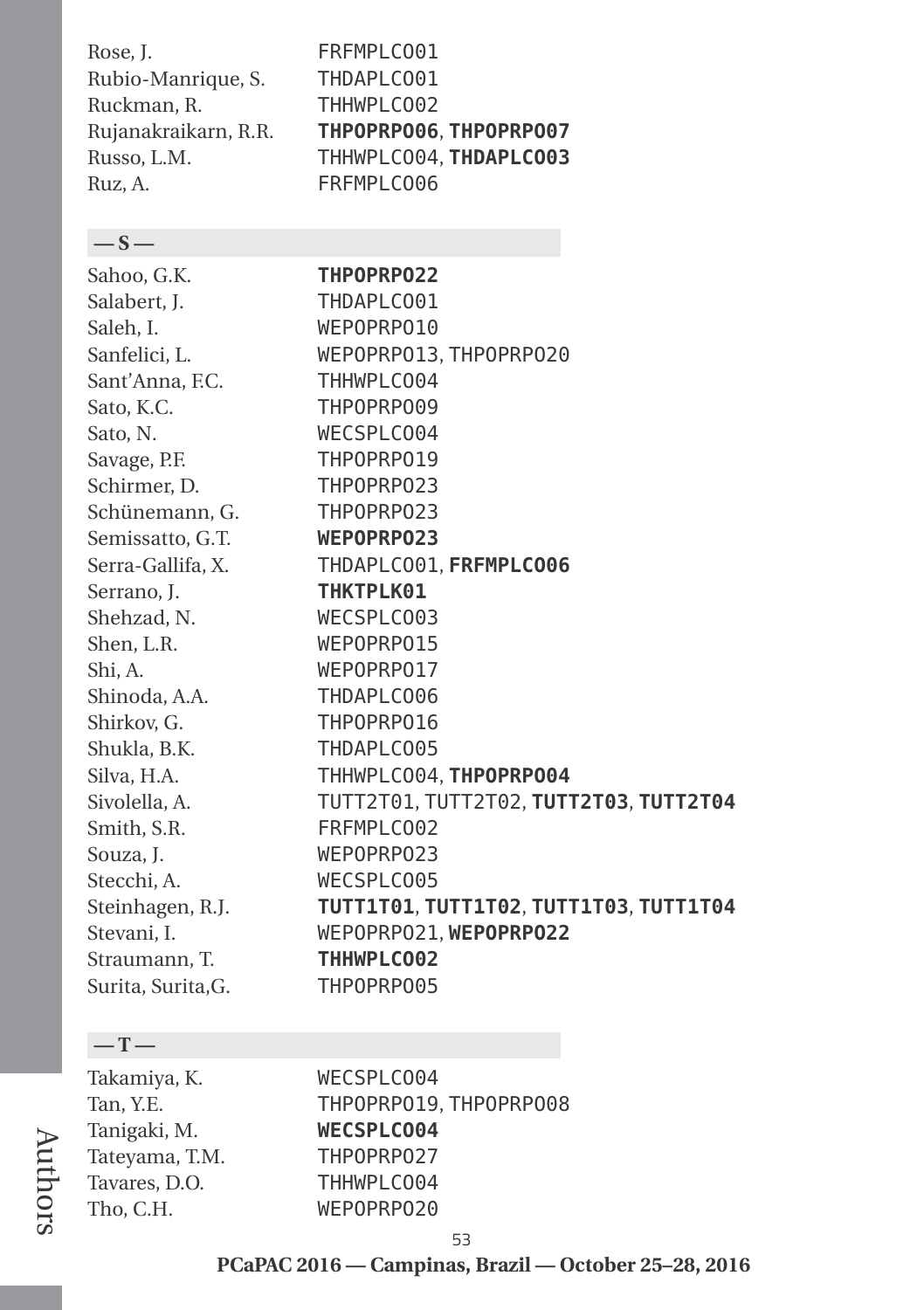Rose, J. FRFMPLCO01
Rubio-Manrique, S. THDAPLCO01
Ruckman, R. THHWPLCO02
Rujanakraikarn, R.R. **THPOPRPO06**, **THPOPRPO07**
Russo, L.M. THHWPLCO04, **THDAPLCO03**
Ruz, A. FRFMPLCO06

## — S —

Sahoo, G.K. **THPOPRPO22**
Salabert, J. THDAPLCO01
Saleh, I. WEPOPRPO10
Sanfelici, L. WEPOPRPO13, THPOPRPO20
Sant'Anna, F.C. THHWPLCO04
Sato, K.C. THPOPRPO09
Sato, N. WECSPLCO04
Savage, P.F. THPOPRPO19
Schirmer, D. THPOPRPO23
Schünemann, G. THPOPRPO23
Semissatto, G.T. **WEPOPRPO23**
Serra-Gallifa, X. THDAPLCO01, **FRFMPLCO06**
Serrano, J. **THKTPLK01**
Shehzad, N. WECSPLCO03
Shen, L.R. WEPOPRPO15
Shi, A. WEPOPRPO17
Shinoda, A.A. THDAPLCO06
Shirkov, G. THPOPRPO16
Shukla, B.K. THDAPLCO05
Silva, H.A. THHWPLCO04, **THPOPRPO04**
Sivolella, A. TUTT2T01, TUTT2T02, **TUTT2T03**, **TUTT2T04**
Smith, S.R. FRFMPLCO02
Souza, J. WEPOPRPO23
Stecchi, A. WECSPLCO05
Steinhagen, R.J. **TUTT1T01**, **TUTT1T02**, **TUTT1T03**, **TUTT1T04**
Stevani, I. WEPOPRPO21, **WEPOPRPO22**
Straumann, T. **THHWPLCO02**
Surita, Surita,G. THPOPRPO05

## — T —

Takamiya, K. WECSPLCO04
Tan, Y.E. THPOPRPO19, THPOPRPO08
Tanigaki, M. **WECSPLCO04**
Tateyama, T.M. THPOPRPO27
Tavares, D.O. THHWPLCO04
Tho, C.H. WEPOPRPO20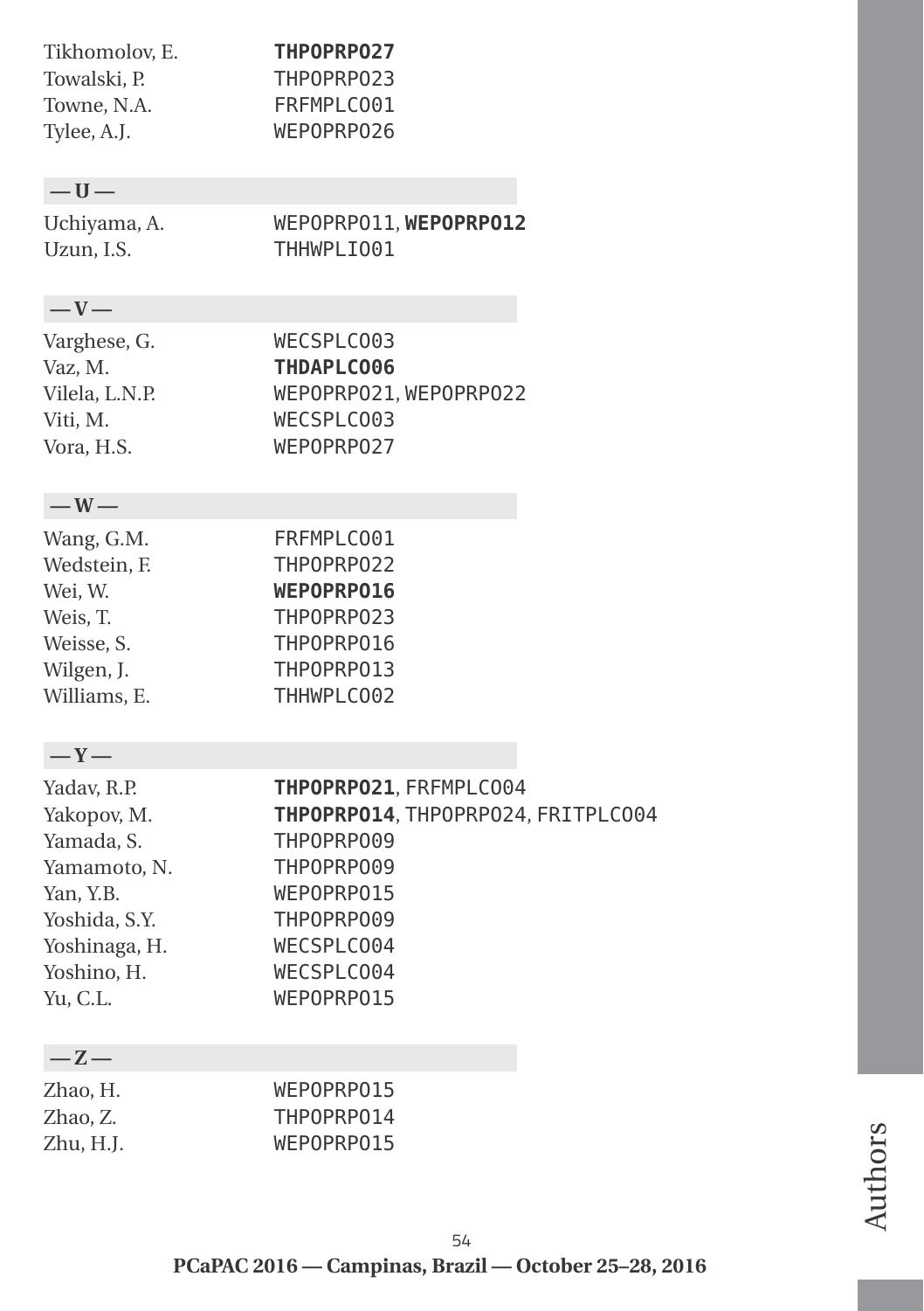Tikhomolov, E. **THPOPRP027**
Towalski, P. THPOPRP023
Towne, N.A. FRFMPLCO01
Tylee, A.J. WEPOPRP026

## — U —

Uchiyama, A. WEPOPRP011, **WEPOPRP012**
Uzun, I.S. THHWPLIO01

## — V —

Varghese, G. WECSPLCO03
Vaz, M. **THDAPLCO06**
Vilela, L.N.P. WEPOPRP021, WEPOPRP022
Viti, M. WECSPLCO03
Vora, H.S. WEPOPRP027

## — W —

Wang, G.M. FRFMPLCO01
Wedstein, F. THPOPRP022
Wei, W. **WEPOPRP016**
Weis, T. THPOPRP023
Weisse, S. THPOPRP016
Wilgen, J. THPOPRP013
Williams, E. THHWPLCO02

## — Y —

Yadav, R.P. **THPOPRP021**, FRFMPLCO04
Yakopov, M. **THPOPRP014**, THPOPRP024, FRITPLCO04
Yamada, S. THPOPRP009
Yamamoto, N. THPOPRP009
Yan, Y.B. WEPOPRP015
Yoshida, S.Y. THPOPRP009
Yoshinaga, H. WECSPLCO04
Yoshino, H. WECSPLCO04
Yu, C.L. WEPOPRP015

## — Z —

Zhao, H. WEPOPRP015
Zhao, Z. THPOPRP014
Zhu, H.J. WEPOPRP015